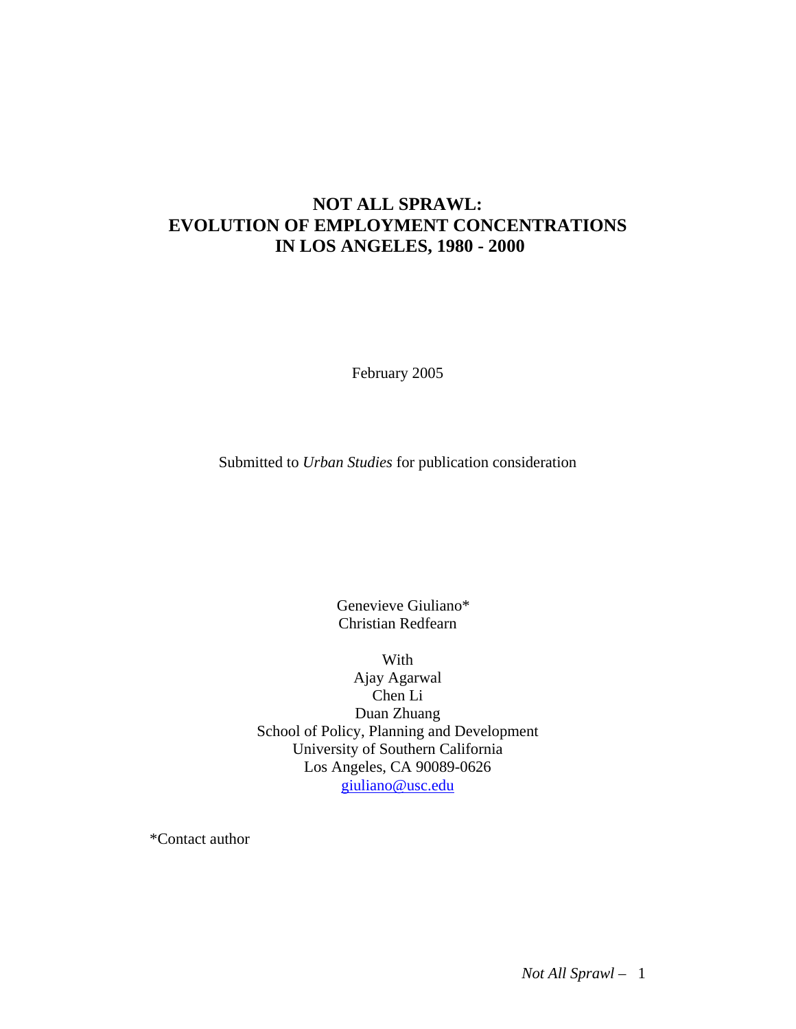# NOT ALL SPRAWL: EVOLUTION OF EMPLOYMENT CONCENTRATIONS IN LOS ANGELES, 1980 - 2000

February 2005

Submitted to *Urban Studies* for publication consideration

Genevieve Giuliano*
Christian Redfearn

With
Ajay Agarwal
Chen Li
Duan Zhuang
School of Policy, Planning and Development
University of Southern California
Los Angeles, CA 90089-0626
giuliano@usc.edu

*Contact author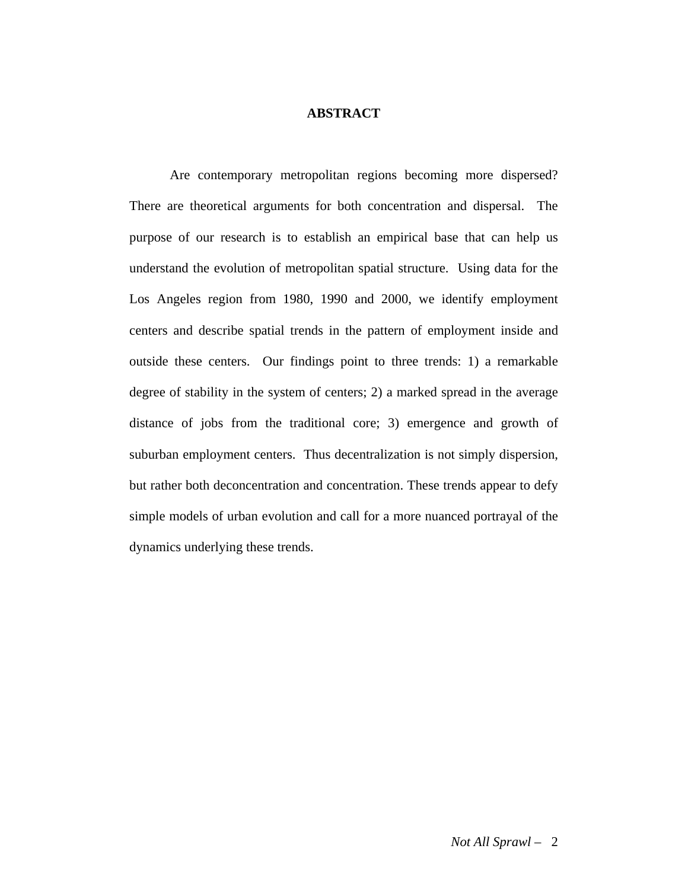## ABSTRACT

Are contemporary metropolitan regions becoming more dispersed? There are theoretical arguments for both concentration and dispersal. The purpose of our research is to establish an empirical base that can help us understand the evolution of metropolitan spatial structure. Using data for the Los Angeles region from 1980, 1990 and 2000, we identify employment centers and describe spatial trends in the pattern of employment inside and outside these centers. Our findings point to three trends: 1) a remarkable degree of stability in the system of centers; 2) a marked spread in the average distance of jobs from the traditional core; 3) emergence and growth of suburban employment centers. Thus decentralization is not simply dispersion, but rather both deconcentration and concentration. These trends appear to defy simple models of urban evolution and call for a more nuanced portrayal of the dynamics underlying these trends.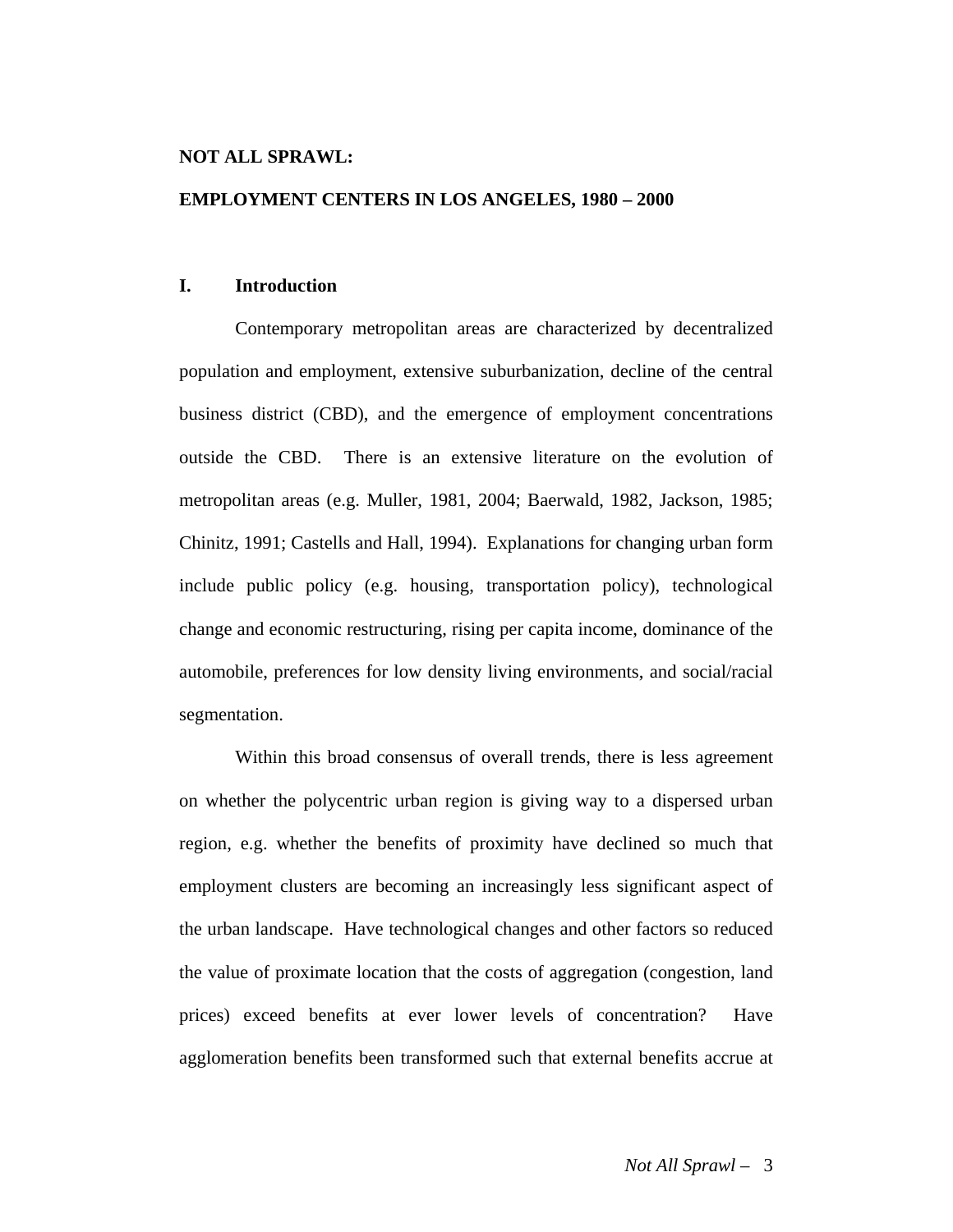**NOT ALL SPRAWL:**

**EMPLOYMENT CENTERS IN LOS ANGELES, 1980 – 2000**

## I. Introduction

Contemporary metropolitan areas are characterized by decentralized population and employment, extensive suburbanization, decline of the central business district (CBD), and the emergence of employment concentrations outside the CBD. There is an extensive literature on the evolution of metropolitan areas (e.g. Muller, 1981, 2004; Baerwald, 1982, Jackson, 1985; Chinitz, 1991; Castells and Hall, 1994). Explanations for changing urban form include public policy (e.g. housing, transportation policy), technological change and economic restructuring, rising per capita income, dominance of the automobile, preferences for low density living environments, and social/racial segmentation.

Within this broad consensus of overall trends, there is less agreement on whether the polycentric urban region is giving way to a dispersed urban region, e.g. whether the benefits of proximity have declined so much that employment clusters are becoming an increasingly less significant aspect of the urban landscape. Have technological changes and other factors so reduced the value of proximate location that the costs of aggregation (congestion, land prices) exceed benefits at ever lower levels of concentration? Have agglomeration benefits been transformed such that external benefits accrue at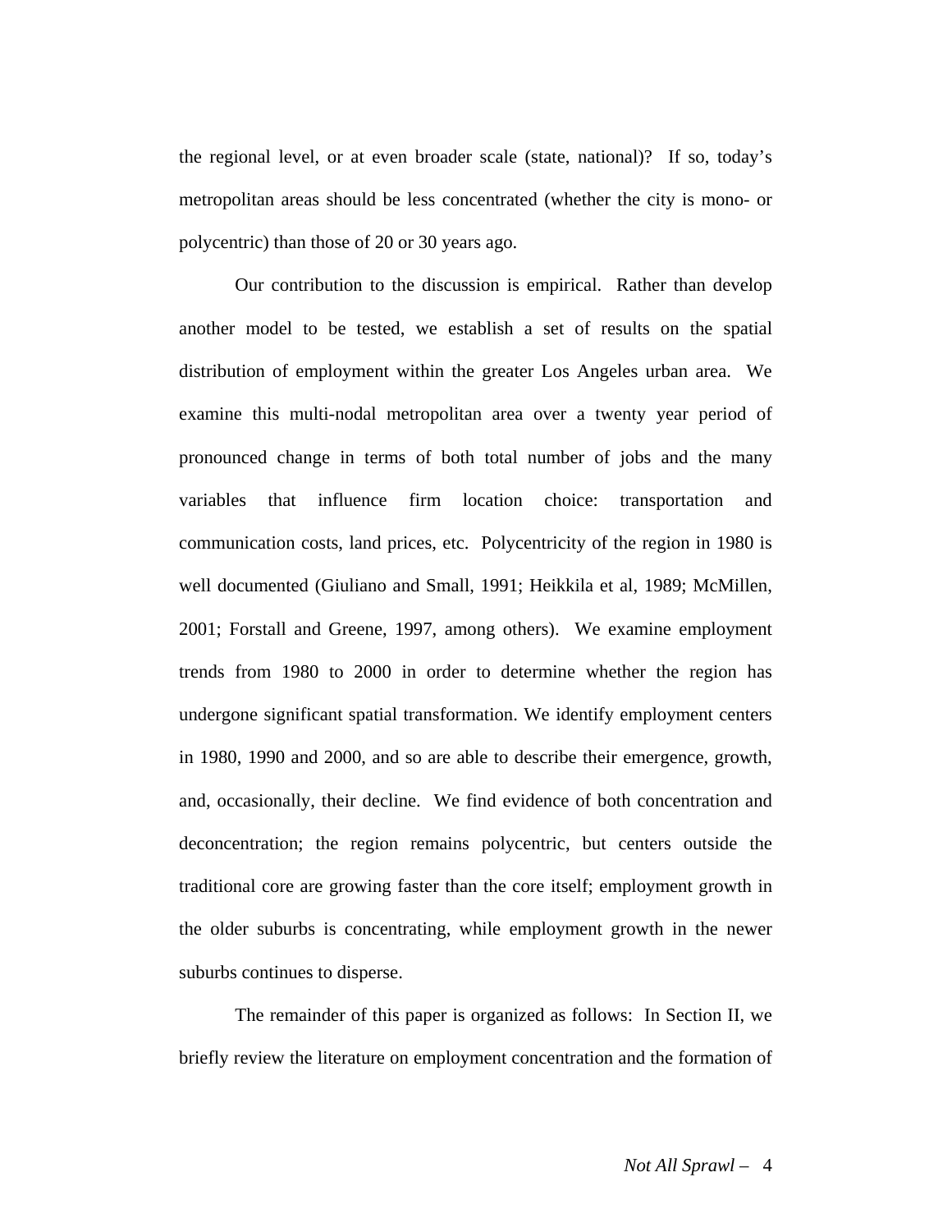the regional level, or at even broader scale (state, national)? If so, today's metropolitan areas should be less concentrated (whether the city is mono- or polycentric) than those of 20 or 30 years ago.

Our contribution to the discussion is empirical. Rather than develop another model to be tested, we establish a set of results on the spatial distribution of employment within the greater Los Angeles urban area. We examine this multi-nodal metropolitan area over a twenty year period of pronounced change in terms of both total number of jobs and the many variables that influence firm location choice: transportation and communication costs, land prices, etc. Polycentricity of the region in 1980 is well documented (Giuliano and Small, 1991; Heikkila et al, 1989; McMillen, 2001; Forstall and Greene, 1997, among others). We examine employment trends from 1980 to 2000 in order to determine whether the region has undergone significant spatial transformation. We identify employment centers in 1980, 1990 and 2000, and so are able to describe their emergence, growth, and, occasionally, their decline. We find evidence of both concentration and deconcentration; the region remains polycentric, but centers outside the traditional core are growing faster than the core itself; employment growth in the older suburbs is concentrating, while employment growth in the newer suburbs continues to disperse.

The remainder of this paper is organized as follows: In Section II, we briefly review the literature on employment concentration and the formation of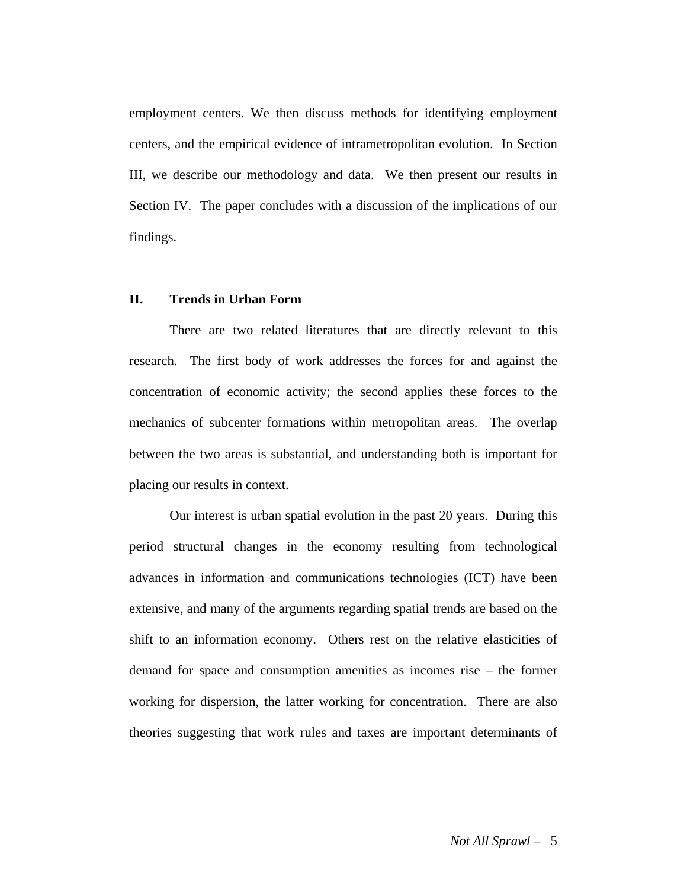employment centers. We then discuss methods for identifying employment centers, and the empirical evidence of intrametropolitan evolution. In Section III, we describe our methodology and data. We then present our results in Section IV. The paper concludes with a discussion of the implications of our findings.

## II. Trends in Urban Form

There are two related literatures that are directly relevant to this research. The first body of work addresses the forces for and against the concentration of economic activity; the second applies these forces to the mechanics of subcenter formations within metropolitan areas. The overlap between the two areas is substantial, and understanding both is important for placing our results in context.

Our interest is urban spatial evolution in the past 20 years. During this period structural changes in the economy resulting from technological advances in information and communications technologies (ICT) have been extensive, and many of the arguments regarding spatial trends are based on the shift to an information economy. Others rest on the relative elasticities of demand for space and consumption amenities as incomes rise – the former working for dispersion, the latter working for concentration. There are also theories suggesting that work rules and taxes are important determinants of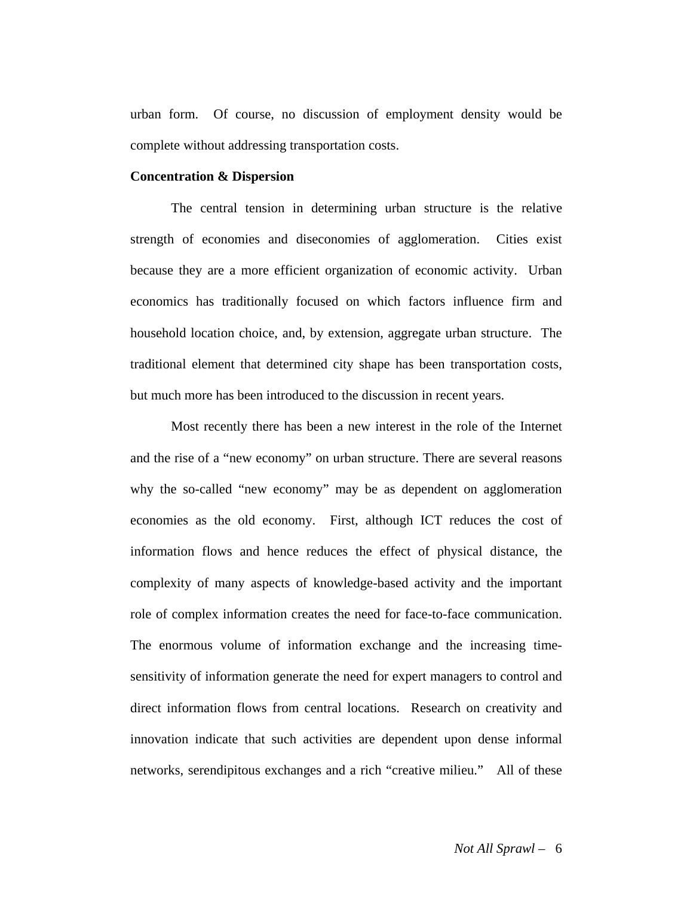urban form. Of course, no discussion of employment density would be complete without addressing transportation costs.

**Concentration & Dispersion**

The central tension in determining urban structure is the relative strength of economies and diseconomies of agglomeration. Cities exist because they are a more efficient organization of economic activity. Urban economics has traditionally focused on which factors influence firm and household location choice, and, by extension, aggregate urban structure. The traditional element that determined city shape has been transportation costs, but much more has been introduced to the discussion in recent years.

Most recently there has been a new interest in the role of the Internet and the rise of a "new economy" on urban structure. There are several reasons why the so-called "new economy" may be as dependent on agglomeration economies as the old economy. First, although ICT reduces the cost of information flows and hence reduces the effect of physical distance, the complexity of many aspects of knowledge-based activity and the important role of complex information creates the need for face-to-face communication. The enormous volume of information exchange and the increasing time-sensitivity of information generate the need for expert managers to control and direct information flows from central locations. Research on creativity and innovation indicate that such activities are dependent upon dense informal networks, serendipitous exchanges and a rich "creative milieu." All of these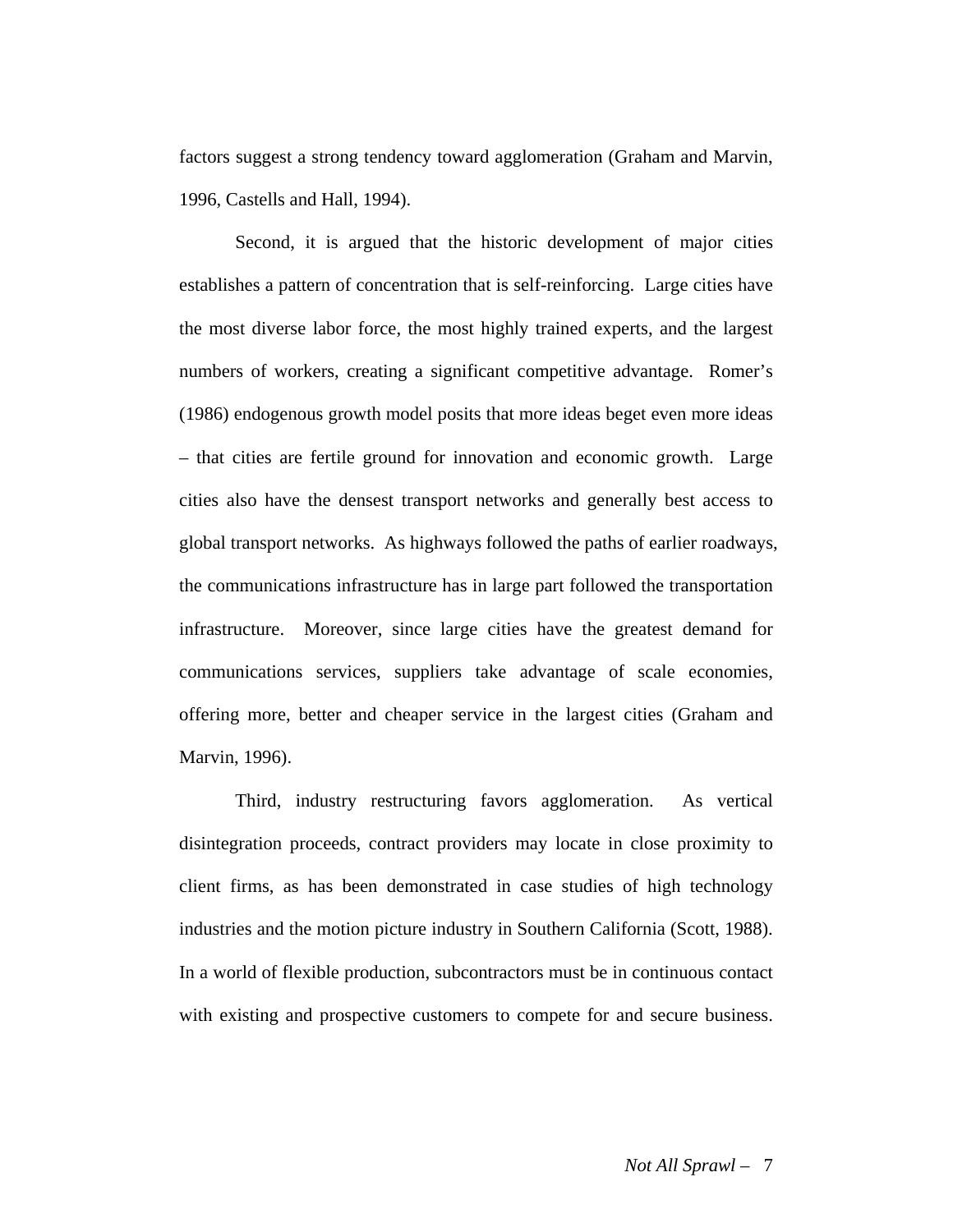factors suggest a strong tendency toward agglomeration (Graham and Marvin, 1996, Castells and Hall, 1994).

Second, it is argued that the historic development of major cities establishes a pattern of concentration that is self-reinforcing. Large cities have the most diverse labor force, the most highly trained experts, and the largest numbers of workers, creating a significant competitive advantage. Romer's (1986) endogenous growth model posits that more ideas beget even more ideas – that cities are fertile ground for innovation and economic growth. Large cities also have the densest transport networks and generally best access to global transport networks. As highways followed the paths of earlier roadways, the communications infrastructure has in large part followed the transportation infrastructure. Moreover, since large cities have the greatest demand for communications services, suppliers take advantage of scale economies, offering more, better and cheaper service in the largest cities (Graham and Marvin, 1996).

Third, industry restructuring favors agglomeration. As vertical disintegration proceeds, contract providers may locate in close proximity to client firms, as has been demonstrated in case studies of high technology industries and the motion picture industry in Southern California (Scott, 1988). In a world of flexible production, subcontractors must be in continuous contact with existing and prospective customers to compete for and secure business.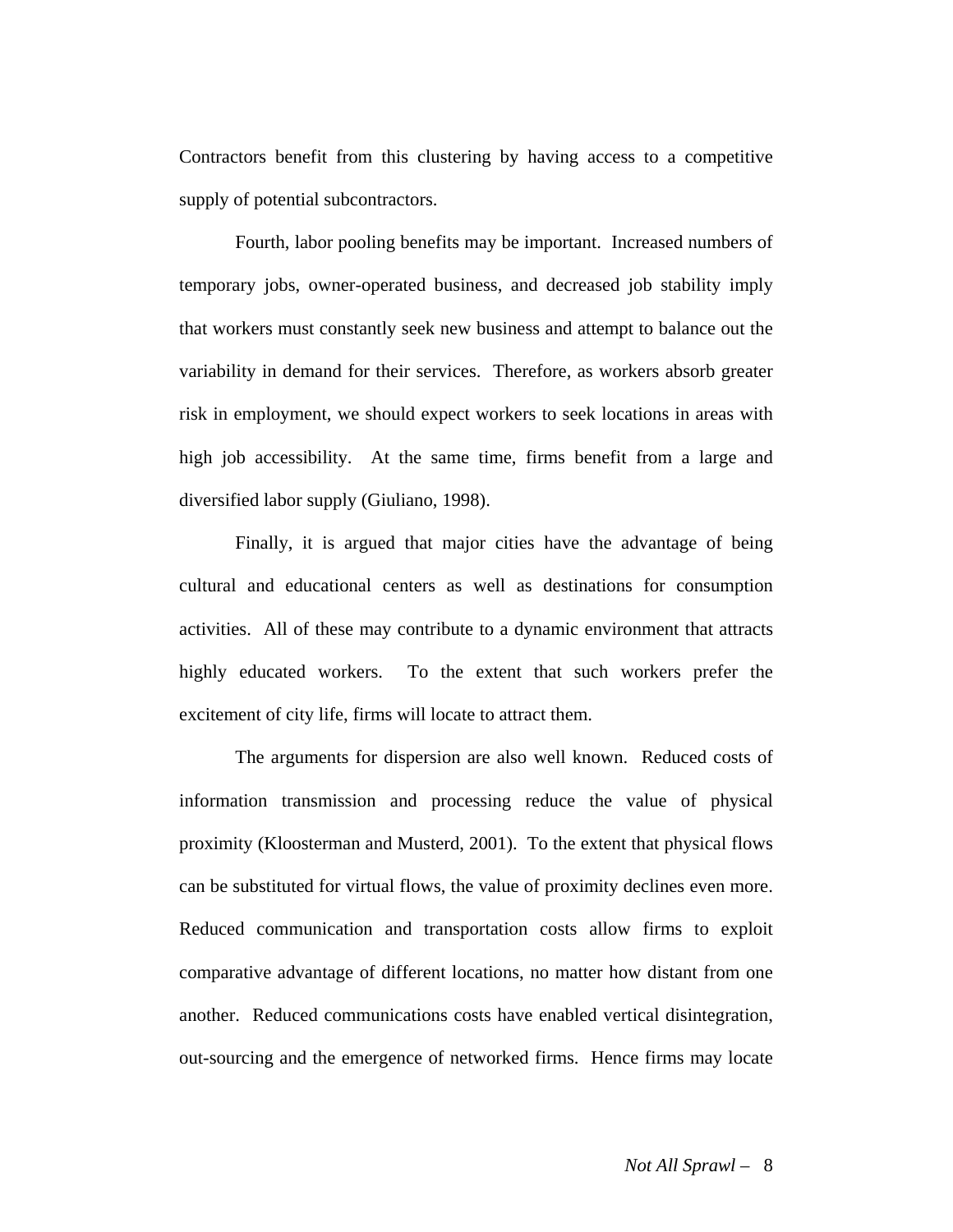Contractors benefit from this clustering by having access to a competitive supply of potential subcontractors.

Fourth, labor pooling benefits may be important. Increased numbers of temporary jobs, owner-operated business, and decreased job stability imply that workers must constantly seek new business and attempt to balance out the variability in demand for their services. Therefore, as workers absorb greater risk in employment, we should expect workers to seek locations in areas with high job accessibility. At the same time, firms benefit from a large and diversified labor supply (Giuliano, 1998).

Finally, it is argued that major cities have the advantage of being cultural and educational centers as well as destinations for consumption activities. All of these may contribute to a dynamic environment that attracts highly educated workers. To the extent that such workers prefer the excitement of city life, firms will locate to attract them.

The arguments for dispersion are also well known. Reduced costs of information transmission and processing reduce the value of physical proximity (Kloosterman and Musterd, 2001). To the extent that physical flows can be substituted for virtual flows, the value of proximity declines even more. Reduced communication and transportation costs allow firms to exploit comparative advantage of different locations, no matter how distant from one another. Reduced communications costs have enabled vertical disintegration, out-sourcing and the emergence of networked firms. Hence firms may locate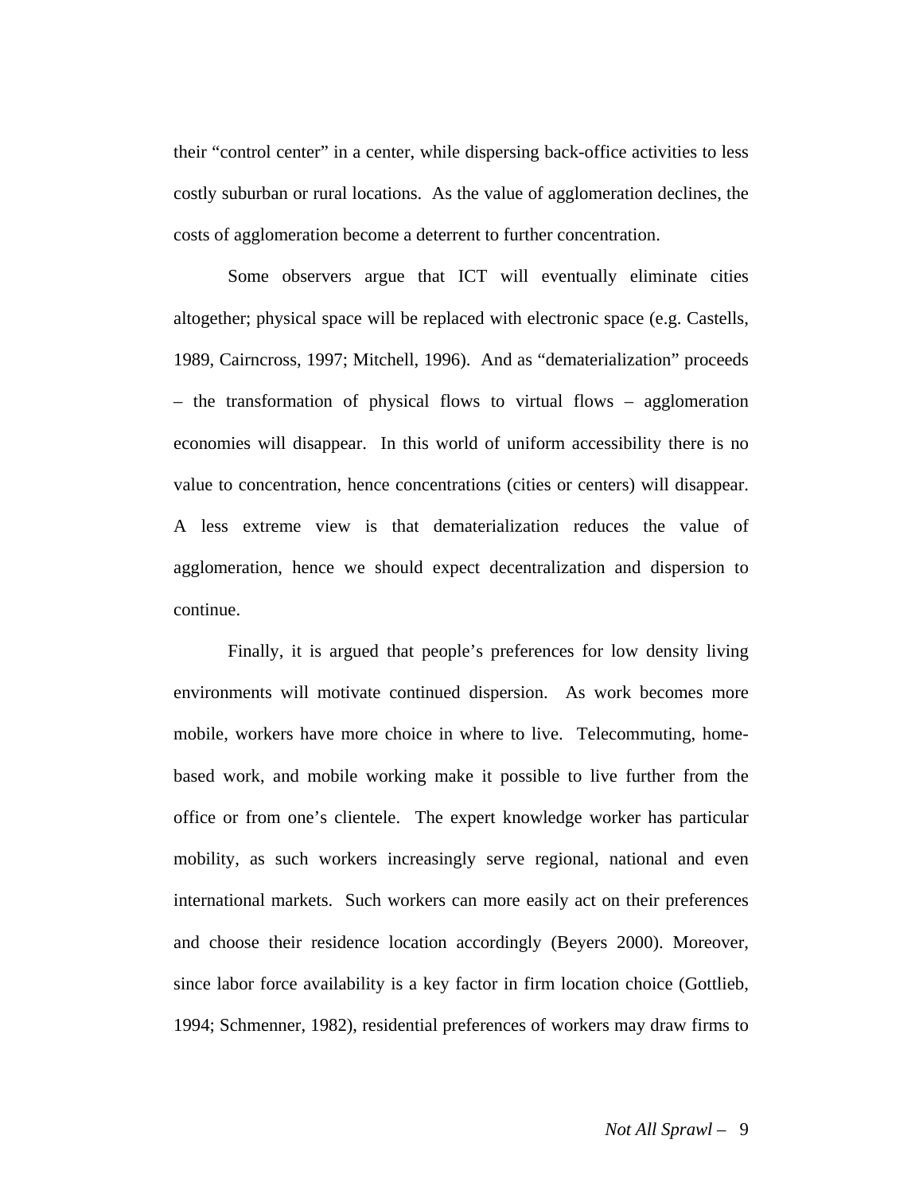their “control center” in a center, while dispersing back-office activities to less costly suburban or rural locations. As the value of agglomeration declines, the costs of agglomeration become a deterrent to further concentration.

Some observers argue that ICT will eventually eliminate cities altogether; physical space will be replaced with electronic space (e.g. Castells, 1989, Cairncross, 1997; Mitchell, 1996). And as “dematerialization” proceeds – the transformation of physical flows to virtual flows – agglomeration economies will disappear. In this world of uniform accessibility there is no value to concentration, hence concentrations (cities or centers) will disappear. A less extreme view is that dematerialization reduces the value of agglomeration, hence we should expect decentralization and dispersion to continue.

Finally, it is argued that people’s preferences for low density living environments will motivate continued dispersion. As work becomes more mobile, workers have more choice in where to live. Telecommuting, home-based work, and mobile working make it possible to live further from the office or from one’s clientele. The expert knowledge worker has particular mobility, as such workers increasingly serve regional, national and even international markets. Such workers can more easily act on their preferences and choose their residence location accordingly (Beyers 2000). Moreover, since labor force availability is a key factor in firm location choice (Gottlieb, 1994; Schmenner, 1982), residential preferences of workers may draw firms to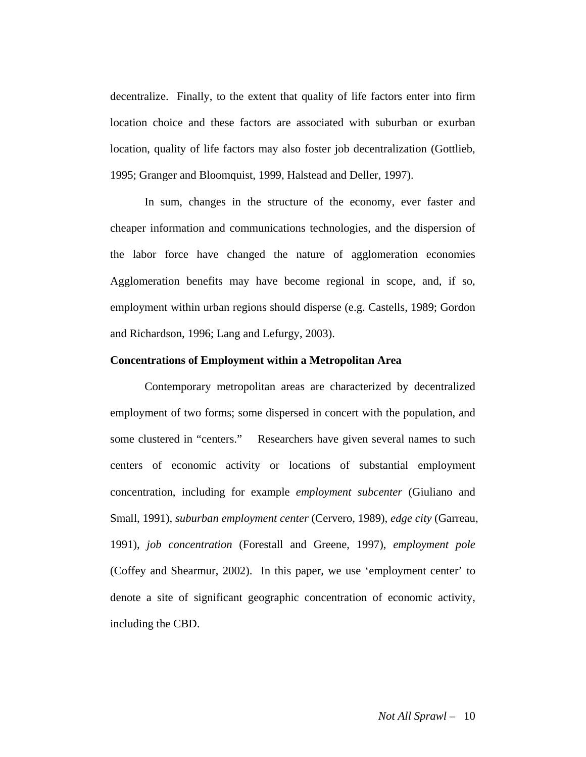decentralize. Finally, to the extent that quality of life factors enter into firm location choice and these factors are associated with suburban or exurban location, quality of life factors may also foster job decentralization (Gottlieb, 1995; Granger and Bloomquist, 1999, Halstead and Deller, 1997).

In sum, changes in the structure of the economy, ever faster and cheaper information and communications technologies, and the dispersion of the labor force have changed the nature of agglomeration economies Agglomeration benefits may have become regional in scope, and, if so, employment within urban regions should disperse (e.g. Castells, 1989; Gordon and Richardson, 1996; Lang and Lefurgy, 2003).

**Concentrations of Employment within a Metropolitan Area**

Contemporary metropolitan areas are characterized by decentralized employment of two forms; some dispersed in concert with the population, and some clustered in "centers." Researchers have given several names to such centers of economic activity or locations of substantial employment concentration, including for example *employment subcenter* (Giuliano and Small, 1991), *suburban employment center* (Cervero, 1989), *edge city* (Garreau, 1991), *job concentration* (Forestall and Greene, 1997), *employment pole* (Coffey and Shearmur, 2002). In this paper, we use 'employment center' to denote a site of significant geographic concentration of economic activity, including the CBD.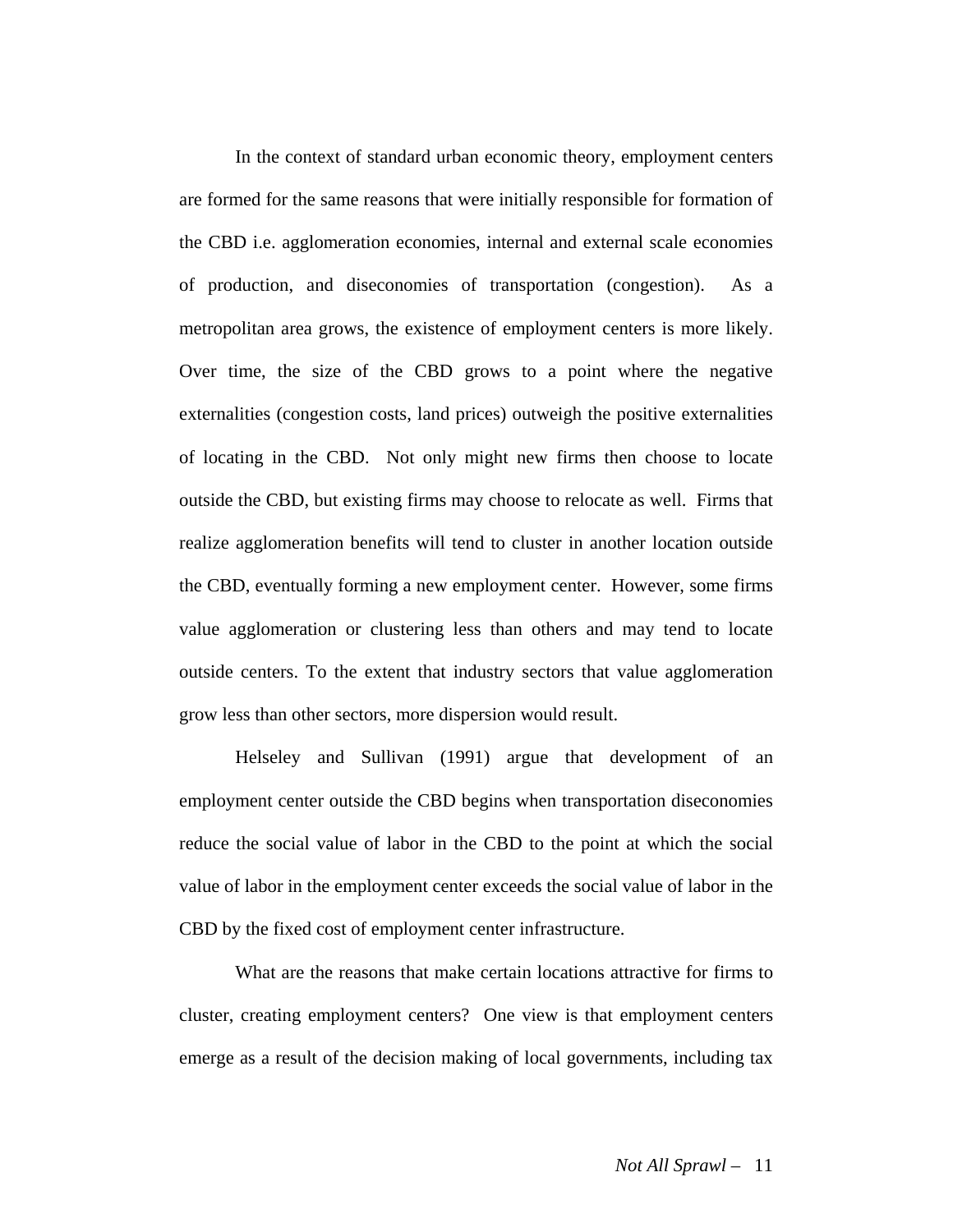In the context of standard urban economic theory, employment centers are formed for the same reasons that were initially responsible for formation of the CBD i.e. agglomeration economies, internal and external scale economies of production, and diseconomies of transportation (congestion). As a metropolitan area grows, the existence of employment centers is more likely. Over time, the size of the CBD grows to a point where the negative externalities (congestion costs, land prices) outweigh the positive externalities of locating in the CBD. Not only might new firms then choose to locate outside the CBD, but existing firms may choose to relocate as well. Firms that realize agglomeration benefits will tend to cluster in another location outside the CBD, eventually forming a new employment center. However, some firms value agglomeration or clustering less than others and may tend to locate outside centers. To the extent that industry sectors that value agglomeration grow less than other sectors, more dispersion would result.

Helseley and Sullivan (1991) argue that development of an employment center outside the CBD begins when transportation diseconomies reduce the social value of labor in the CBD to the point at which the social value of labor in the employment center exceeds the social value of labor in the CBD by the fixed cost of employment center infrastructure.

What are the reasons that make certain locations attractive for firms to cluster, creating employment centers? One view is that employment centers emerge as a result of the decision making of local governments, including tax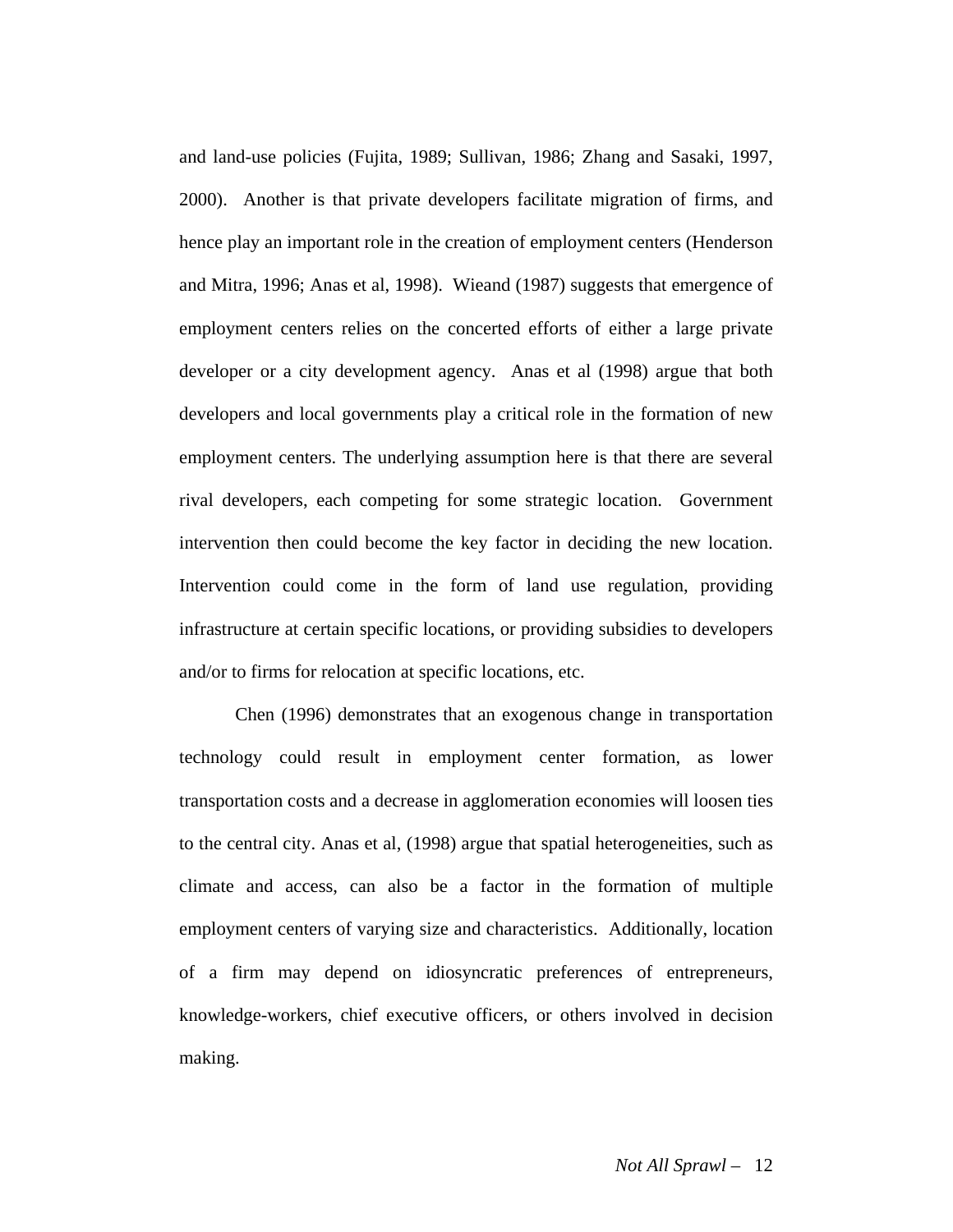and land-use policies (Fujita, 1989; Sullivan, 1986; Zhang and Sasaki, 1997, 2000). Another is that private developers facilitate migration of firms, and hence play an important role in the creation of employment centers (Henderson and Mitra, 1996; Anas et al, 1998). Wieand (1987) suggests that emergence of employment centers relies on the concerted efforts of either a large private developer or a city development agency. Anas et al (1998) argue that both developers and local governments play a critical role in the formation of new employment centers. The underlying assumption here is that there are several rival developers, each competing for some strategic location. Government intervention then could become the key factor in deciding the new location. Intervention could come in the form of land use regulation, providing infrastructure at certain specific locations, or providing subsidies to developers and/or to firms for relocation at specific locations, etc.

Chen (1996) demonstrates that an exogenous change in transportation technology could result in employment center formation, as lower transportation costs and a decrease in agglomeration economies will loosen ties to the central city. Anas et al, (1998) argue that spatial heterogeneities, such as climate and access, can also be a factor in the formation of multiple employment centers of varying size and characteristics. Additionally, location of a firm may depend on idiosyncratic preferences of entrepreneurs, knowledge-workers, chief executive officers, or others involved in decision making.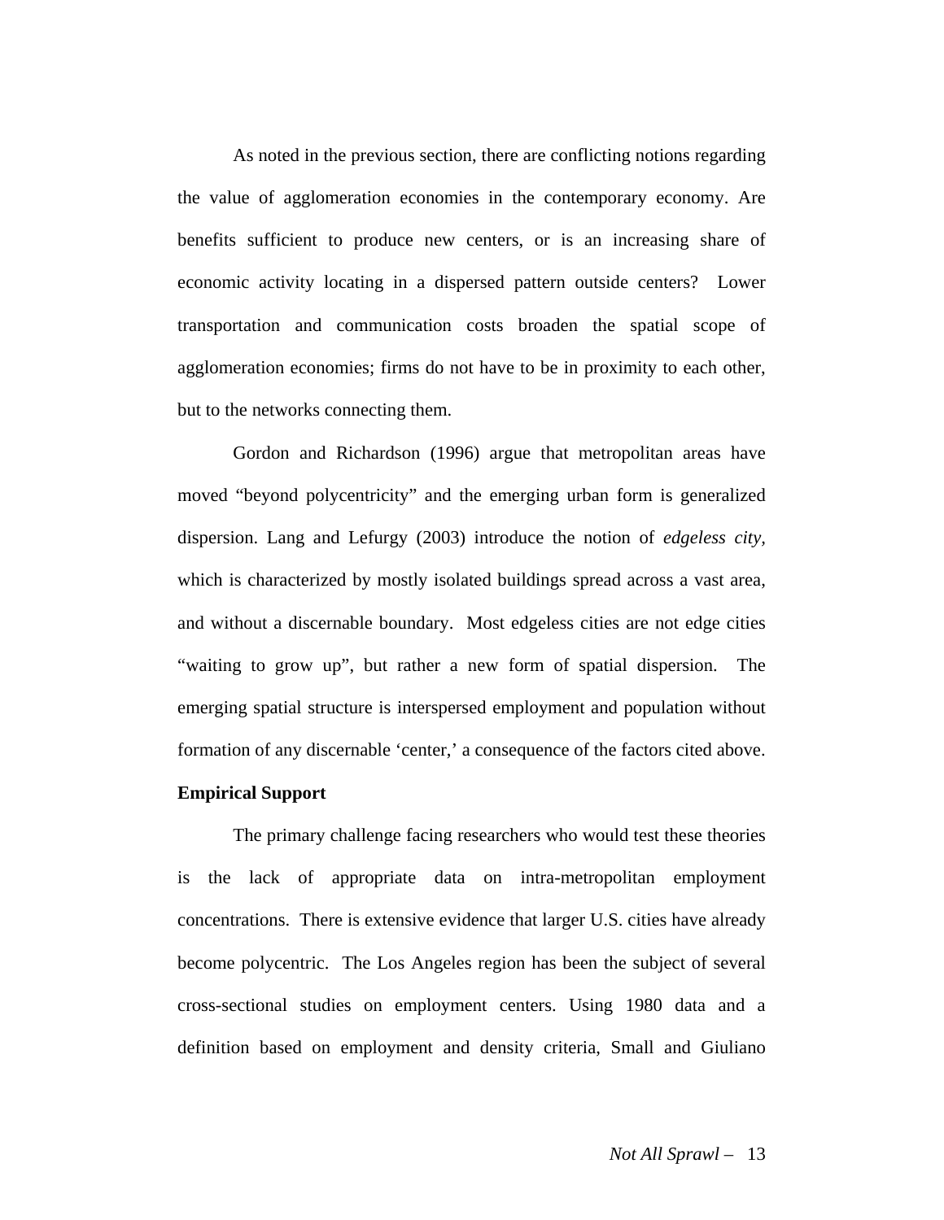As noted in the previous section, there are conflicting notions regarding the value of agglomeration economies in the contemporary economy. Are benefits sufficient to produce new centers, or is an increasing share of economic activity locating in a dispersed pattern outside centers? Lower transportation and communication costs broaden the spatial scope of agglomeration economies; firms do not have to be in proximity to each other, but to the networks connecting them.

Gordon and Richardson (1996) argue that metropolitan areas have moved "beyond polycentricity" and the emerging urban form is generalized dispersion. Lang and Lefurgy (2003) introduce the notion of *edgeless city*, which is characterized by mostly isolated buildings spread across a vast area, and without a discernable boundary. Most edgeless cities are not edge cities "waiting to grow up", but rather a new form of spatial dispersion. The emerging spatial structure is interspersed employment and population without formation of any discernable 'center,' a consequence of the factors cited above.

**Empirical Support**

The primary challenge facing researchers who would test these theories is the lack of appropriate data on intra-metropolitan employment concentrations. There is extensive evidence that larger U.S. cities have already become polycentric. The Los Angeles region has been the subject of several cross-sectional studies on employment centers. Using 1980 data and a definition based on employment and density criteria, Small and Giuliano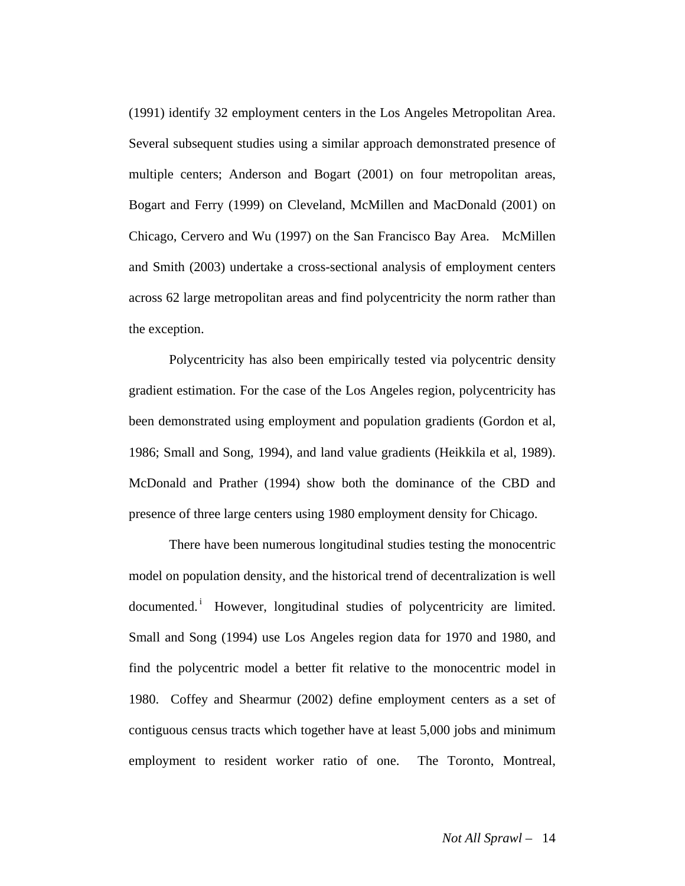(1991) identify 32 employment centers in the Los Angeles Metropolitan Area. Several subsequent studies using a similar approach demonstrated presence of multiple centers; Anderson and Bogart (2001) on four metropolitan areas, Bogart and Ferry (1999) on Cleveland, McMillen and MacDonald (2001) on Chicago, Cervero and Wu (1997) on the San Francisco Bay Area. McMillen and Smith (2003) undertake a cross-sectional analysis of employment centers across 62 large metropolitan areas and find polycentricity the norm rather than the exception.

Polycentricity has also been empirically tested via polycentric density gradient estimation. For the case of the Los Angeles region, polycentricity has been demonstrated using employment and population gradients (Gordon et al, 1986; Small and Song, 1994), and land value gradients (Heikkila et al, 1989). McDonald and Prather (1994) show both the dominance of the CBD and presence of three large centers using 1980 employment density for Chicago.

There have been numerous longitudinal studies testing the monocentric model on population density, and the historical trend of decentralization is well documented.[i] However, longitudinal studies of polycentricity are limited. Small and Song (1994) use Los Angeles region data for 1970 and 1980, and find the polycentric model a better fit relative to the monocentric model in 1980. Coffey and Shearmur (2002) define employment centers as a set of contiguous census tracts which together have at least 5,000 jobs and minimum employment to resident worker ratio of one. The Toronto, Montreal,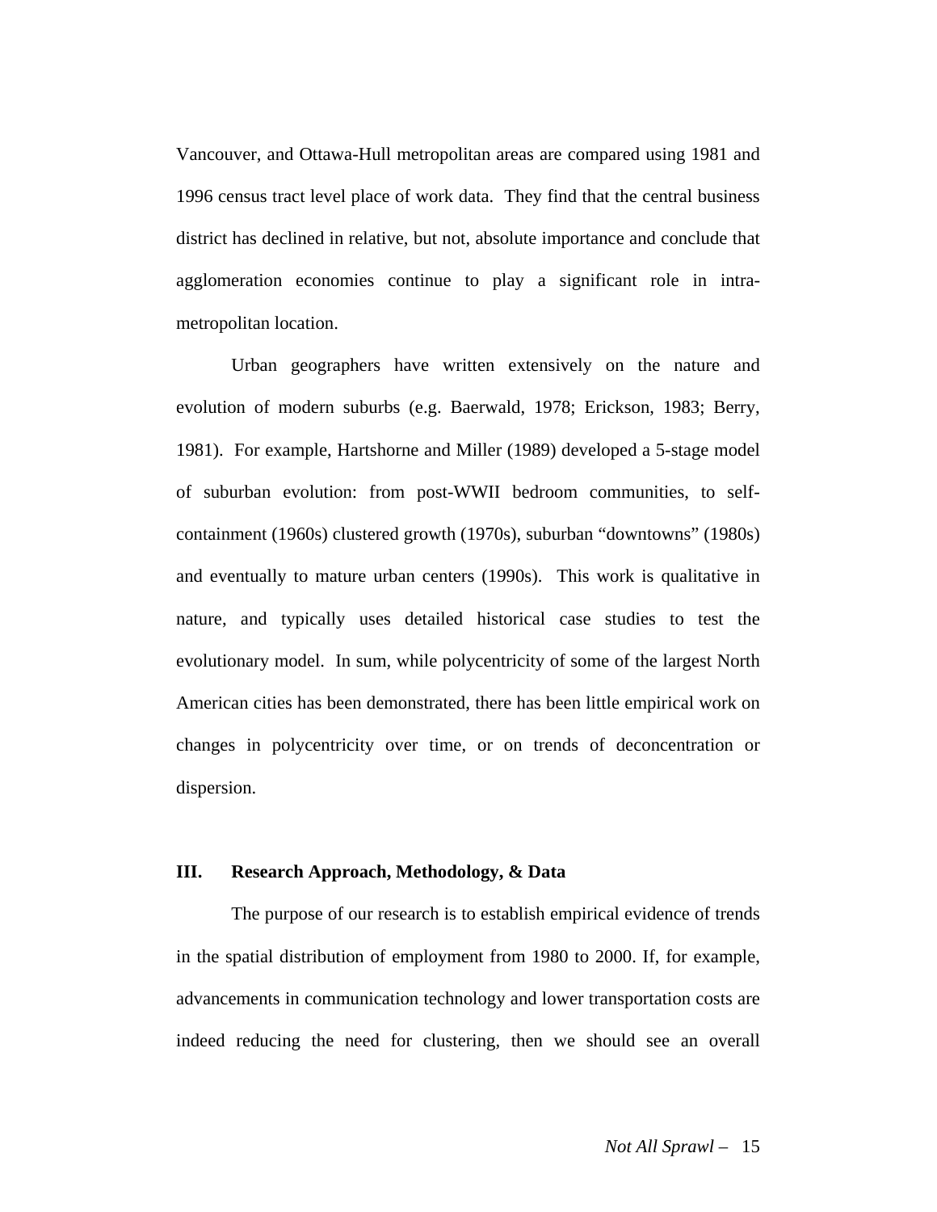Vancouver, and Ottawa-Hull metropolitan areas are compared using 1981 and 1996 census tract level place of work data. They find that the central business district has declined in relative, but not, absolute importance and conclude that agglomeration economies continue to play a significant role in intra-metropolitan location.

Urban geographers have written extensively on the nature and evolution of modern suburbs (e.g. Baerwald, 1978; Erickson, 1983; Berry, 1981). For example, Hartshorne and Miller (1989) developed a 5-stage model of suburban evolution: from post-WWII bedroom communities, to self-containment (1960s) clustered growth (1970s), suburban "downtowns" (1980s) and eventually to mature urban centers (1990s). This work is qualitative in nature, and typically uses detailed historical case studies to test the evolutionary model. In sum, while polycentricity of some of the largest North American cities has been demonstrated, there has been little empirical work on changes in polycentricity over time, or on trends of deconcentration or dispersion.

## III. Research Approach, Methodology, & Data

The purpose of our research is to establish empirical evidence of trends in the spatial distribution of employment from 1980 to 2000. If, for example, advancements in communication technology and lower transportation costs are indeed reducing the need for clustering, then we should see an overall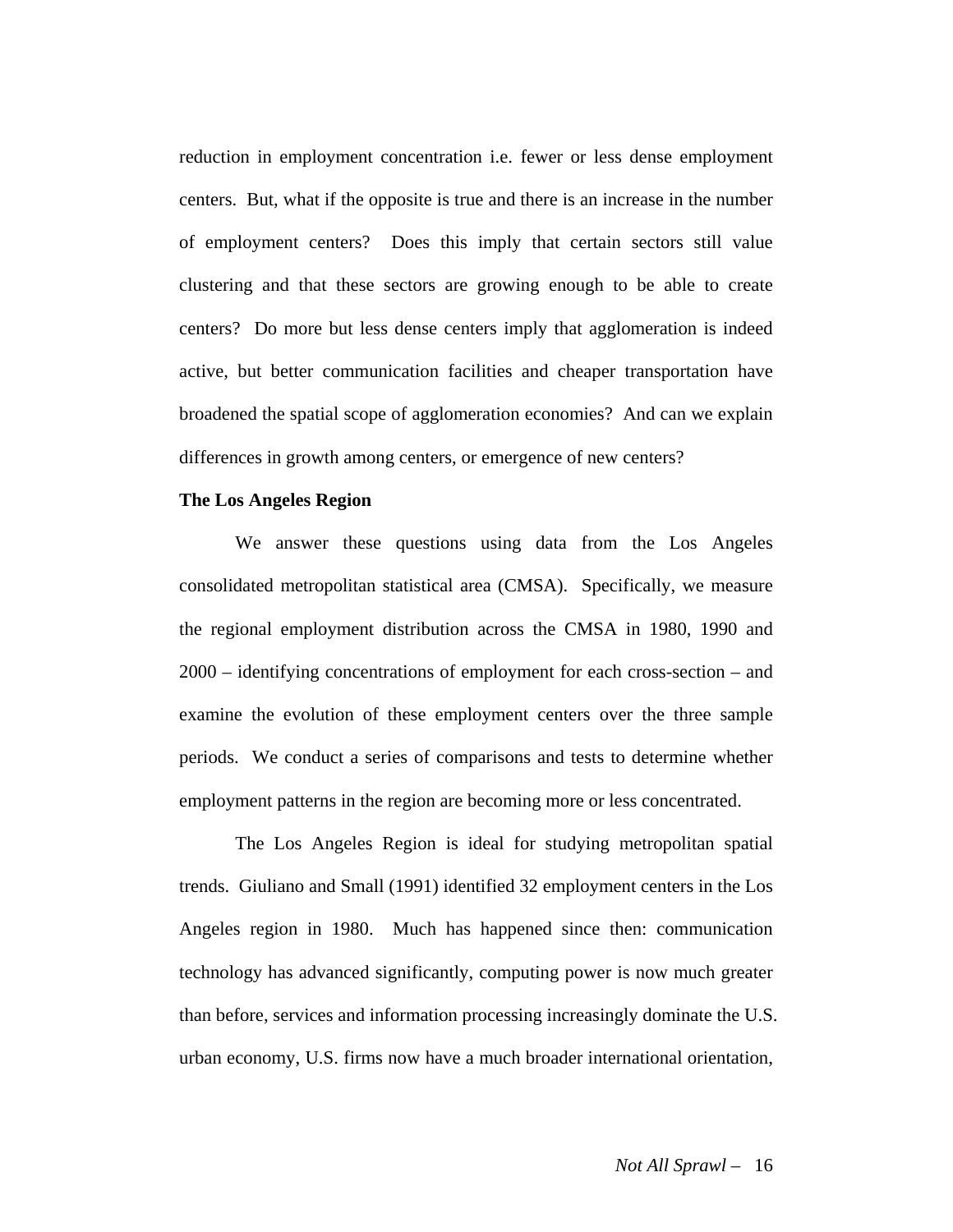reduction in employment concentration i.e. fewer or less dense employment centers. But, what if the opposite is true and there is an increase in the number of employment centers? Does this imply that certain sectors still value clustering and that these sectors are growing enough to be able to create centers? Do more but less dense centers imply that agglomeration is indeed active, but better communication facilities and cheaper transportation have broadened the spatial scope of agglomeration economies? And can we explain differences in growth among centers, or emergence of new centers?

**The Los Angeles Region**

We answer these questions using data from the Los Angeles consolidated metropolitan statistical area (CMSA). Specifically, we measure the regional employment distribution across the CMSA in 1980, 1990 and 2000 – identifying concentrations of employment for each cross-section – and examine the evolution of these employment centers over the three sample periods. We conduct a series of comparisons and tests to determine whether employment patterns in the region are becoming more or less concentrated.

The Los Angeles Region is ideal for studying metropolitan spatial trends. Giuliano and Small (1991) identified 32 employment centers in the Los Angeles region in 1980. Much has happened since then: communication technology has advanced significantly, computing power is now much greater than before, services and information processing increasingly dominate the U.S. urban economy, U.S. firms now have a much broader international orientation,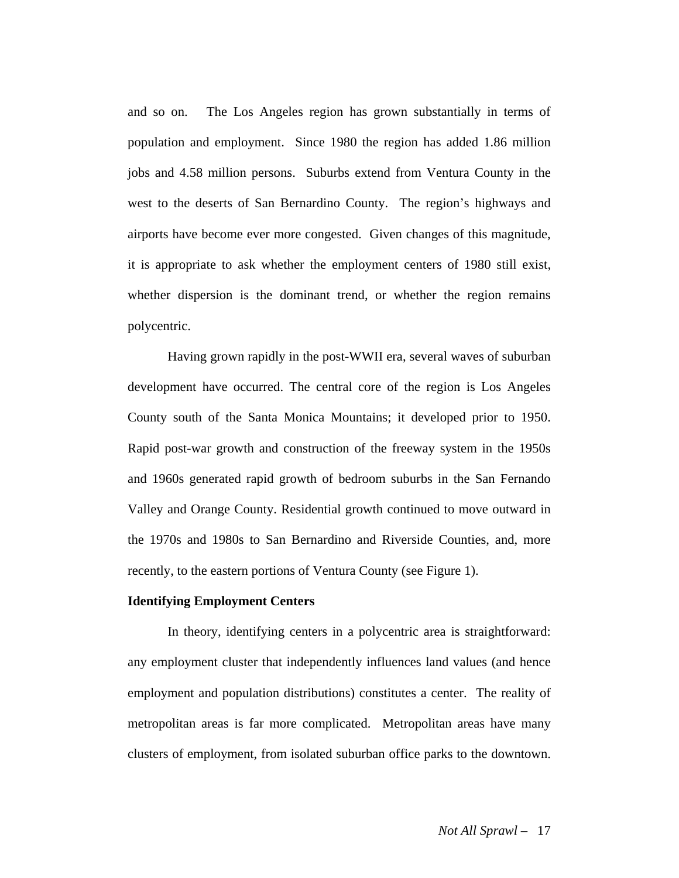and so on. The Los Angeles region has grown substantially in terms of population and employment. Since 1980 the region has added 1.86 million jobs and 4.58 million persons. Suburbs extend from Ventura County in the west to the deserts of San Bernardino County. The region's highways and airports have become ever more congested. Given changes of this magnitude, it is appropriate to ask whether the employment centers of 1980 still exist, whether dispersion is the dominant trend, or whether the region remains polycentric.

Having grown rapidly in the post-WWII era, several waves of suburban development have occurred. The central core of the region is Los Angeles County south of the Santa Monica Mountains; it developed prior to 1950. Rapid post-war growth and construction of the freeway system in the 1950s and 1960s generated rapid growth of bedroom suburbs in the San Fernando Valley and Orange County. Residential growth continued to move outward in the 1970s and 1980s to San Bernardino and Riverside Counties, and, more recently, to the eastern portions of Ventura County (see Figure 1).

**Identifying Employment Centers**

In theory, identifying centers in a polycentric area is straightforward: any employment cluster that independently influences land values (and hence employment and population distributions) constitutes a center. The reality of metropolitan areas is far more complicated. Metropolitan areas have many clusters of employment, from isolated suburban office parks to the downtown.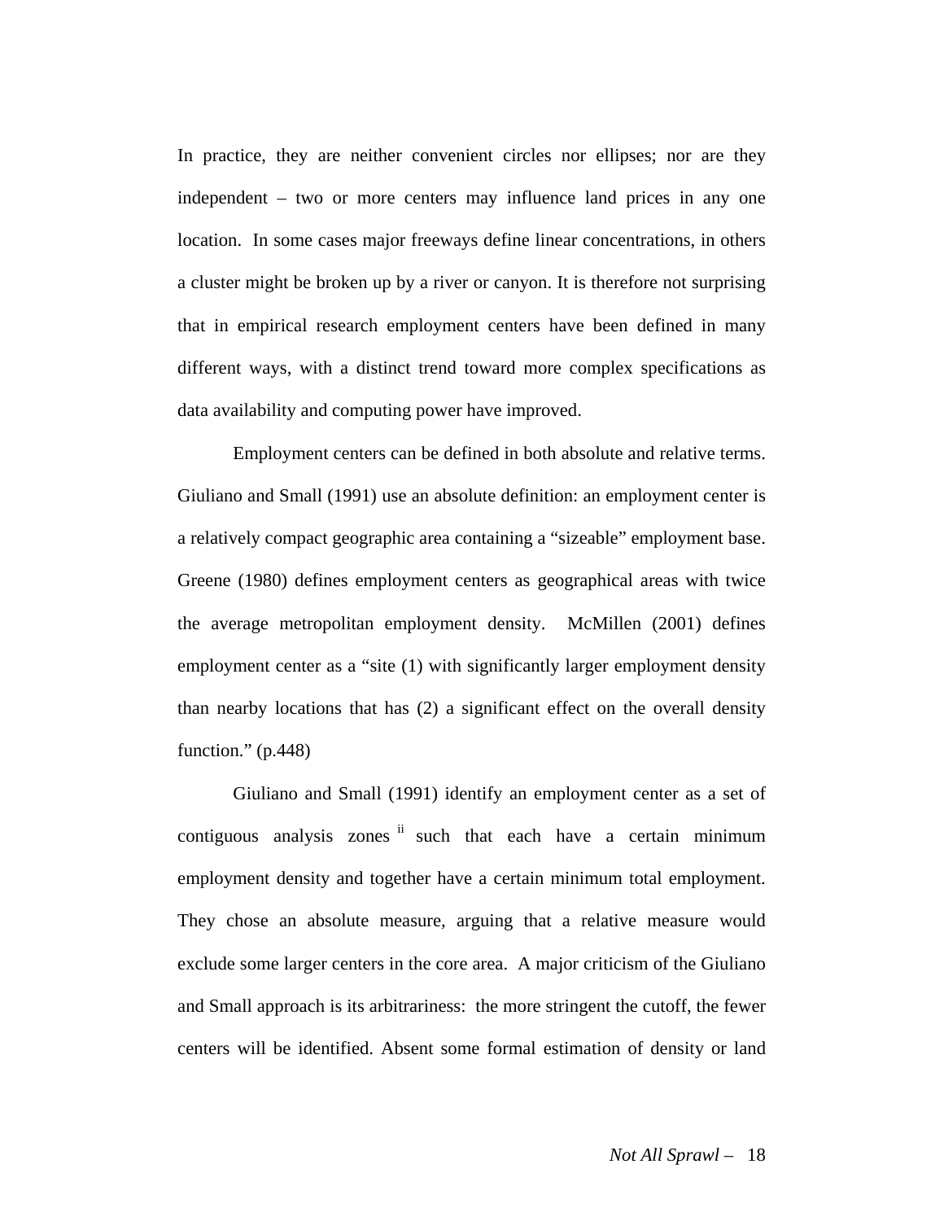In practice, they are neither convenient circles nor ellipses; nor are they independent – two or more centers may influence land prices in any one location. In some cases major freeways define linear concentrations, in others a cluster might be broken up by a river or canyon. It is therefore not surprising that in empirical research employment centers have been defined in many different ways, with a distinct trend toward more complex specifications as data availability and computing power have improved.

Employment centers can be defined in both absolute and relative terms. Giuliano and Small (1991) use an absolute definition: an employment center is a relatively compact geographic area containing a "sizeable" employment base. Greene (1980) defines employment centers as geographical areas with twice the average metropolitan employment density. McMillen (2001) defines employment center as a "site (1) with significantly larger employment density than nearby locations that has (2) a significant effect on the overall density function." (p.448)

Giuliano and Small (1991) identify an employment center as a set of contiguous analysis zones [ii] such that each have a certain minimum employment density and together have a certain minimum total employment. They chose an absolute measure, arguing that a relative measure would exclude some larger centers in the core area. A major criticism of the Giuliano and Small approach is its arbitrariness: the more stringent the cutoff, the fewer centers will be identified. Absent some formal estimation of density or land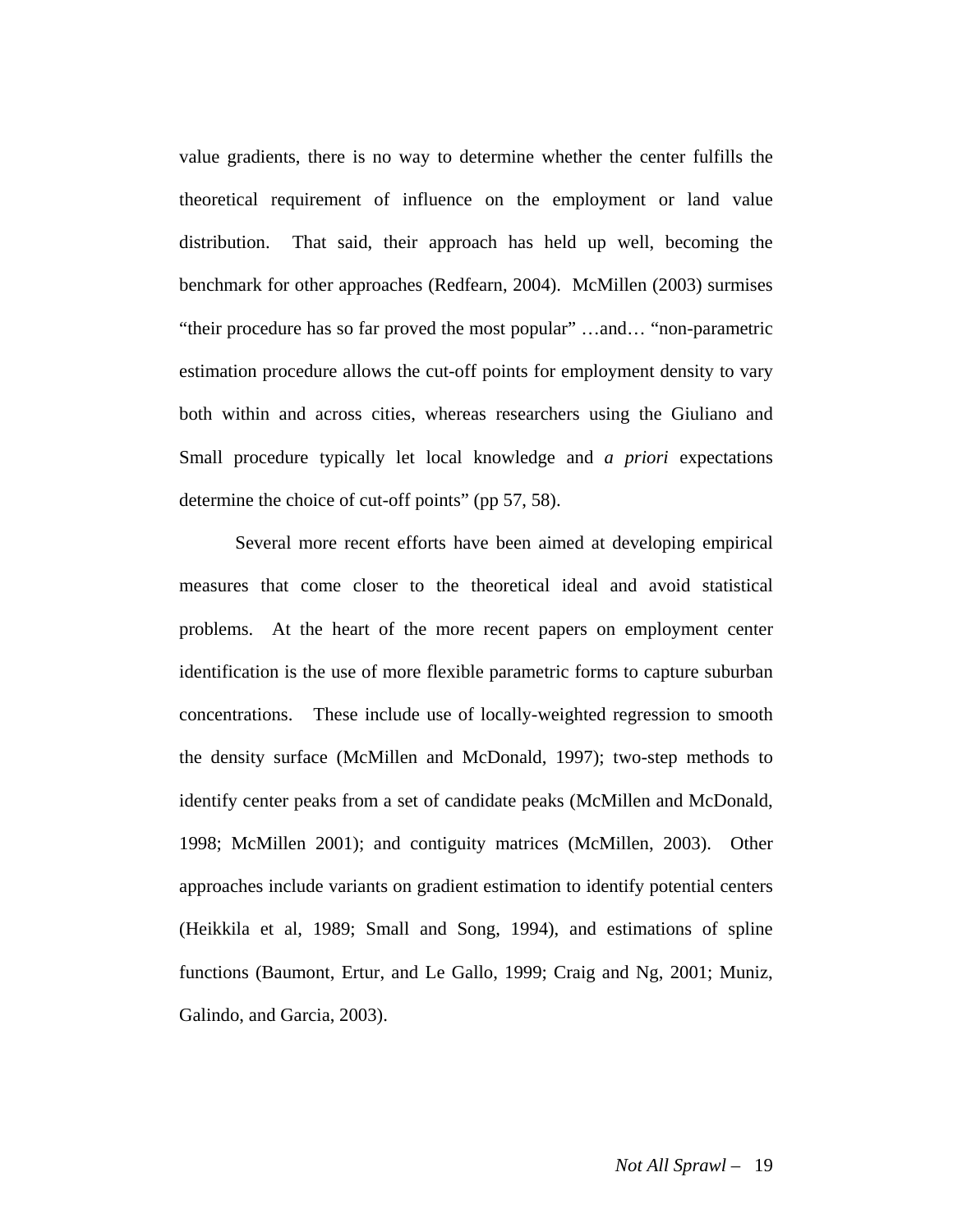value gradients, there is no way to determine whether the center fulfills the theoretical requirement of influence on the employment or land value distribution. That said, their approach has held up well, becoming the benchmark for other approaches (Redfearn, 2004). McMillen (2003) surmises "their procedure has so far proved the most popular" …and… "non-parametric estimation procedure allows the cut-off points for employment density to vary both within and across cities, whereas researchers using the Giuliano and Small procedure typically let local knowledge and *a priori* expectations determine the choice of cut-off points" (pp 57, 58).

Several more recent efforts have been aimed at developing empirical measures that come closer to the theoretical ideal and avoid statistical problems. At the heart of the more recent papers on employment center identification is the use of more flexible parametric forms to capture suburban concentrations. These include use of locally-weighted regression to smooth the density surface (McMillen and McDonald, 1997); two-step methods to identify center peaks from a set of candidate peaks (McMillen and McDonald, 1998; McMillen 2001); and contiguity matrices (McMillen, 2003). Other approaches include variants on gradient estimation to identify potential centers (Heikkila et al, 1989; Small and Song, 1994), and estimations of spline functions (Baumont, Ertur, and Le Gallo, 1999; Craig and Ng, 2001; Muniz, Galindo, and Garcia, 2003).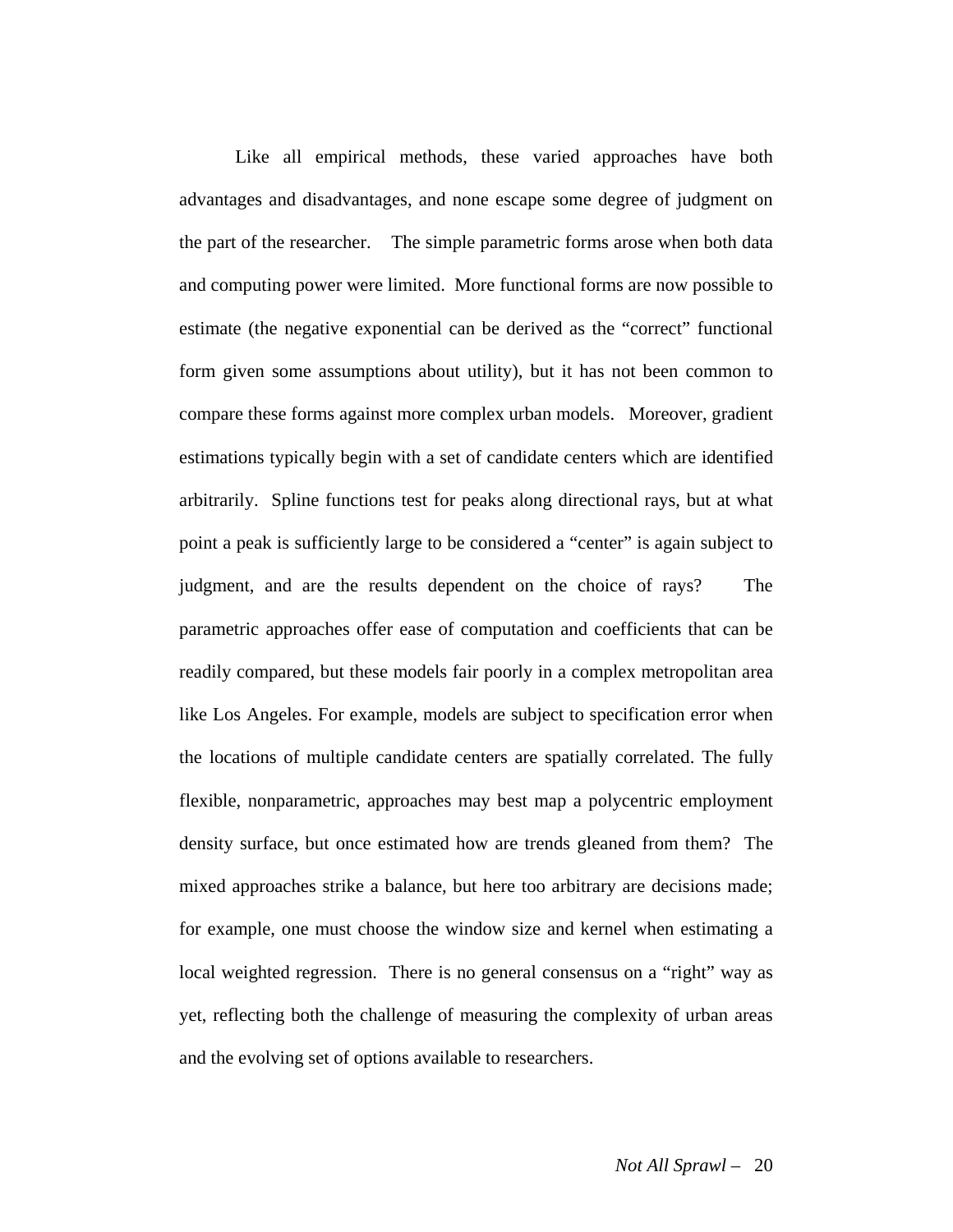Like all empirical methods, these varied approaches have both advantages and disadvantages, and none escape some degree of judgment on the part of the researcher. The simple parametric forms arose when both data and computing power were limited. More functional forms are now possible to estimate (the negative exponential can be derived as the "correct" functional form given some assumptions about utility), but it has not been common to compare these forms against more complex urban models. Moreover, gradient estimations typically begin with a set of candidate centers which are identified arbitrarily. Spline functions test for peaks along directional rays, but at what point a peak is sufficiently large to be considered a "center" is again subject to judgment, and are the results dependent on the choice of rays? The parametric approaches offer ease of computation and coefficients that can be readily compared, but these models fair poorly in a complex metropolitan area like Los Angeles. For example, models are subject to specification error when the locations of multiple candidate centers are spatially correlated. The fully flexible, nonparametric, approaches may best map a polycentric employment density surface, but once estimated how are trends gleaned from them? The mixed approaches strike a balance, but here too arbitrary are decisions made; for example, one must choose the window size and kernel when estimating a local weighted regression. There is no general consensus on a "right" way as yet, reflecting both the challenge of measuring the complexity of urban areas and the evolving set of options available to researchers.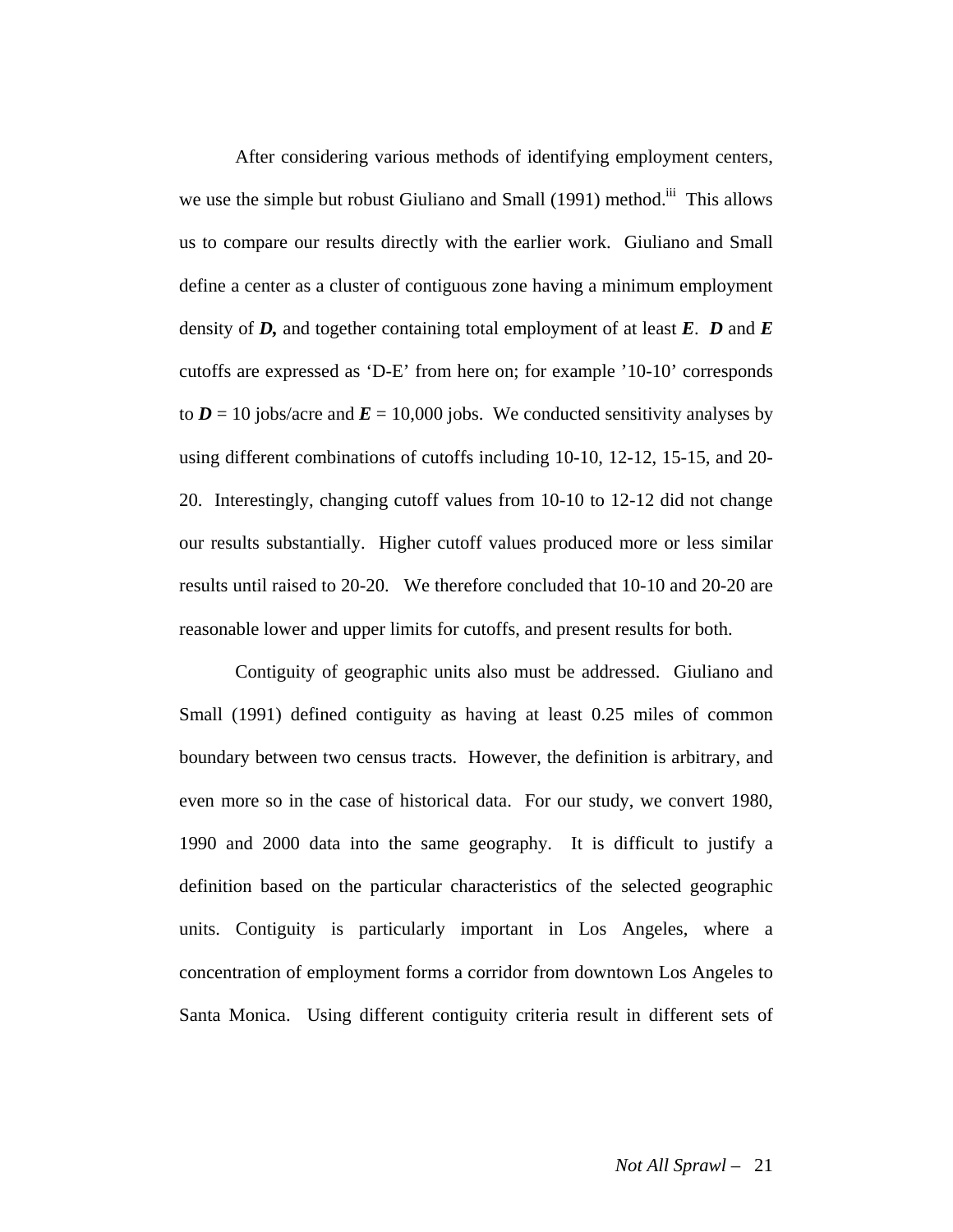After considering various methods of identifying employment centers, we use the simple but robust Giuliano and Small (1991) method.[iii] This allows us to compare our results directly with the earlier work. Giuliano and Small define a center as a cluster of contiguous zone having a minimum employment density of ***D*,** and together containing total employment of at least ***E***. ***D*** and ***E*** cutoffs are expressed as 'D-E' from here on; for example '10-10' corresponds to ***D*** = 10 jobs/acre and ***E*** = 10,000 jobs. We conducted sensitivity analyses by using different combinations of cutoffs including 10-10, 12-12, 15-15, and 20-20. Interestingly, changing cutoff values from 10-10 to 12-12 did not change our results substantially. Higher cutoff values produced more or less similar results until raised to 20-20. We therefore concluded that 10-10 and 20-20 are reasonable lower and upper limits for cutoffs, and present results for both.

Contiguity of geographic units also must be addressed. Giuliano and Small (1991) defined contiguity as having at least 0.25 miles of common boundary between two census tracts. However, the definition is arbitrary, and even more so in the case of historical data. For our study, we convert 1980, 1990 and 2000 data into the same geography. It is difficult to justify a definition based on the particular characteristics of the selected geographic units. Contiguity is particularly important in Los Angeles, where a concentration of employment forms a corridor from downtown Los Angeles to Santa Monica. Using different contiguity criteria result in different sets of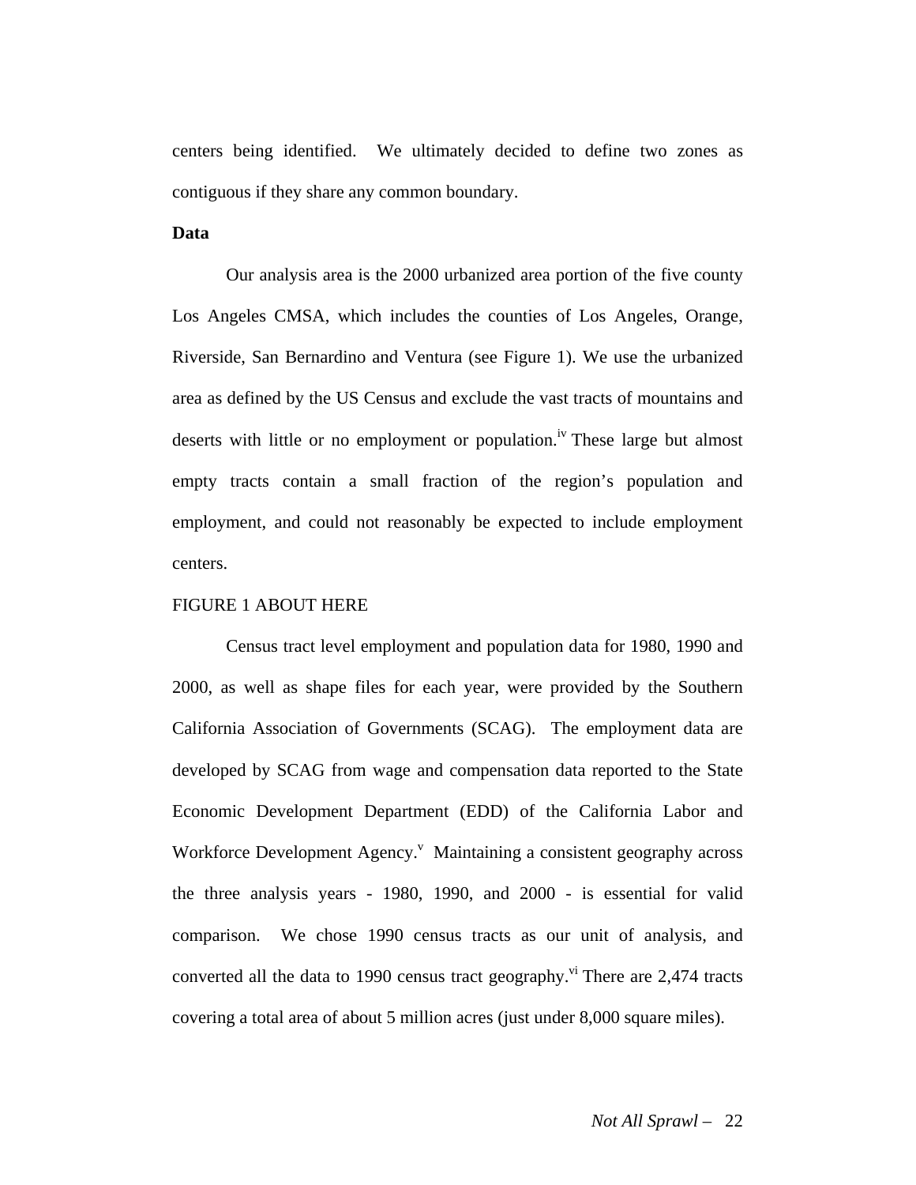centers being identified. We ultimately decided to define two zones as contiguous if they share any common boundary.

**Data**

Our analysis area is the 2000 urbanized area portion of the five county Los Angeles CMSA, which includes the counties of Los Angeles, Orange, Riverside, San Bernardino and Ventura (see Figure 1). We use the urbanized area as defined by the US Census and exclude the vast tracts of mountains and deserts with little or no employment or population.[iv] These large but almost empty tracts contain a small fraction of the region's population and employment, and could not reasonably be expected to include employment centers.

FIGURE 1 ABOUT HERE

Census tract level employment and population data for 1980, 1990 and 2000, as well as shape files for each year, were provided by the Southern California Association of Governments (SCAG). The employment data are developed by SCAG from wage and compensation data reported to the State Economic Development Department (EDD) of the California Labor and Workforce Development Agency.[v] Maintaining a consistent geography across the three analysis years - 1980, 1990, and 2000 - is essential for valid comparison. We chose 1990 census tracts as our unit of analysis, and converted all the data to 1990 census tract geography.[vi] There are 2,474 tracts covering a total area of about 5 million acres (just under 8,000 square miles).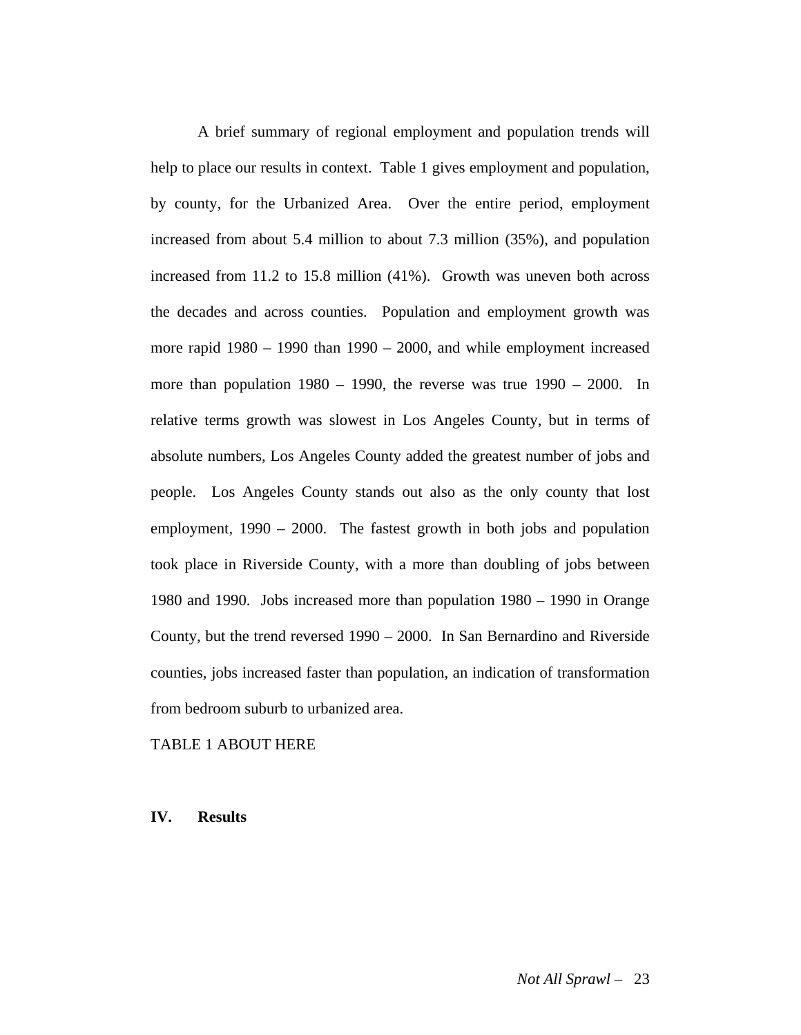A brief summary of regional employment and population trends will help to place our results in context. Table 1 gives employment and population, by county, for the Urbanized Area. Over the entire period, employment increased from about 5.4 million to about 7.3 million (35%), and population increased from 11.2 to 15.8 million (41%). Growth was uneven both across the decades and across counties. Population and employment growth was more rapid 1980 – 1990 than 1990 – 2000, and while employment increased more than population 1980 – 1990, the reverse was true 1990 – 2000. In relative terms growth was slowest in Los Angeles County, but in terms of absolute numbers, Los Angeles County added the greatest number of jobs and people. Los Angeles County stands out also as the only county that lost employment, 1990 – 2000. The fastest growth in both jobs and population took place in Riverside County, with a more than doubling of jobs between 1980 and 1990. Jobs increased more than population 1980 – 1990 in Orange County, but the trend reversed 1990 – 2000. In San Bernardino and Riverside counties, jobs increased faster than population, an indication of transformation from bedroom suburb to urbanized area.

TABLE 1 ABOUT HERE

## IV. Results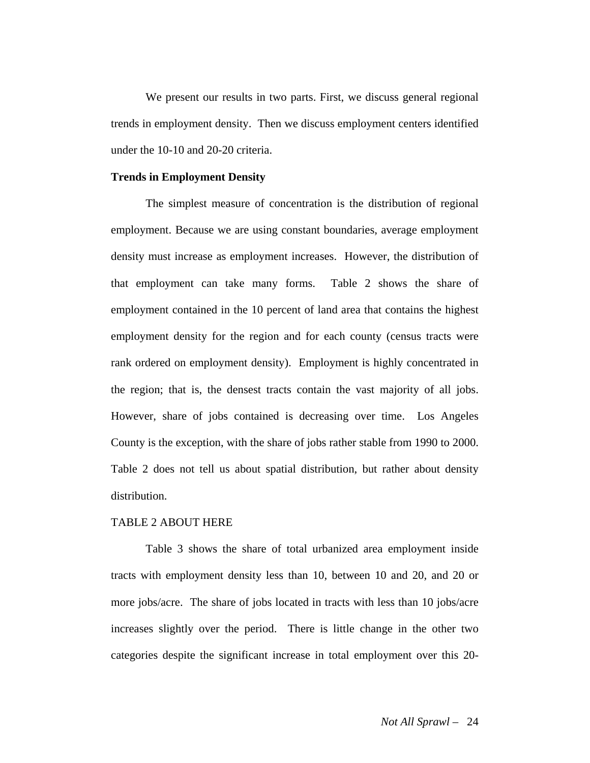We present our results in two parts. First, we discuss general regional trends in employment density. Then we discuss employment centers identified under the 10-10 and 20-20 criteria.

**Trends in Employment Density**

The simplest measure of concentration is the distribution of regional employment. Because we are using constant boundaries, average employment density must increase as employment increases. However, the distribution of that employment can take many forms. Table 2 shows the share of employment contained in the 10 percent of land area that contains the highest employment density for the region and for each county (census tracts were rank ordered on employment density). Employment is highly concentrated in the region; that is, the densest tracts contain the vast majority of all jobs. However, share of jobs contained is decreasing over time. Los Angeles County is the exception, with the share of jobs rather stable from 1990 to 2000. Table 2 does not tell us about spatial distribution, but rather about density distribution.

TABLE 2 ABOUT HERE

Table 3 shows the share of total urbanized area employment inside tracts with employment density less than 10, between 10 and 20, and 20 or more jobs/acre. The share of jobs located in tracts with less than 10 jobs/acre increases slightly over the period. There is little change in the other two categories despite the significant increase in total employment over this 20-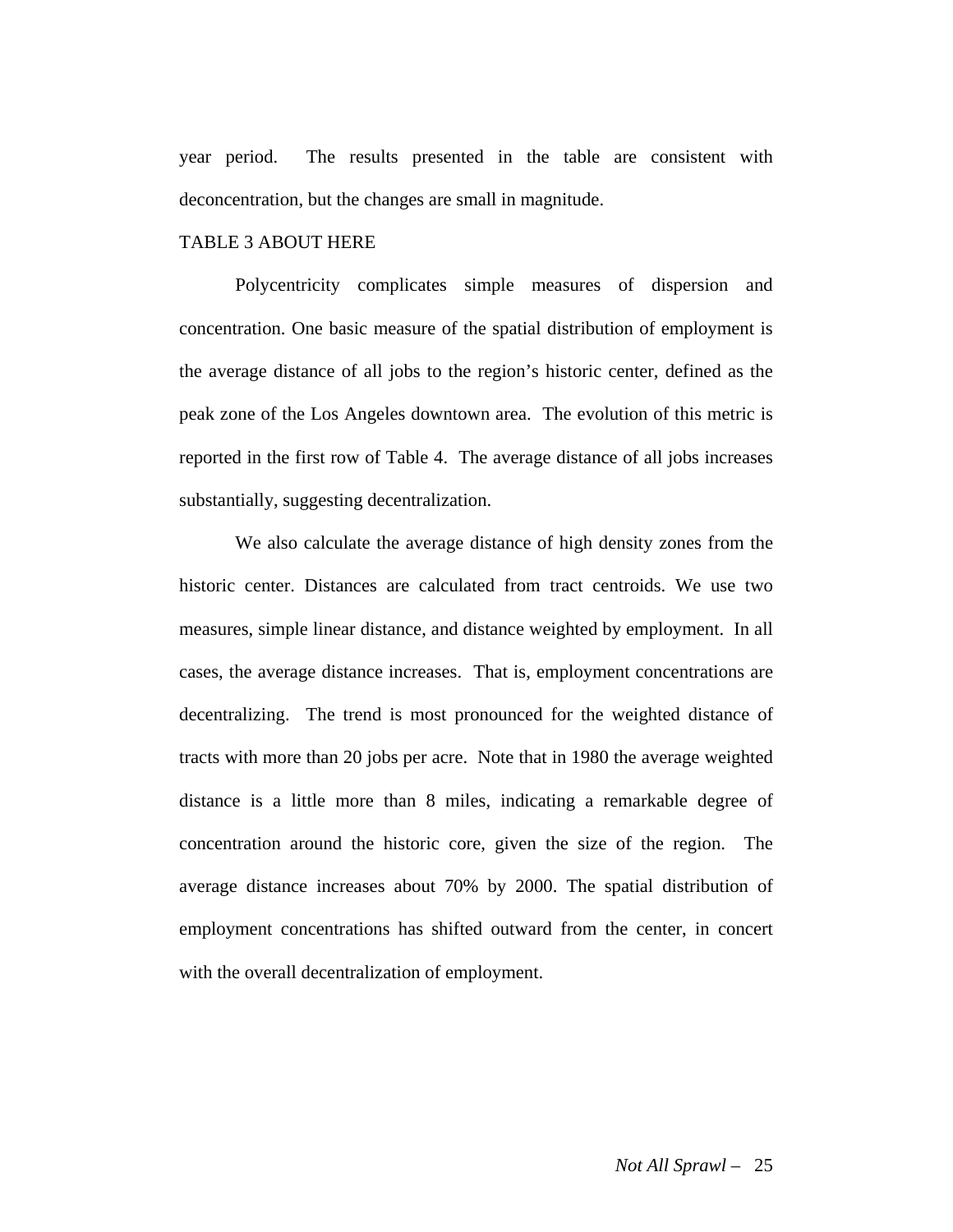year period. The results presented in the table are consistent with deconcentration, but the changes are small in magnitude.

TABLE 3 ABOUT HERE

Polycentricity complicates simple measures of dispersion and concentration. One basic measure of the spatial distribution of employment is the average distance of all jobs to the region's historic center, defined as the peak zone of the Los Angeles downtown area. The evolution of this metric is reported in the first row of Table 4. The average distance of all jobs increases substantially, suggesting decentralization.

We also calculate the average distance of high density zones from the historic center. Distances are calculated from tract centroids. We use two measures, simple linear distance, and distance weighted by employment. In all cases, the average distance increases. That is, employment concentrations are decentralizing. The trend is most pronounced for the weighted distance of tracts with more than 20 jobs per acre. Note that in 1980 the average weighted distance is a little more than 8 miles, indicating a remarkable degree of concentration around the historic core, given the size of the region. The average distance increases about 70% by 2000. The spatial distribution of employment concentrations has shifted outward from the center, in concert with the overall decentralization of employment.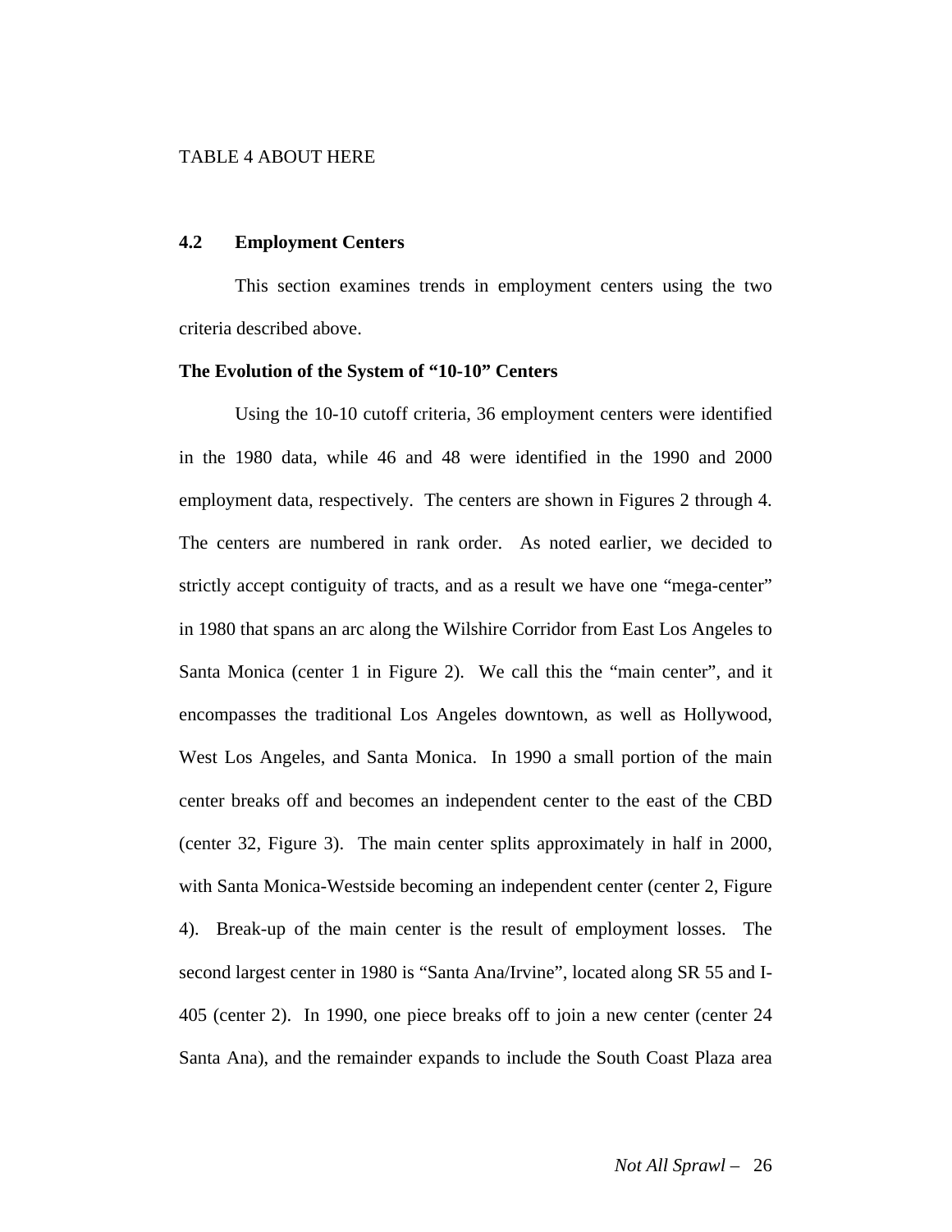TABLE 4 ABOUT HERE

## 4.2 Employment Centers

This section examines trends in employment centers using the two criteria described above.

**The Evolution of the System of "10-10" Centers**

Using the 10-10 cutoff criteria, 36 employment centers were identified in the 1980 data, while 46 and 48 were identified in the 1990 and 2000 employment data, respectively. The centers are shown in Figures 2 through 4. The centers are numbered in rank order. As noted earlier, we decided to strictly accept contiguity of tracts, and as a result we have one "mega-center" in 1980 that spans an arc along the Wilshire Corridor from East Los Angeles to Santa Monica (center 1 in Figure 2). We call this the "main center", and it encompasses the traditional Los Angeles downtown, as well as Hollywood, West Los Angeles, and Santa Monica. In 1990 a small portion of the main center breaks off and becomes an independent center to the east of the CBD (center 32, Figure 3). The main center splits approximately in half in 2000, with Santa Monica-Westside becoming an independent center (center 2, Figure 4). Break-up of the main center is the result of employment losses. The second largest center in 1980 is "Santa Ana/Irvine", located along SR 55 and I-405 (center 2). In 1990, one piece breaks off to join a new center (center 24 Santa Ana), and the remainder expands to include the South Coast Plaza area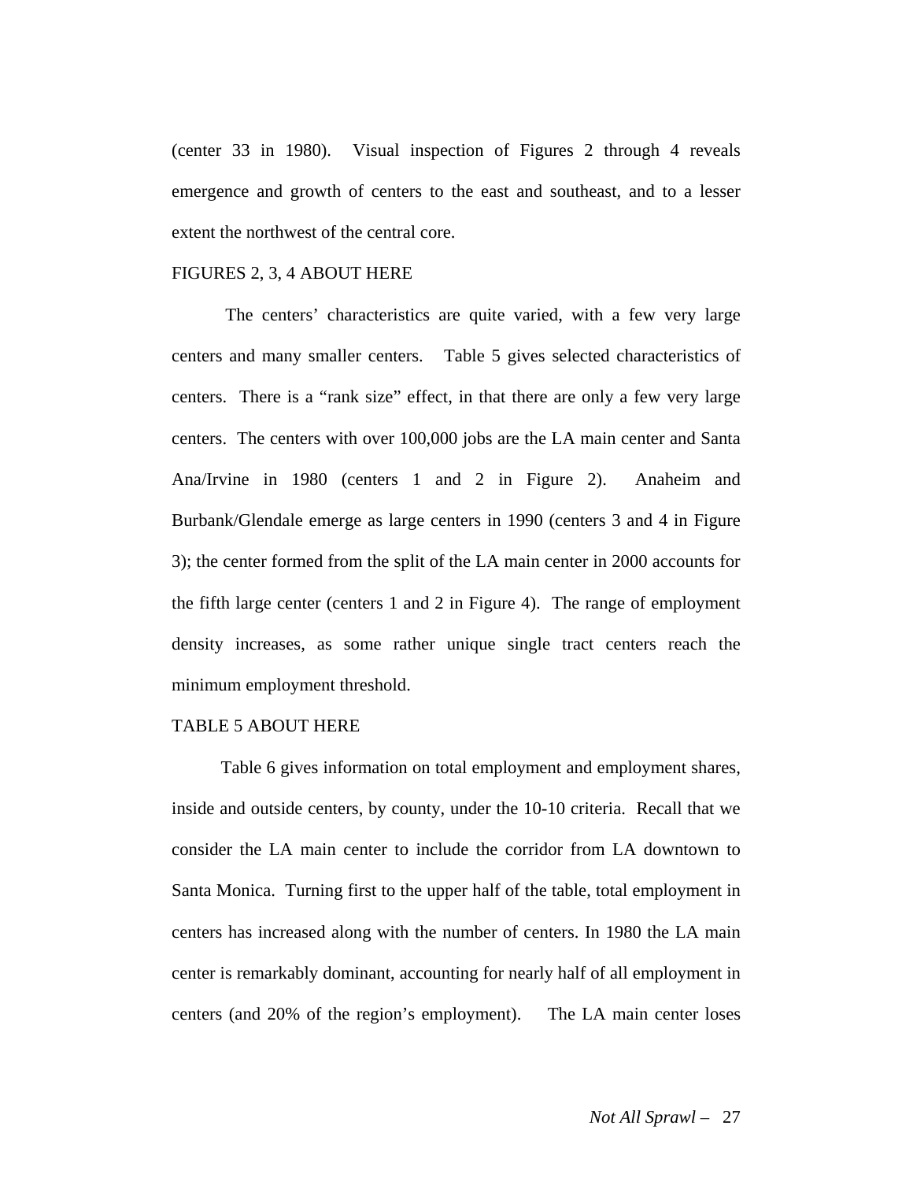(center 33 in 1980). Visual inspection of Figures 2 through 4 reveals emergence and growth of centers to the east and southeast, and to a lesser extent the northwest of the central core.

FIGURES 2, 3, 4 ABOUT HERE

The centers' characteristics are quite varied, with a few very large centers and many smaller centers. Table 5 gives selected characteristics of centers. There is a "rank size" effect, in that there are only a few very large centers. The centers with over 100,000 jobs are the LA main center and Santa Ana/Irvine in 1980 (centers 1 and 2 in Figure 2). Anaheim and Burbank/Glendale emerge as large centers in 1990 (centers 3 and 4 in Figure 3); the center formed from the split of the LA main center in 2000 accounts for the fifth large center (centers 1 and 2 in Figure 4). The range of employment density increases, as some rather unique single tract centers reach the minimum employment threshold.

TABLE 5 ABOUT HERE

Table 6 gives information on total employment and employment shares, inside and outside centers, by county, under the 10-10 criteria. Recall that we consider the LA main center to include the corridor from LA downtown to Santa Monica. Turning first to the upper half of the table, total employment in centers has increased along with the number of centers. In 1980 the LA main center is remarkably dominant, accounting for nearly half of all employment in centers (and 20% of the region's employment). The LA main center loses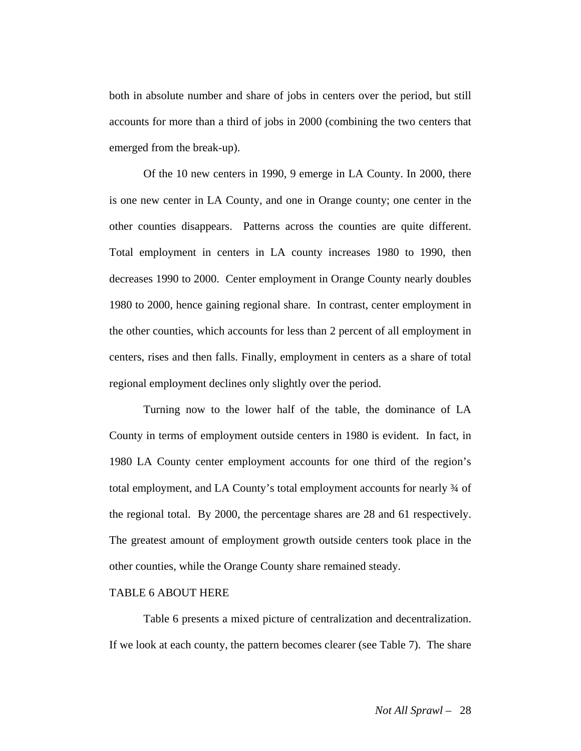both in absolute number and share of jobs in centers over the period, but still accounts for more than a third of jobs in 2000 (combining the two centers that emerged from the break-up).

Of the 10 new centers in 1990, 9 emerge in LA County. In 2000, there is one new center in LA County, and one in Orange county; one center in the other counties disappears. Patterns across the counties are quite different. Total employment in centers in LA county increases 1980 to 1990, then decreases 1990 to 2000. Center employment in Orange County nearly doubles 1980 to 2000, hence gaining regional share. In contrast, center employment in the other counties, which accounts for less than 2 percent of all employment in centers, rises and then falls. Finally, employment in centers as a share of total regional employment declines only slightly over the period.

Turning now to the lower half of the table, the dominance of LA County in terms of employment outside centers in 1980 is evident. In fact, in 1980 LA County center employment accounts for one third of the region's total employment, and LA County's total employment accounts for nearly ¾ of the regional total. By 2000, the percentage shares are 28 and 61 respectively. The greatest amount of employment growth outside centers took place in the other counties, while the Orange County share remained steady.

TABLE 6 ABOUT HERE

Table 6 presents a mixed picture of centralization and decentralization. If we look at each county, the pattern becomes clearer (see Table 7). The share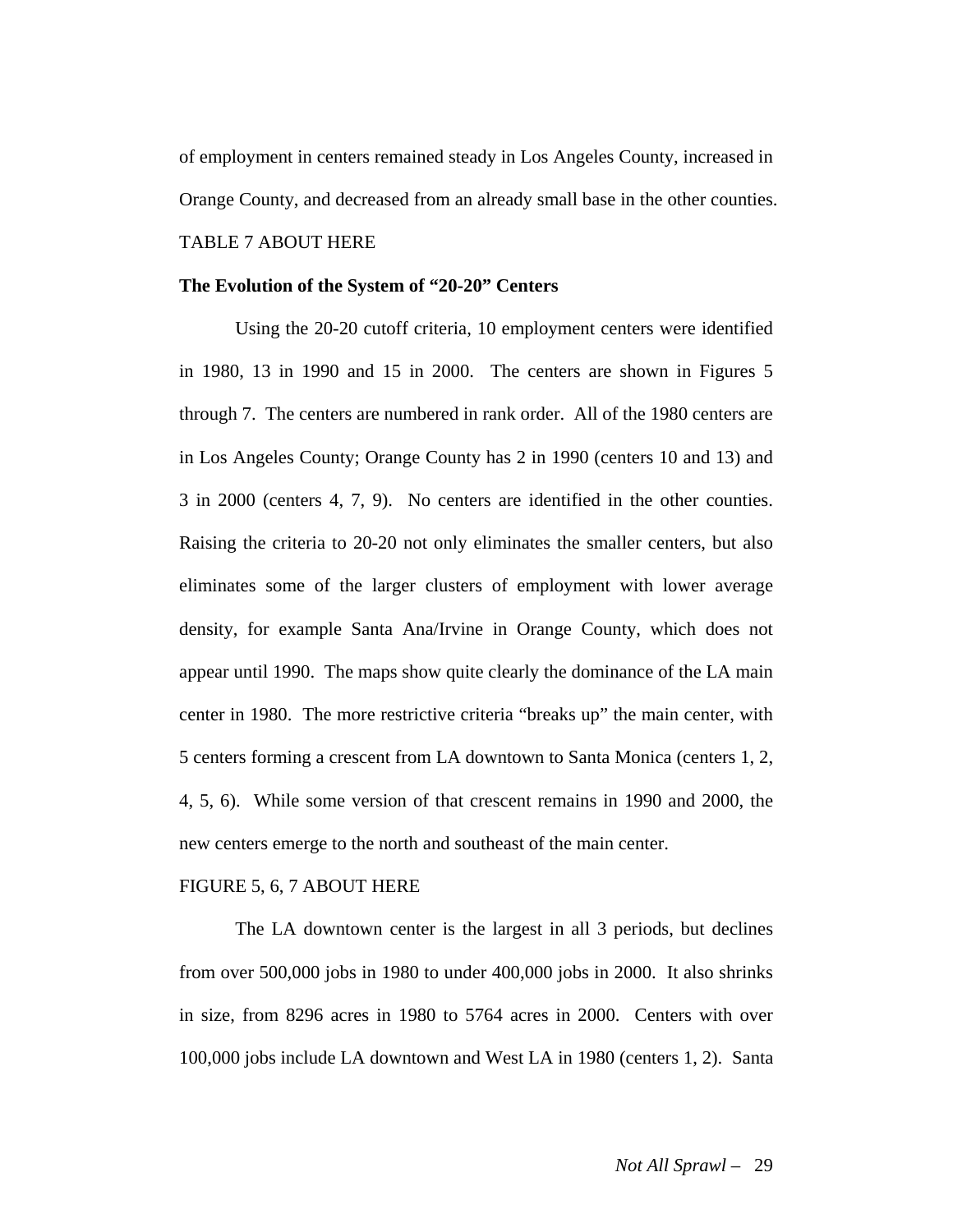of employment in centers remained steady in Los Angeles County, increased in Orange County, and decreased from an already small base in the other counties.

TABLE 7 ABOUT HERE

**The Evolution of the System of "20-20" Centers**

Using the 20-20 cutoff criteria, 10 employment centers were identified in 1980, 13 in 1990 and 15 in 2000. The centers are shown in Figures 5 through 7. The centers are numbered in rank order. All of the 1980 centers are in Los Angeles County; Orange County has 2 in 1990 (centers 10 and 13) and 3 in 2000 (centers 4, 7, 9). No centers are identified in the other counties. Raising the criteria to 20-20 not only eliminates the smaller centers, but also eliminates some of the larger clusters of employment with lower average density, for example Santa Ana/Irvine in Orange County, which does not appear until 1990. The maps show quite clearly the dominance of the LA main center in 1980. The more restrictive criteria "breaks up" the main center, with 5 centers forming a crescent from LA downtown to Santa Monica (centers 1, 2, 4, 5, 6). While some version of that crescent remains in 1990 and 2000, the new centers emerge to the north and southeast of the main center.

FIGURE 5, 6, 7 ABOUT HERE

The LA downtown center is the largest in all 3 periods, but declines from over 500,000 jobs in 1980 to under 400,000 jobs in 2000. It also shrinks in size, from 8296 acres in 1980 to 5764 acres in 2000. Centers with over 100,000 jobs include LA downtown and West LA in 1980 (centers 1, 2). Santa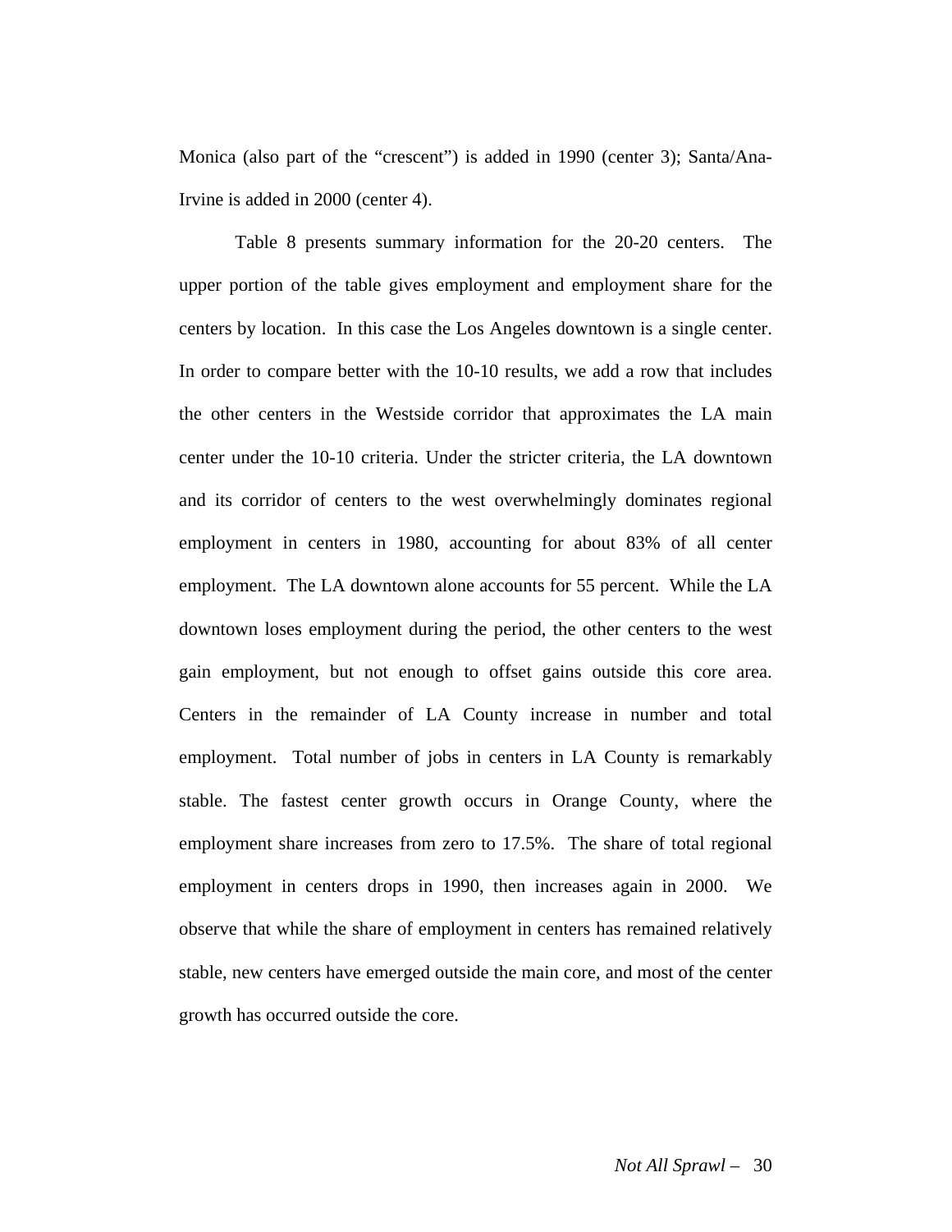Monica (also part of the "crescent") is added in 1990 (center 3); Santa/Ana-Irvine is added in 2000 (center 4).

Table 8 presents summary information for the 20-20 centers. The upper portion of the table gives employment and employment share for the centers by location. In this case the Los Angeles downtown is a single center. In order to compare better with the 10-10 results, we add a row that includes the other centers in the Westside corridor that approximates the LA main center under the 10-10 criteria. Under the stricter criteria, the LA downtown and its corridor of centers to the west overwhelmingly dominates regional employment in centers in 1980, accounting for about 83% of all center employment. The LA downtown alone accounts for 55 percent. While the LA downtown loses employment during the period, the other centers to the west gain employment, but not enough to offset gains outside this core area. Centers in the remainder of LA County increase in number and total employment. Total number of jobs in centers in LA County is remarkably stable. The fastest center growth occurs in Orange County, where the employment share increases from zero to 17.5%. The share of total regional employment in centers drops in 1990, then increases again in 2000. We observe that while the share of employment in centers has remained relatively stable, new centers have emerged outside the main core, and most of the center growth has occurred outside the core.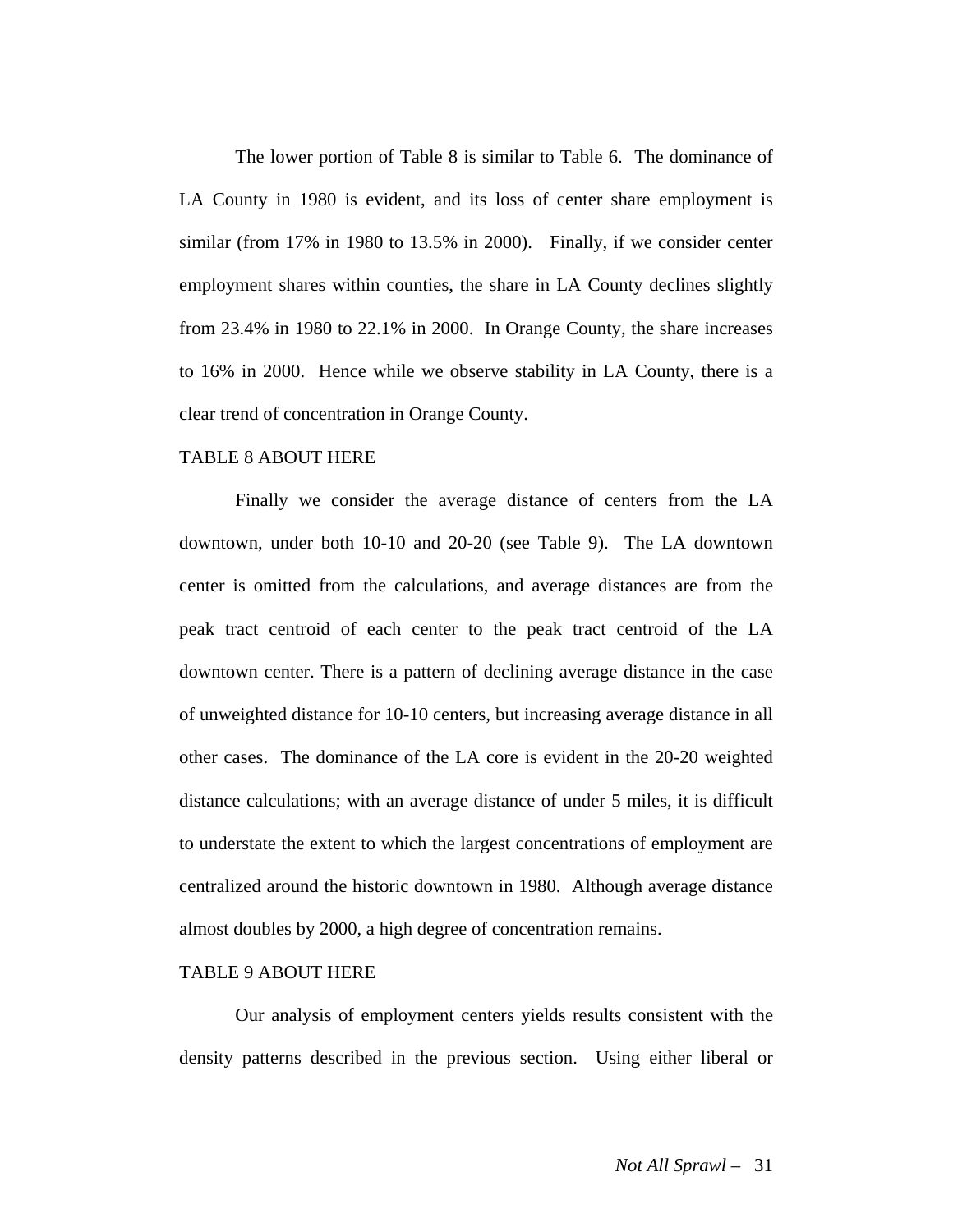The lower portion of Table 8 is similar to Table 6. The dominance of LA County in 1980 is evident, and its loss of center share employment is similar (from 17% in 1980 to 13.5% in 2000). Finally, if we consider center employment shares within counties, the share in LA County declines slightly from 23.4% in 1980 to 22.1% in 2000. In Orange County, the share increases to 16% in 2000. Hence while we observe stability in LA County, there is a clear trend of concentration in Orange County.

TABLE 8 ABOUT HERE

Finally we consider the average distance of centers from the LA downtown, under both 10-10 and 20-20 (see Table 9). The LA downtown center is omitted from the calculations, and average distances are from the peak tract centroid of each center to the peak tract centroid of the LA downtown center. There is a pattern of declining average distance in the case of unweighted distance for 10-10 centers, but increasing average distance in all other cases. The dominance of the LA core is evident in the 20-20 weighted distance calculations; with an average distance of under 5 miles, it is difficult to understate the extent to which the largest concentrations of employment are centralized around the historic downtown in 1980. Although average distance almost doubles by 2000, a high degree of concentration remains.

TABLE 9 ABOUT HERE

Our analysis of employment centers yields results consistent with the density patterns described in the previous section. Using either liberal or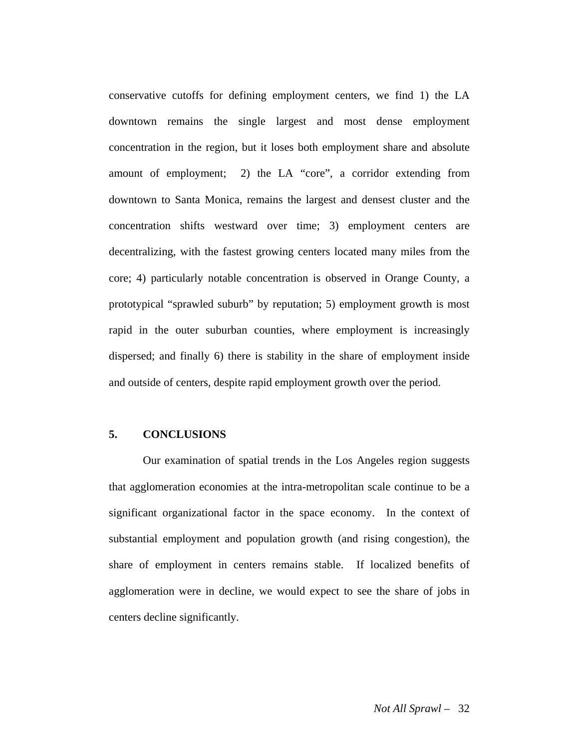conservative cutoffs for defining employment centers, we find 1) the LA downtown remains the single largest and most dense employment concentration in the region, but it loses both employment share and absolute amount of employment;  2) the LA "core", a corridor extending from downtown to Santa Monica, remains the largest and densest cluster and the concentration shifts westward over time; 3) employment centers are decentralizing, with the fastest growing centers located many miles from the core; 4) particularly notable concentration is observed in Orange County, a prototypical "sprawled suburb" by reputation; 5) employment growth is most rapid in the outer suburban counties, where employment is increasingly dispersed; and finally 6) there is stability in the share of employment inside and outside of centers, despite rapid employment growth over the period.

## 5. CONCLUSIONS

Our examination of spatial trends in the Los Angeles region suggests that agglomeration economies at the intra-metropolitan scale continue to be a significant organizational factor in the space economy.  In the context of substantial employment and population growth (and rising congestion), the share of employment in centers remains stable.  If localized benefits of agglomeration were in decline, we would expect to see the share of jobs in centers decline significantly.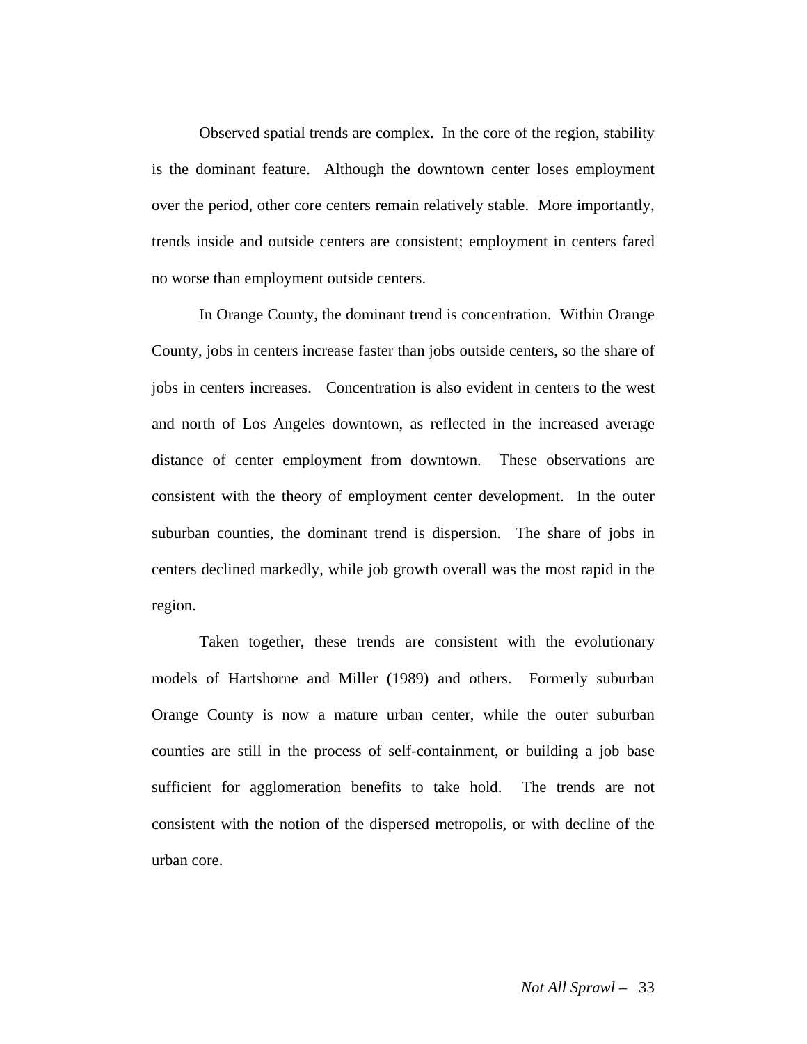Observed spatial trends are complex. In the core of the region, stability is the dominant feature. Although the downtown center loses employment over the period, other core centers remain relatively stable. More importantly, trends inside and outside centers are consistent; employment in centers fared no worse than employment outside centers.

In Orange County, the dominant trend is concentration. Within Orange County, jobs in centers increase faster than jobs outside centers, so the share of jobs in centers increases. Concentration is also evident in centers to the west and north of Los Angeles downtown, as reflected in the increased average distance of center employment from downtown. These observations are consistent with the theory of employment center development. In the outer suburban counties, the dominant trend is dispersion. The share of jobs in centers declined markedly, while job growth overall was the most rapid in the region.

Taken together, these trends are consistent with the evolutionary models of Hartshorne and Miller (1989) and others. Formerly suburban Orange County is now a mature urban center, while the outer suburban counties are still in the process of self-containment, or building a job base sufficient for agglomeration benefits to take hold. The trends are not consistent with the notion of the dispersed metropolis, or with decline of the urban core.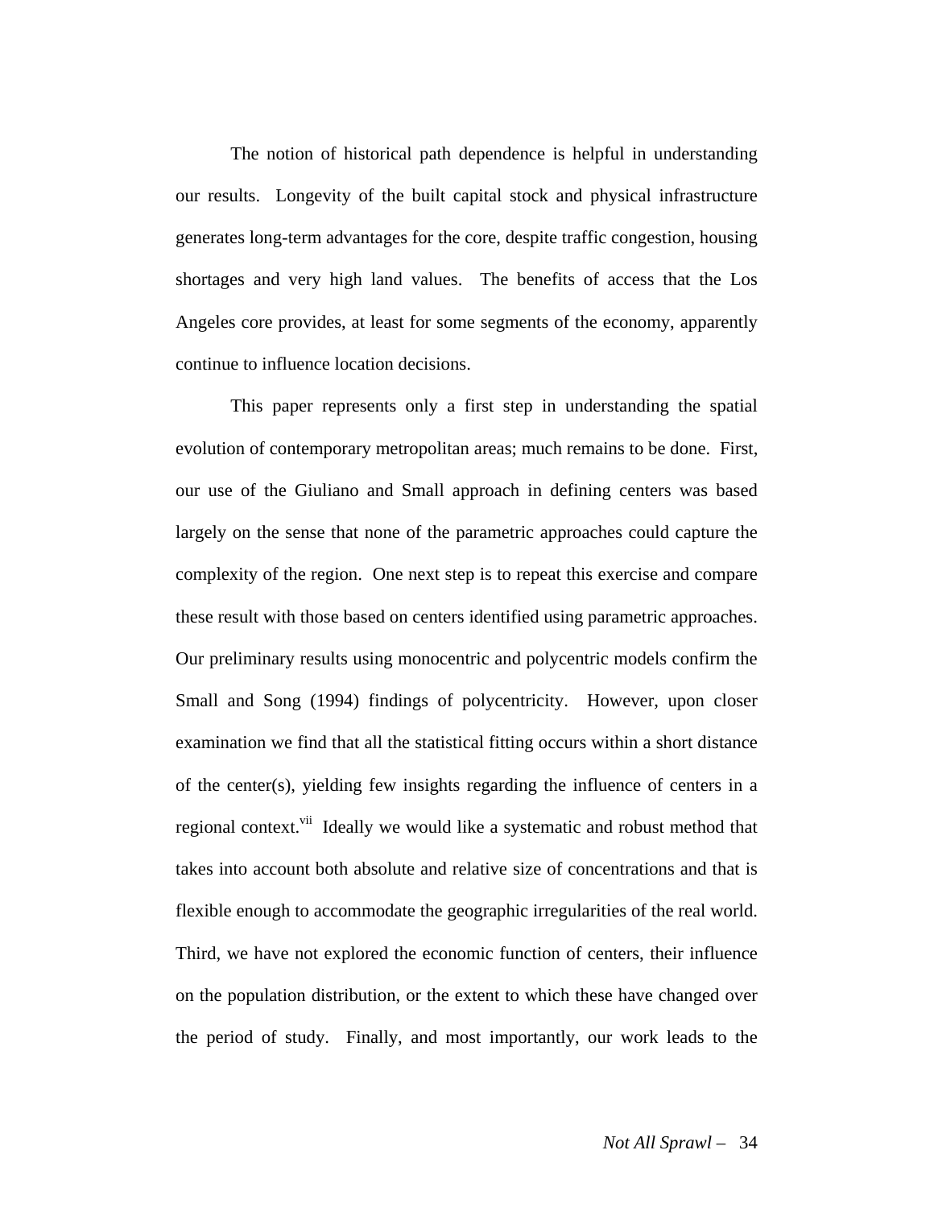The notion of historical path dependence is helpful in understanding our results. Longevity of the built capital stock and physical infrastructure generates long-term advantages for the core, despite traffic congestion, housing shortages and very high land values. The benefits of access that the Los Angeles core provides, at least for some segments of the economy, apparently continue to influence location decisions.

This paper represents only a first step in understanding the spatial evolution of contemporary metropolitan areas; much remains to be done. First, our use of the Giuliano and Small approach in defining centers was based largely on the sense that none of the parametric approaches could capture the complexity of the region. One next step is to repeat this exercise and compare these result with those based on centers identified using parametric approaches. Our preliminary results using monocentric and polycentric models confirm the Small and Song (1994) findings of polycentricity. However, upon closer examination we find that all the statistical fitting occurs within a short distance of the center(s), yielding few insights regarding the influence of centers in a regional context.[vii] Ideally we would like a systematic and robust method that takes into account both absolute and relative size of concentrations and that is flexible enough to accommodate the geographic irregularities of the real world. Third, we have not explored the economic function of centers, their influence on the population distribution, or the extent to which these have changed over the period of study. Finally, and most importantly, our work leads to the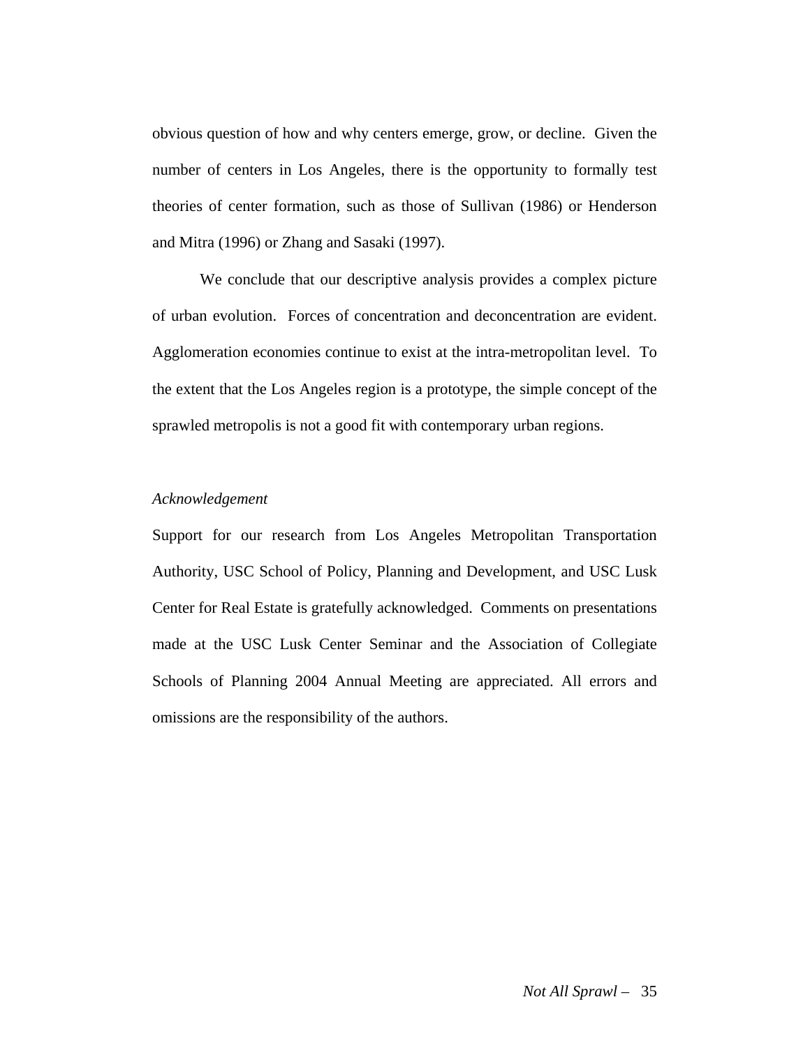obvious question of how and why centers emerge, grow, or decline. Given the number of centers in Los Angeles, there is the opportunity to formally test theories of center formation, such as those of Sullivan (1986) or Henderson and Mitra (1996) or Zhang and Sasaki (1997).

We conclude that our descriptive analysis provides a complex picture of urban evolution. Forces of concentration and deconcentration are evident. Agglomeration economies continue to exist at the intra-metropolitan level. To the extent that the Los Angeles region is a prototype, the simple concept of the sprawled metropolis is not a good fit with contemporary urban regions.

*Acknowledgement*

Support for our research from Los Angeles Metropolitan Transportation Authority, USC School of Policy, Planning and Development, and USC Lusk Center for Real Estate is gratefully acknowledged. Comments on presentations made at the USC Lusk Center Seminar and the Association of Collegiate Schools of Planning 2004 Annual Meeting are appreciated. All errors and omissions are the responsibility of the authors.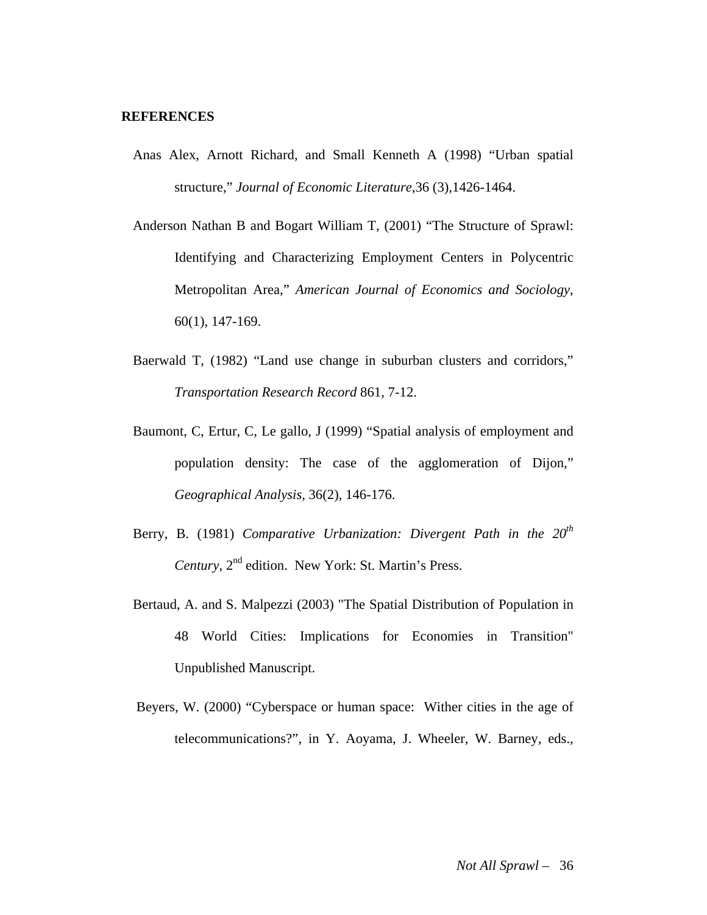**REFERENCES**

Anas Alex, Arnott Richard, and Small Kenneth A (1998) "Urban spatial structure," *Journal of Economic Literature*,36 (3),1426-1464.

Anderson Nathan B and Bogart William T, (2001) "The Structure of Sprawl: Identifying and Characterizing Employment Centers in Polycentric Metropolitan Area," *American Journal of Economics and Sociology*, 60(1), 147-169.

Baerwald T, (1982) "Land use change in suburban clusters and corridors," *Transportation Research Record* 861, 7-12.

Baumont, C, Ertur, C, Le gallo, J (1999) "Spatial analysis of employment and population density: The case of the agglomeration of Dijon," *Geographical Analysis,* 36(2), 146-176.

Berry, B. (1981) *Comparative Urbanization: Divergent Path in the 20th Century*, 2nd edition. New York: St. Martin's Press.

Bertaud, A. and S. Malpezzi (2003) "The Spatial Distribution of Population in 48 World Cities: Implications for Economies in Transition" Unpublished Manuscript.

Beyers, W. (2000) "Cyberspace or human space: Wither cities in the age of telecommunications?", in Y. Aoyama, J. Wheeler, W. Barney, eds.,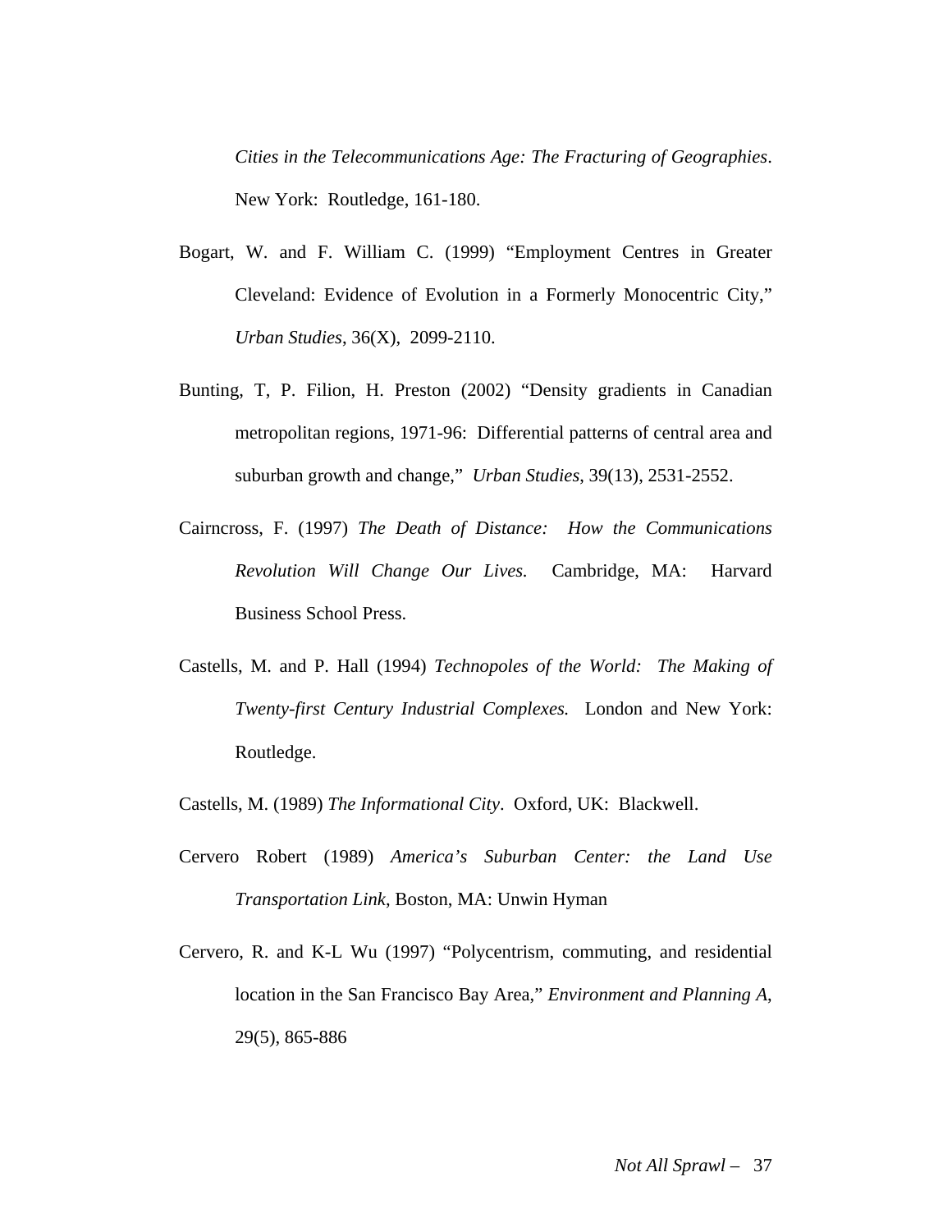*Cities in the Telecommunications Age: The Fracturing of Geographies*. New York: Routledge, 161-180.

Bogart, W. and F. William C. (1999) "Employment Centres in Greater Cleveland: Evidence of Evolution in a Formerly Monocentric City," *Urban Studies*, 36(X), 2099-2110.

Bunting, T, P. Filion, H. Preston (2002) "Density gradients in Canadian metropolitan regions, 1971-96: Differential patterns of central area and suburban growth and change," *Urban Studies*, 39(13), 2531-2552.

Cairncross, F. (1997) *The Death of Distance: How the Communications Revolution Will Change Our Lives.* Cambridge, MA: Harvard Business School Press.

Castells, M. and P. Hall (1994) *Technopoles of the World: The Making of Twenty-first Century Industrial Complexes.* London and New York: Routledge.

Castells, M. (1989) *The Informational City*. Oxford, UK: Blackwell.

Cervero Robert (1989) *America's Suburban Center: the Land Use Transportation Link*, Boston, MA: Unwin Hyman

Cervero, R. and K-L Wu (1997) "Polycentrism, commuting, and residential location in the San Francisco Bay Area," *Environment and Planning A*, 29(5), 865-886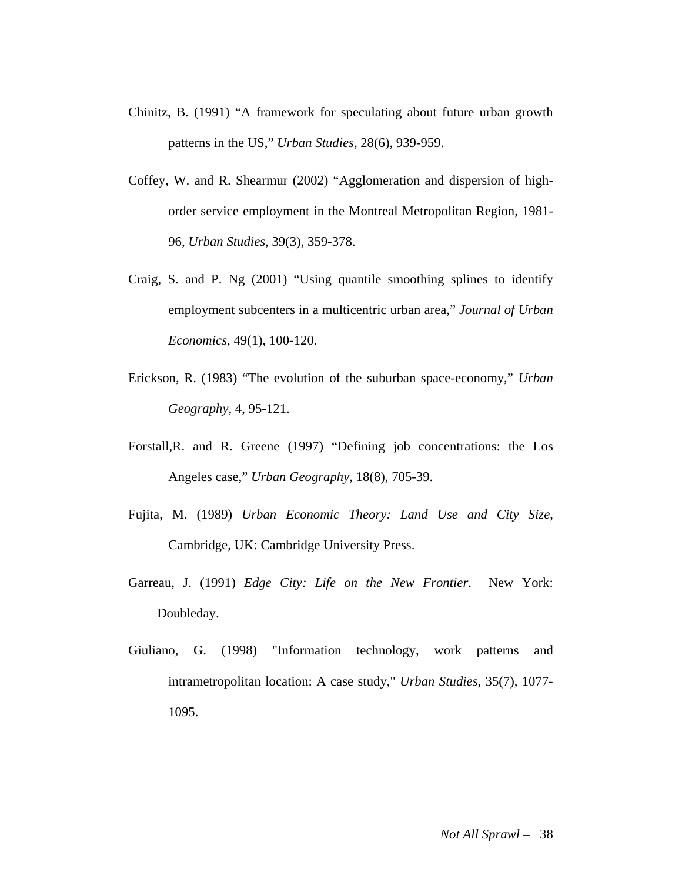Chinitz, B. (1991) “A framework for speculating about future urban growth patterns in the US,” *Urban Studies*, 28(6), 939-959.

Coffey, W. and R. Shearmur (2002) “Agglomeration and dispersion of high-order service employment in the Montreal Metropolitan Region, 1981-96, *Urban Studies*, 39(3), 359-378.

Craig, S. and P. Ng (2001) “Using quantile smoothing splines to identify employment subcenters in a multicentric urban area,” *Journal of Urban Economics*, 49(1), 100-120.

Erickson, R. (1983) “The evolution of the suburban space-economy,” *Urban Geography,* 4, 95-121.

Forstall,R. and R. Greene (1997) “Defining job concentrations: the Los Angeles case,” *Urban Geography*, 18(8), 705-39.

Fujita, M. (1989) *Urban Economic Theory: Land Use and City Size*, Cambridge, UK: Cambridge University Press.

Garreau, J. (1991) *Edge City: Life on the New Frontier*. New York: Doubleday.

Giuliano, G. (1998) "Information technology, work patterns and intrametropolitan location: A case study," *Urban Studies*, 35(7), 1077-1095.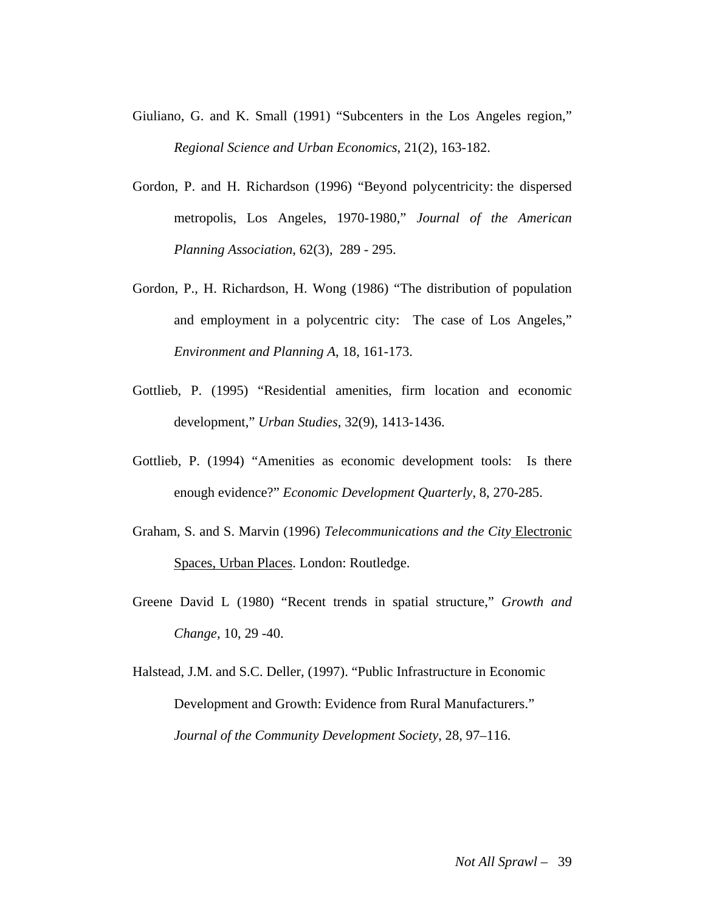Giuliano, G. and K. Small (1991) "Subcenters in the Los Angeles region," *Regional Science and Urban Economics*, 21(2), 163-182.

Gordon, P. and H. Richardson (1996) "Beyond polycentricity: the dispersed metropolis, Los Angeles, 1970-1980," *Journal of the American Planning Association*, 62(3), 289 - 295.

Gordon, P., H. Richardson, H. Wong (1986) "The distribution of population and employment in a polycentric city: The case of Los Angeles," *Environment and Planning A*, 18, 161-173.

Gottlieb, P. (1995) "Residential amenities, firm location and economic development," *Urban Studies*, 32(9), 1413-1436.

Gottlieb, P. (1994) "Amenities as economic development tools: Is there enough evidence?" *Economic Development Quarterly*, 8, 270-285.

Graham, S. and S. Marvin (1996) *Telecommunications and the City* Electronic Spaces, Urban Places. London: Routledge.

Greene David L (1980) "Recent trends in spatial structure," *Growth and Change*, 10, 29 -40.

Halstead, J.M. and S.C. Deller, (1997). "Public Infrastructure in Economic Development and Growth: Evidence from Rural Manufacturers." *Journal of the Community Development Society*, 28, 97–116.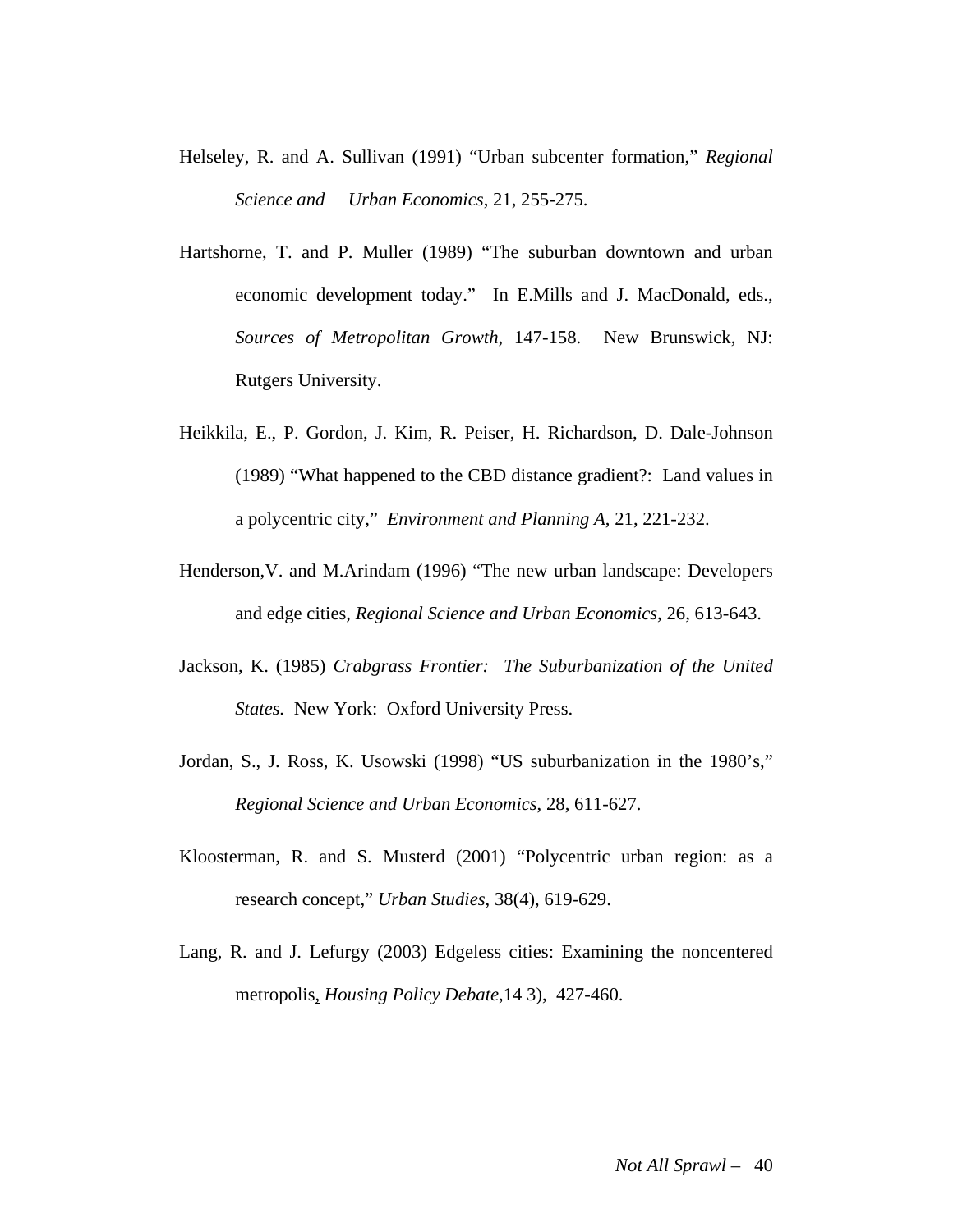Helseley, R. and A. Sullivan (1991) "Urban subcenter formation," *Regional Science and Urban Economics*, 21, 255-275.

Hartshorne, T. and P. Muller (1989) "The suburban downtown and urban economic development today." In E.Mills and J. MacDonald, eds., *Sources of Metropolitan Growth*, 147-158. New Brunswick, NJ: Rutgers University.

Heikkila, E., P. Gordon, J. Kim, R. Peiser, H. Richardson, D. Dale-Johnson (1989) "What happened to the CBD distance gradient?: Land values in a polycentric city," *Environment and Planning A*, 21, 221-232.

Henderson,V. and M.Arindam (1996) "The new urban landscape: Developers and edge cities, *Regional Science and Urban Economics*, 26, 613-643.

Jackson, K. (1985) *Crabgrass Frontier: The Suburbanization of the United States.* New York: Oxford University Press.

Jordan, S., J. Ross, K. Usowski (1998) "US suburbanization in the 1980's," *Regional Science and Urban Economics*, 28, 611-627.

Kloosterman, R. and S. Musterd (2001) "Polycentric urban region: as a research concept," *Urban Studies*, 38(4), 619-629.

Lang, R. and J. Lefurgy (2003) Edgeless cities: Examining the noncentered metropolis, *Housing Policy Debate*,14 3), 427-460.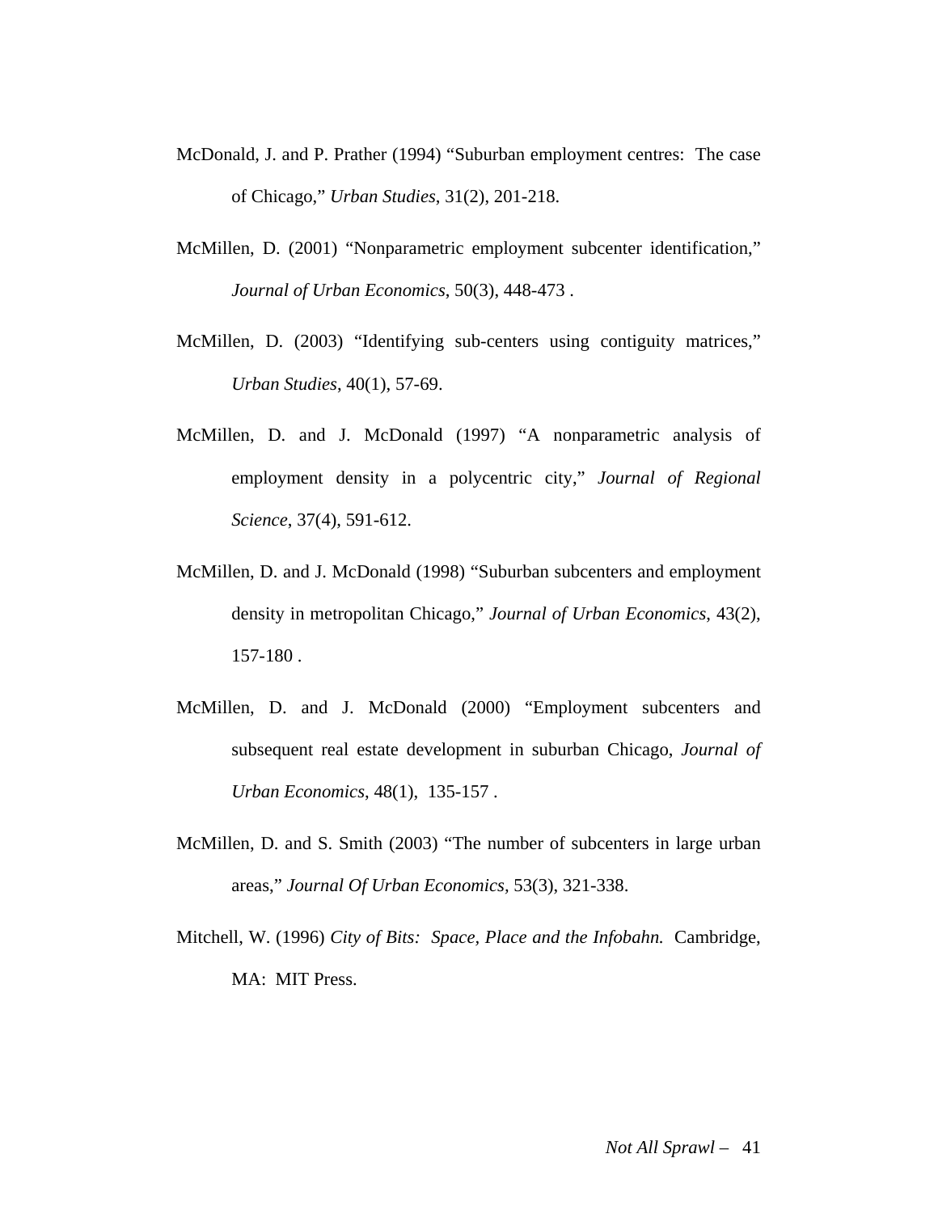McDonald, J. and P. Prather (1994) “Suburban employment centres: The case of Chicago,” *Urban Studies*, 31(2), 201-218.

McMillen, D. (2001) “Nonparametric employment subcenter identification,” *Journal of Urban Economics*, 50(3), 448-473 .

McMillen, D. (2003) “Identifying sub-centers using contiguity matrices,” *Urban Studies*, 40(1), 57-69.

McMillen, D. and J. McDonald (1997) “A nonparametric analysis of employment density in a polycentric city,” *Journal of Regional Science*, 37(4), 591-612.

McMillen, D. and J. McDonald (1998) “Suburban subcenters and employment density in metropolitan Chicago,” *Journal of Urban Economics*, 43(2), 157-180 .

McMillen, D. and J. McDonald (2000) “Employment subcenters and subsequent real estate development in suburban Chicago, *Journal of Urban Economics*, 48(1), 135-157 .

McMillen, D. and S. Smith (2003) “The number of subcenters in large urban areas,” *Journal Of Urban Economics*, 53(3), 321-338.

Mitchell, W. (1996) *City of Bits: Space, Place and the Infobahn.* Cambridge, MA: MIT Press.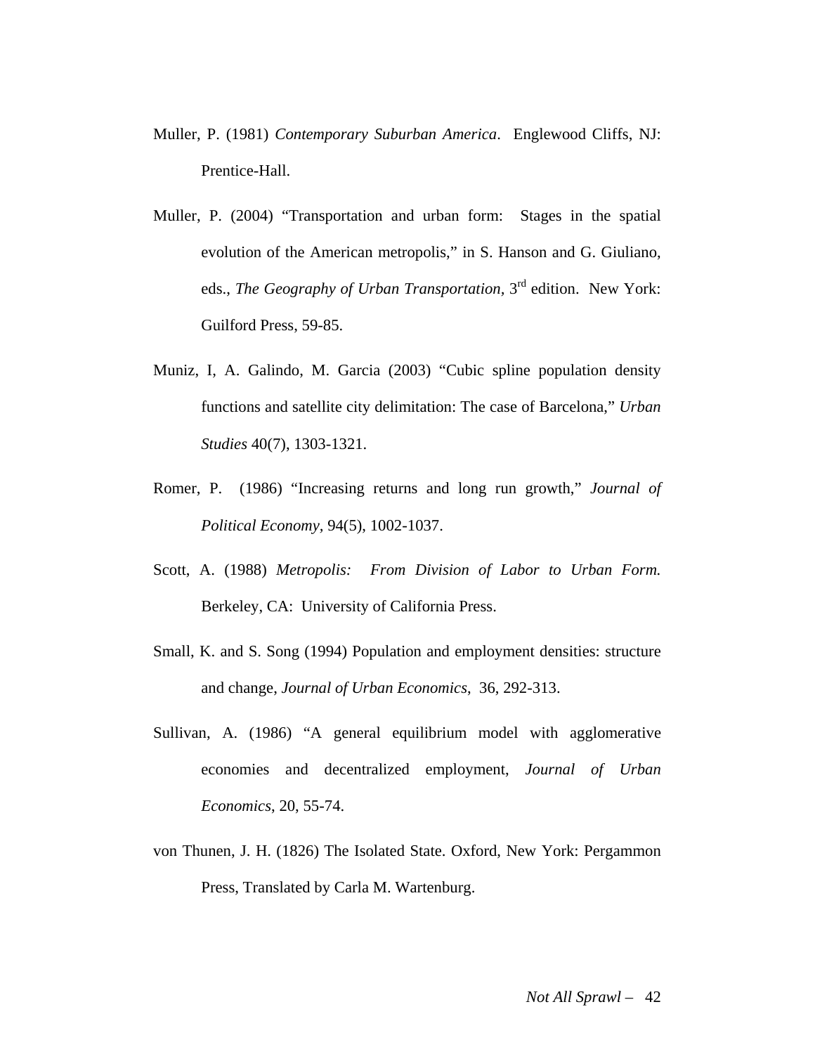Muller, P. (1981) *Contemporary Suburban America*. Englewood Cliffs, NJ: Prentice-Hall.

Muller, P. (2004) "Transportation and urban form: Stages in the spatial evolution of the American metropolis," in S. Hanson and G. Giuliano, eds., *The Geography of Urban Transportation*, 3rd edition. New York: Guilford Press, 59-85.

Muniz, I, A. Galindo, M. Garcia (2003) "Cubic spline population density functions and satellite city delimitation: The case of Barcelona," *Urban Studies* 40(7), 1303-1321.

Romer, P. (1986) "Increasing returns and long run growth," *Journal of Political Economy*, 94(5), 1002-1037.

Scott, A. (1988) *Metropolis: From Division of Labor to Urban Form.* Berkeley, CA: University of California Press.

Small, K. and S. Song (1994) Population and employment densities: structure and change, *Journal of Urban Economics*, 36, 292-313.

Sullivan, A. (1986) "A general equilibrium model with agglomerative economies and decentralized employment, *Journal of Urban Economics*, 20, 55-74.

von Thunen, J. H. (1826) The Isolated State. Oxford, New York: Pergammon Press, Translated by Carla M. Wartenburg.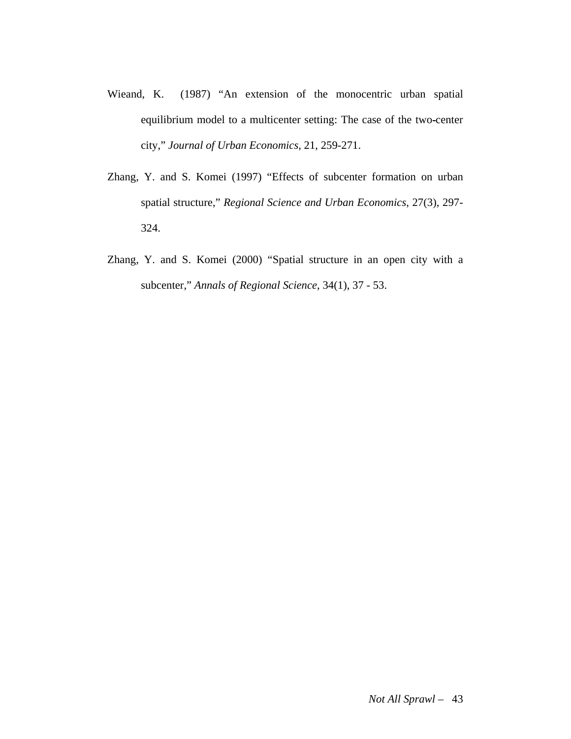Wieand, K. (1987) "An extension of the monocentric urban spatial equilibrium model to a multicenter setting: The case of the two-center city," *Journal of Urban Economics*, 21, 259-271.

Zhang, Y. and S. Komei (1997) "Effects of subcenter formation on urban spatial structure," *Regional Science and Urban Economics*, 27(3), 297-324.

Zhang, Y. and S. Komei (2000) "Spatial structure in an open city with a subcenter," *Annals of Regional Science*, 34(1), 37 - 53.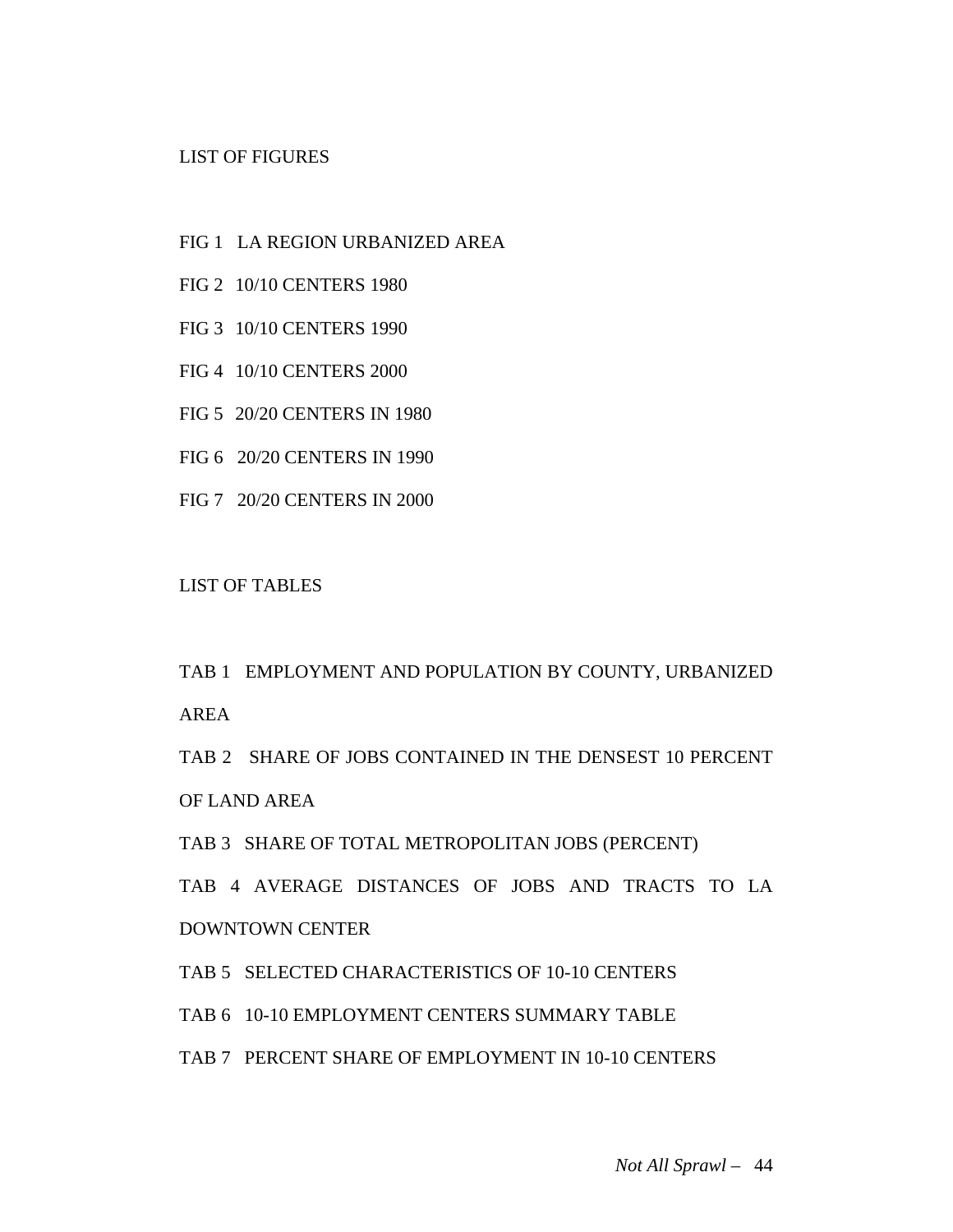## LIST OF FIGURES

FIG 1 LA REGION URBANIZED AREA

FIG 2 10/10 CENTERS 1980

FIG 3 10/10 CENTERS 1990

FIG 4 10/10 CENTERS 2000

FIG 5 20/20 CENTERS IN 1980

FIG 6 20/20 CENTERS IN 1990

FIG 7 20/20 CENTERS IN 2000

## LIST OF TABLES

TAB 1 EMPLOYMENT AND POPULATION BY COUNTY, URBANIZED AREA

TAB 2 SHARE OF JOBS CONTAINED IN THE DENSEST 10 PERCENT OF LAND AREA

TAB 3 SHARE OF TOTAL METROPOLITAN JOBS (PERCENT)

TAB 4 AVERAGE DISTANCES OF JOBS AND TRACTS TO LA DOWNTOWN CENTER

TAB 5 SELECTED CHARACTERISTICS OF 10-10 CENTERS

TAB 6 10-10 EMPLOYMENT CENTERS SUMMARY TABLE

TAB 7 PERCENT SHARE OF EMPLOYMENT IN 10-10 CENTERS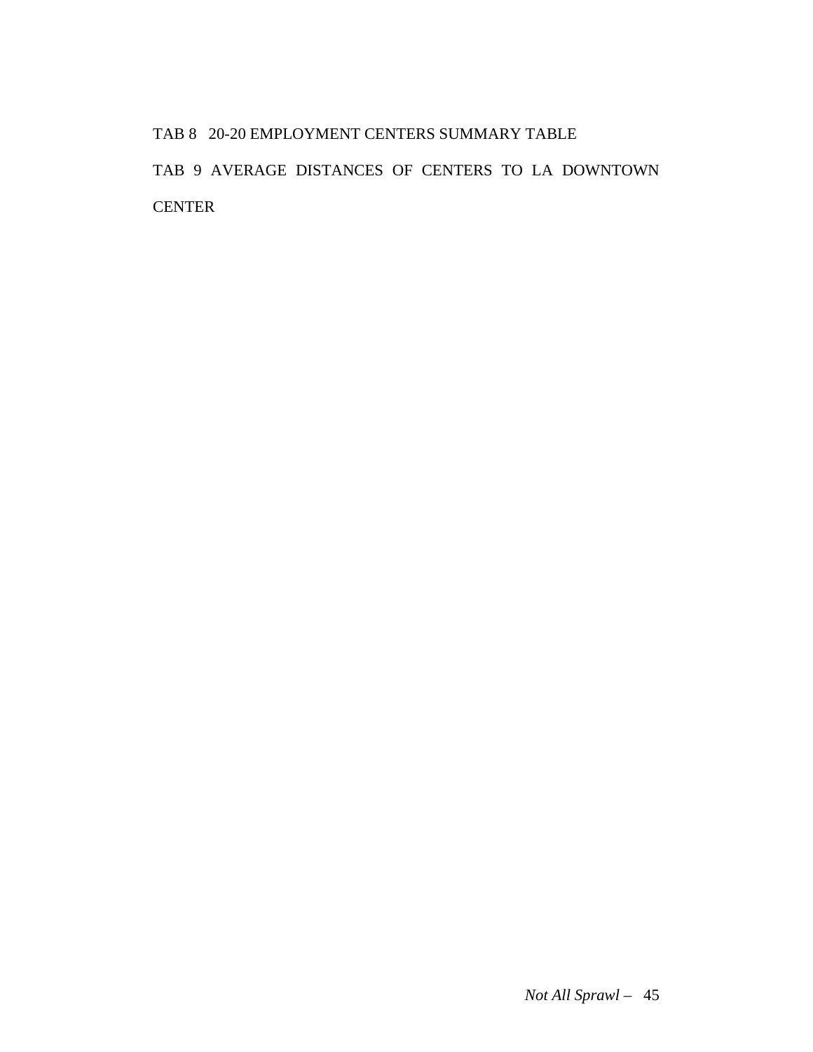TAB 8 20-20 EMPLOYMENT CENTERS SUMMARY TABLE

TAB 9 AVERAGE DISTANCES OF CENTERS TO LA DOWNTOWN CENTER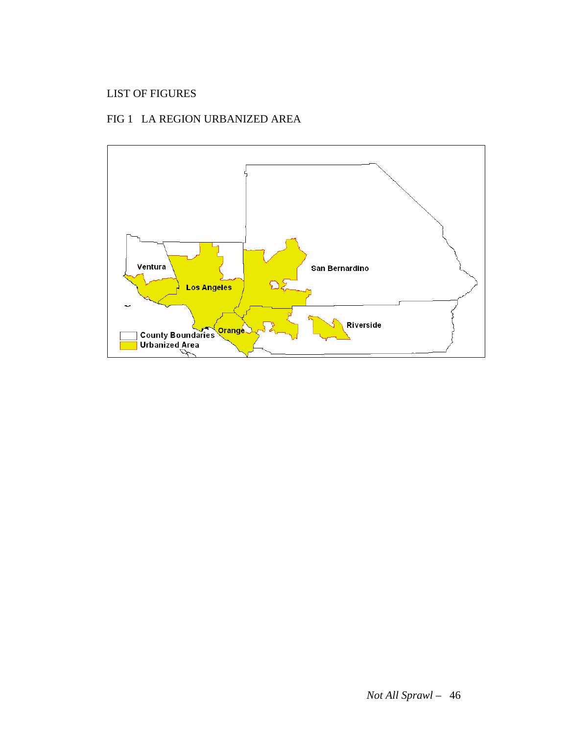LIST OF FIGURES

FIG 1 LA REGION URBANIZED AREA

Ventura

Los Angeles

San Bernardino

Orange

Riverside

County Boundaries

Urbanized Area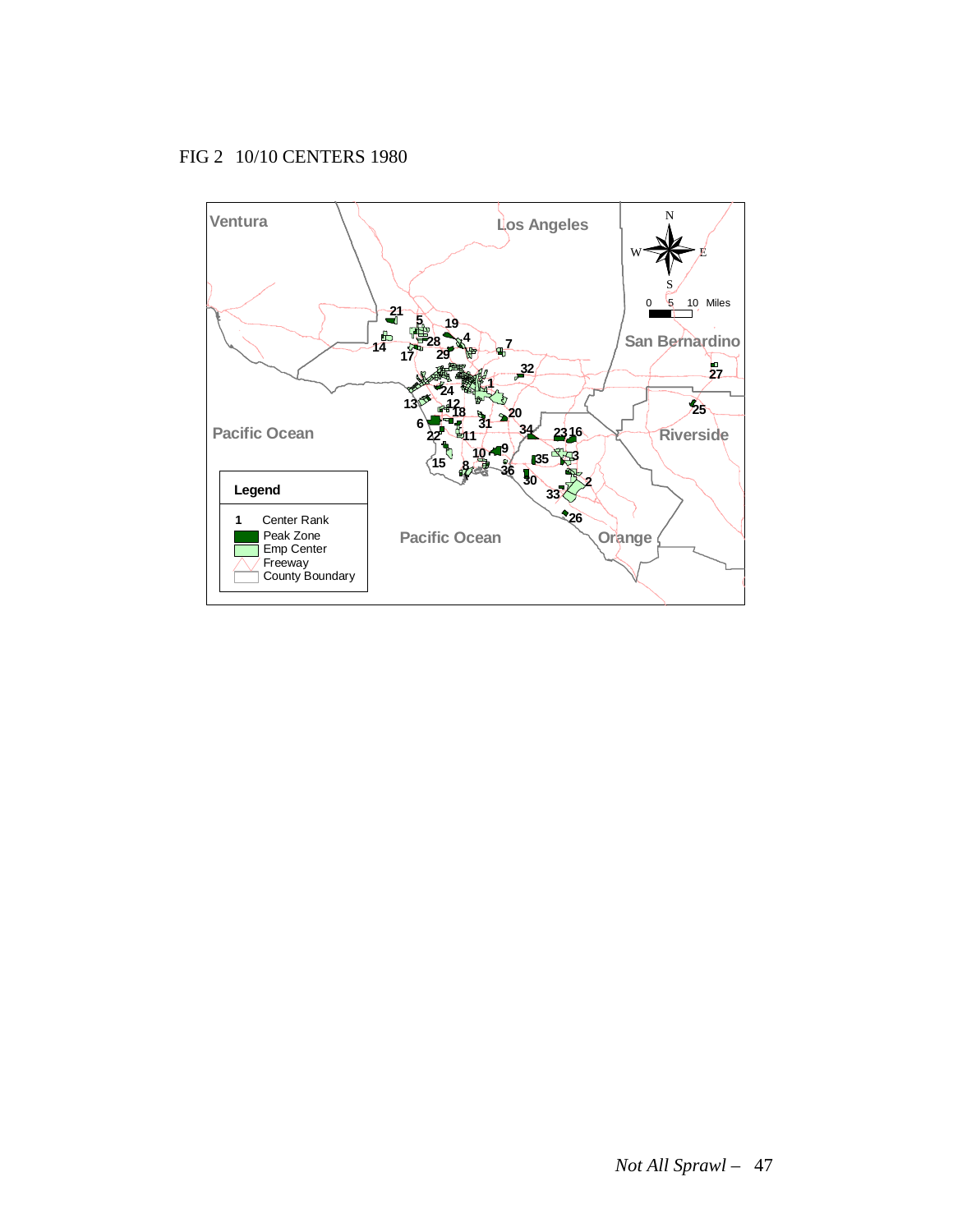FIG 2 10/10 CENTERS 1980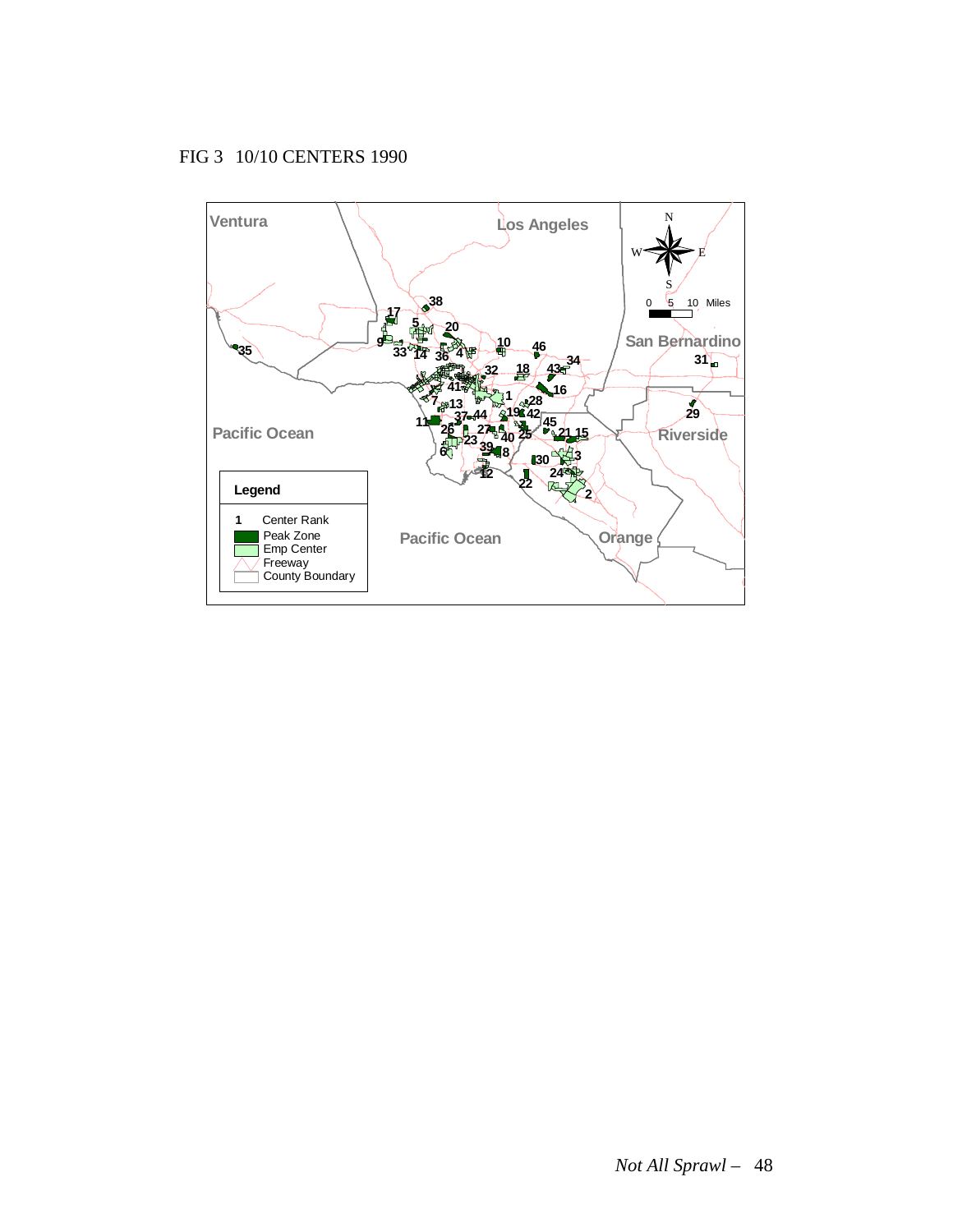FIG 3 10/10 CENTERS 1990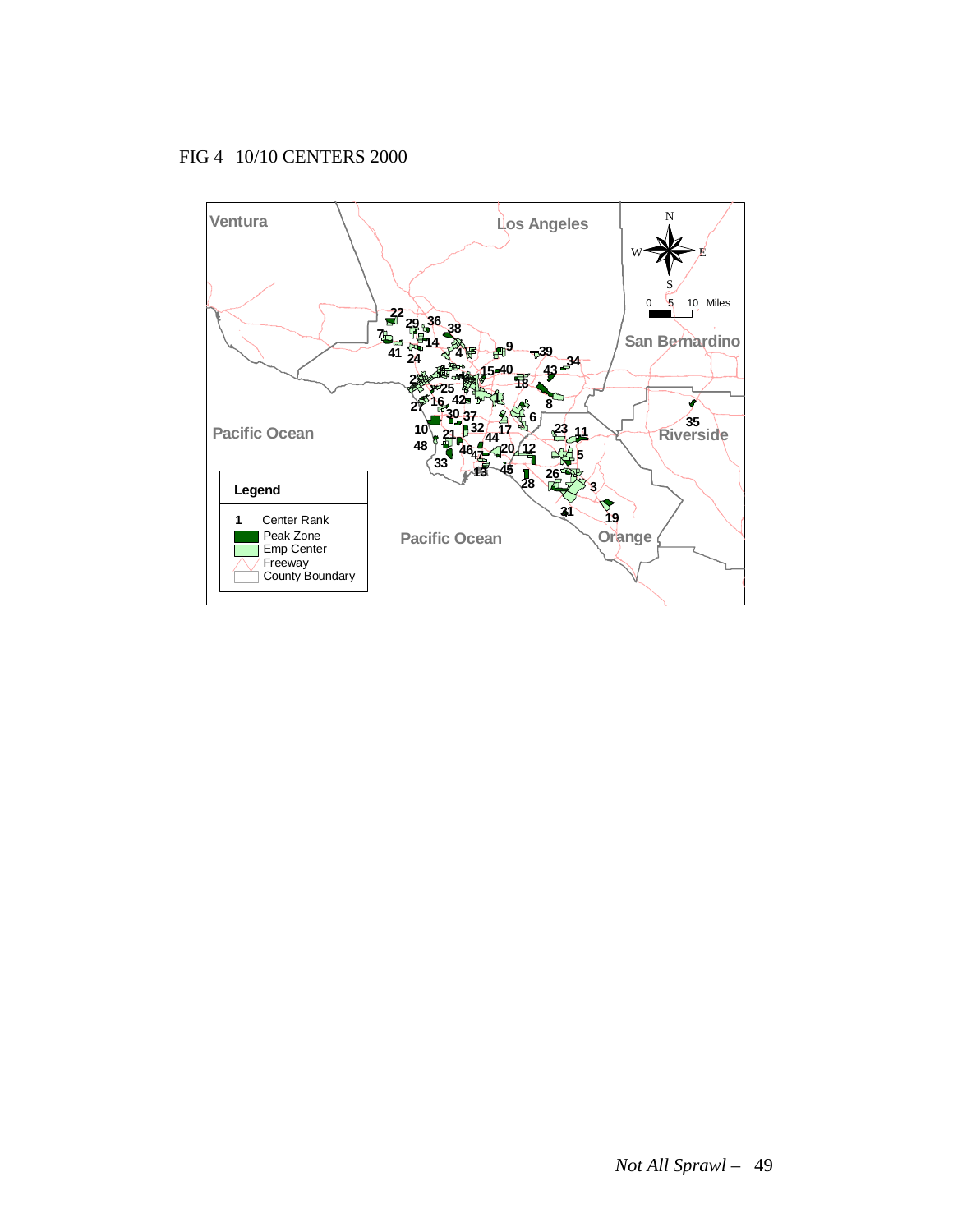FIG 4 10/10 CENTERS 2000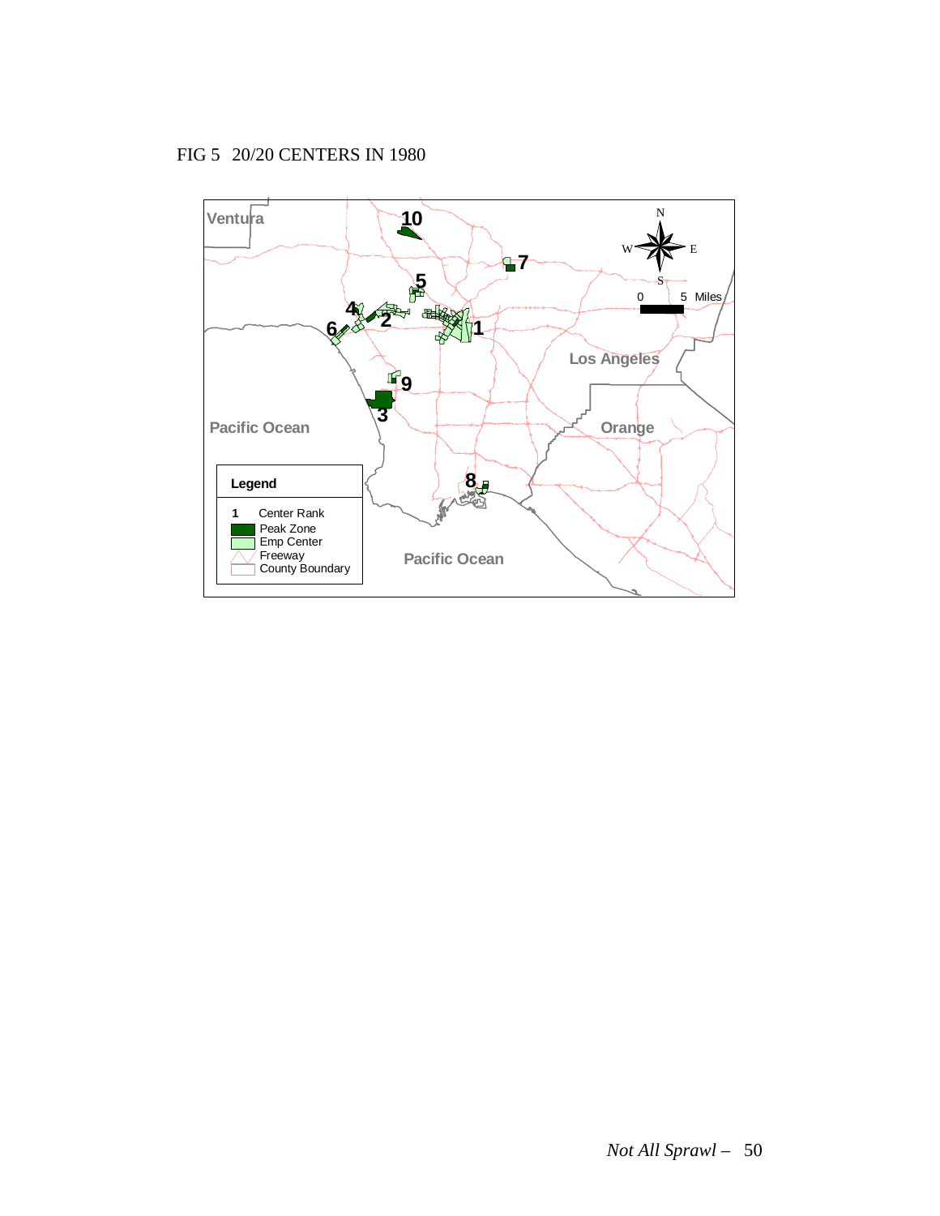FIG 5 20/20 CENTERS IN 1980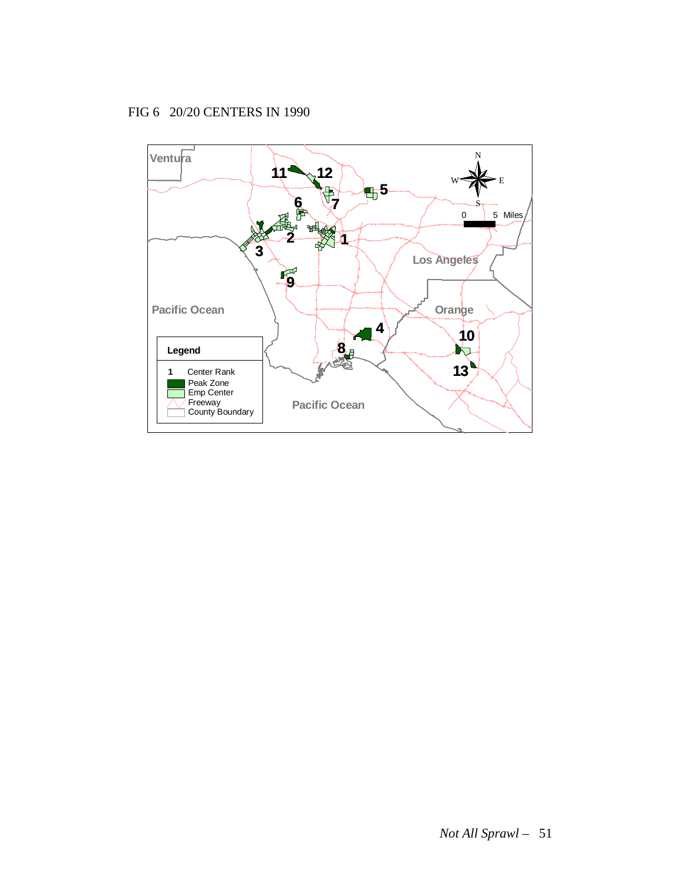FIG 6   20/20 CENTERS IN 1990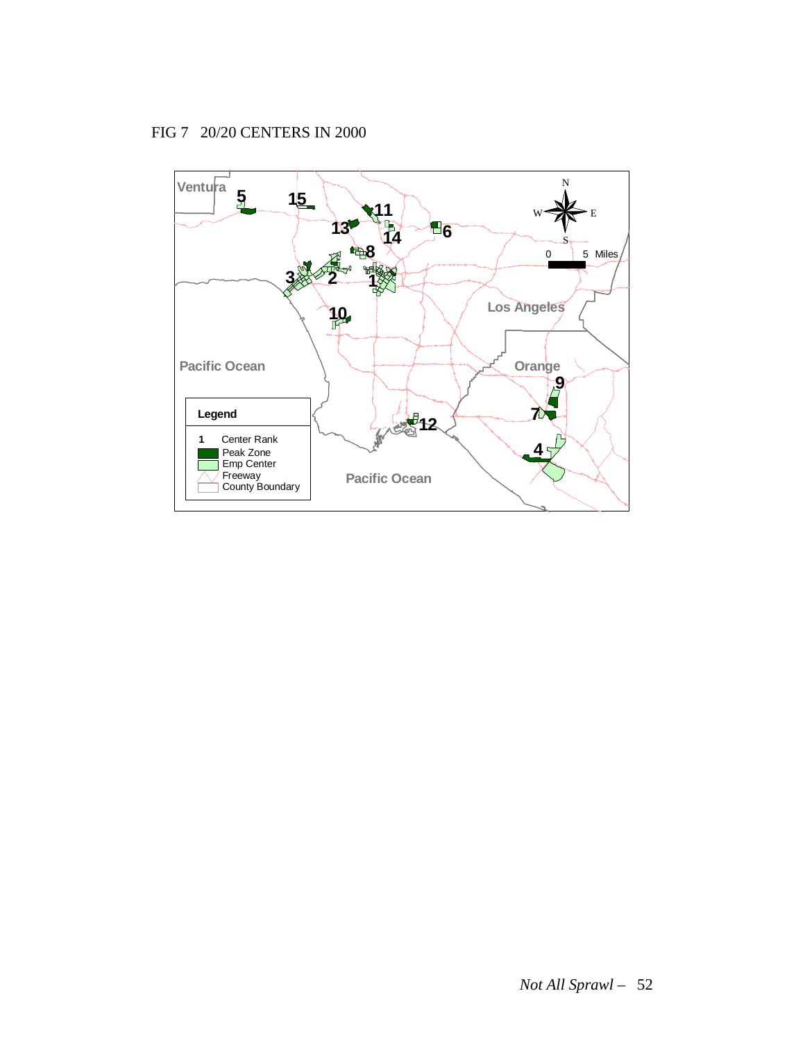FIG 7 20/20 CENTERS IN 2000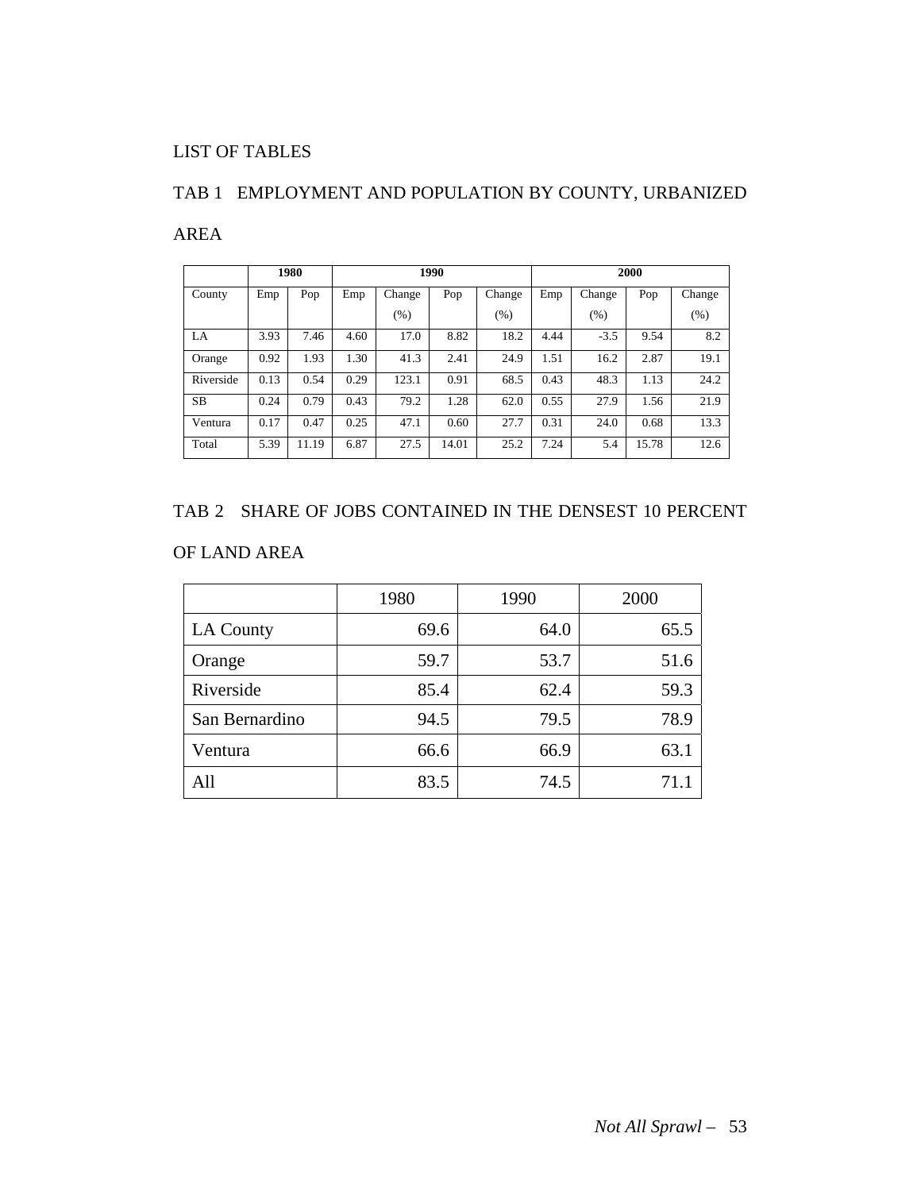## LIST OF TABLES

### TAB 1 EMPLOYMENT AND POPULATION BY COUNTY, URBANIZED AREA

| | 1980 | | 1990 | | | | 2000 | | | |
|---|---|---|---|---|---|---|---|---|---|---|
| County | Emp | Pop | Emp | Change (%) | Pop | Change (%) | Emp | Change (%) | Pop | Change (%) |
| LA | 3.93 | 7.46 | 4.60 | 17.0 | 8.82 | 18.2 | 4.44 | -3.5 | 9.54 | 8.2 |
| Orange | 0.92 | 1.93 | 1.30 | 41.3 | 2.41 | 24.9 | 1.51 | 16.2 | 2.87 | 19.1 |
| Riverside | 0.13 | 0.54 | 0.29 | 123.1 | 0.91 | 68.5 | 0.43 | 48.3 | 1.13 | 24.2 |
| SB | 0.24 | 0.79 | 0.43 | 79.2 | 1.28 | 62.0 | 0.55 | 27.9 | 1.56 | 21.9 |
| Ventura | 0.17 | 0.47 | 0.25 | 47.1 | 0.60 | 27.7 | 0.31 | 24.0 | 0.68 | 13.3 |
| Total | 5.39 | 11.19 | 6.87 | 27.5 | 14.01 | 25.2 | 7.24 | 5.4 | 15.78 | 12.6 |

### TAB 2 SHARE OF JOBS CONTAINED IN THE DENSEST 10 PERCENT OF LAND AREA

| | 1980 | 1990 | 2000 |
|---|---|---|---|
| LA County | 69.6 | 64.0 | 65.5 |
| Orange | 59.7 | 53.7 | 51.6 |
| Riverside | 85.4 | 62.4 | 59.3 |
| San Bernardino | 94.5 | 79.5 | 78.9 |
| Ventura | 66.6 | 66.9 | 63.1 |
| All | 83.5 | 74.5 | 71.1 |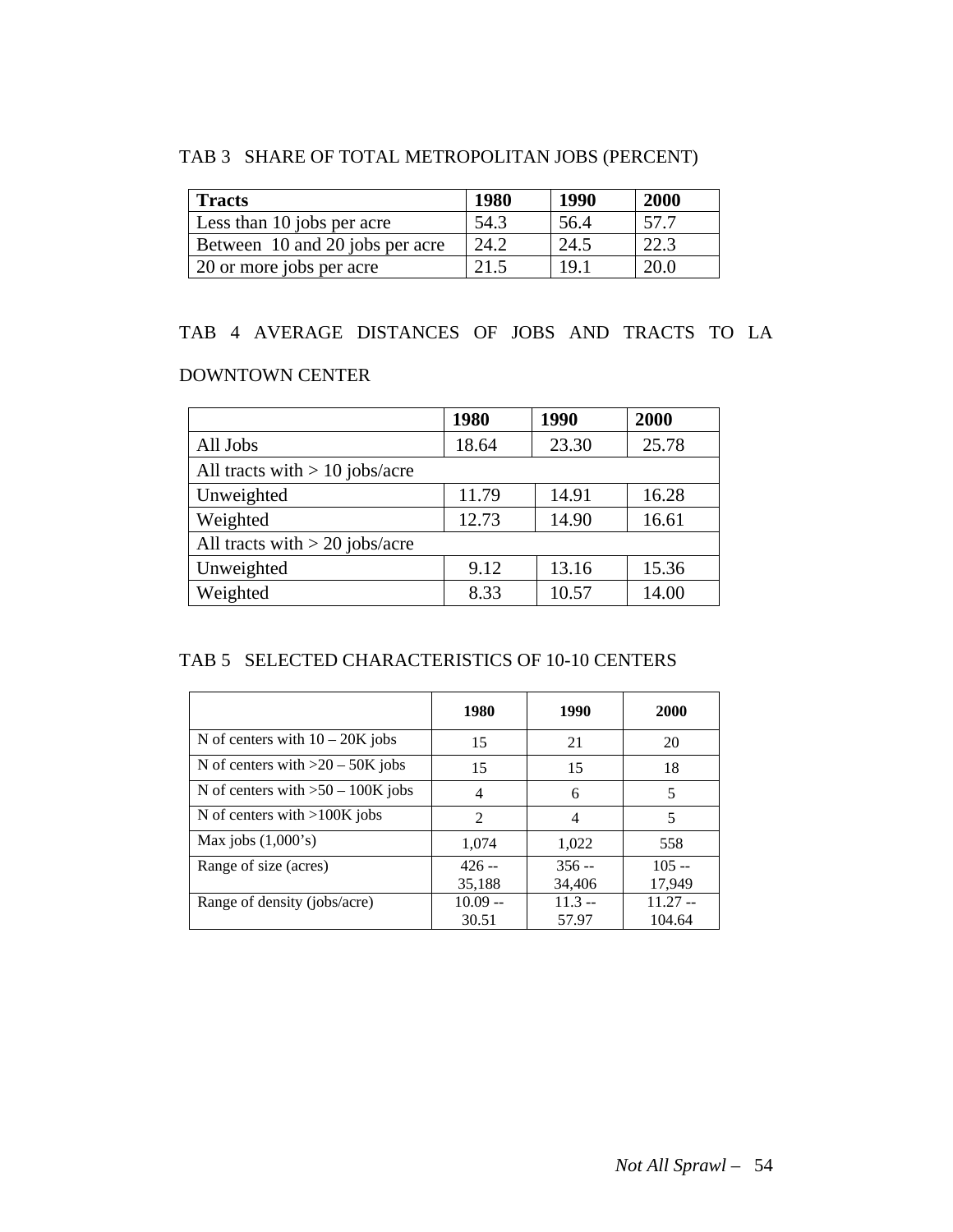TAB 3 SHARE OF TOTAL METROPOLITAN JOBS (PERCENT)

| **Tracts** | **1980** | **1990** | **2000** |
|---|---|---|---|
| Less than 10 jobs per acre | 54.3 | 56.4 | 57.7 |
| Between 10 and 20 jobs per acre | 24.2 | 24.5 | 22.3 |
| 20 or more jobs per acre | 21.5 | 19.1 | 20.0 |

TAB 4 AVERAGE DISTANCES OF JOBS AND TRACTS TO LA DOWNTOWN CENTER

| | **1980** | **1990** | **2000** |
|---|---|---|---|
| All Jobs | 18.64 | 23.30 | 25.78 |
| All tracts with > 10 jobs/acre | | | |
| Unweighted | 11.79 | 14.91 | 16.28 |
| Weighted | 12.73 | 14.90 | 16.61 |
| All tracts with > 20 jobs/acre | | | |
| Unweighted | 9.12 | 13.16 | 15.36 |
| Weighted | 8.33 | 10.57 | 14.00 |

TAB 5 SELECTED CHARACTERISTICS OF 10-10 CENTERS

| | **1980** | **1990** | **2000** |
|---|---|---|---|
| N of centers with 10 – 20K jobs | 15 | 21 | 20 |
| N of centers with >20 – 50K jobs | 15 | 15 | 18 |
| N of centers with >50 – 100K jobs | 4 | 6 | 5 |
| N of centers with >100K jobs | 2 | 4 | 5 |
| Max jobs (1,000's) | 1,074 | 1,022 | 558 |
| Range of size (acres) | 426 -- 35,188 | 356 -- 34,406 | 105 -- 17,949 |
| Range of density (jobs/acre) | 10.09 -- 30.51 | 11.3 -- 57.97 | 11.27 -- 104.64 |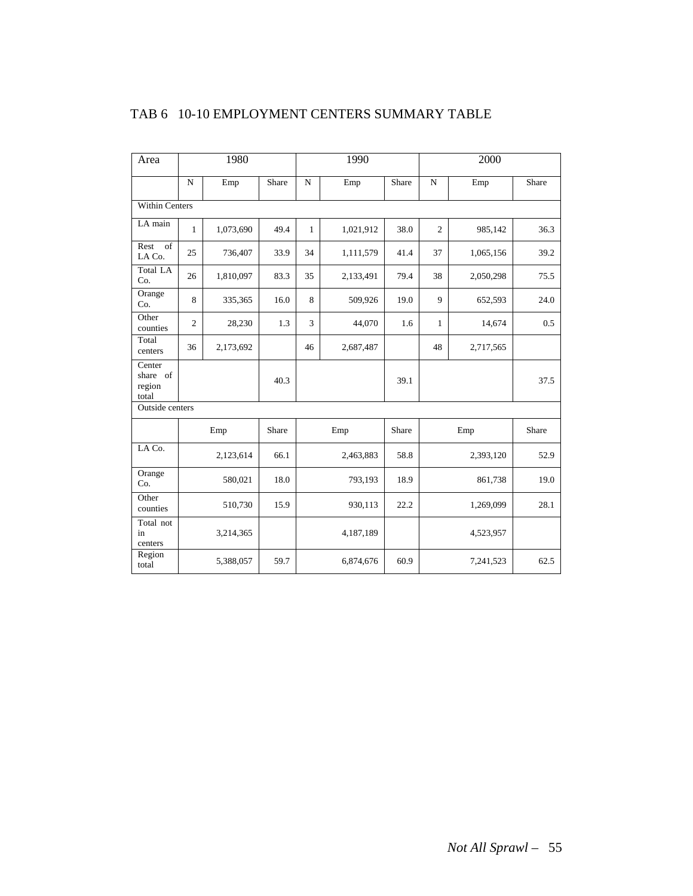TAB 6 10-10 EMPLOYMENT CENTERS SUMMARY TABLE

| Area | 1980 | | | 1990 | | | 2000 | | |
|---|---|---|---|---|---|---|---|---|---|
| | N | Emp | Share | N | Emp | Share | N | Emp | Share |
| Within Centers | | | | | | | | | |
| LA main | 1 | 1,073,690 | 49.4 | 1 | 1,021,912 | 38.0 | 2 | 985,142 | 36.3 |
| Rest of LA Co. | 25 | 736,407 | 33.9 | 34 | 1,111,579 | 41.4 | 37 | 1,065,156 | 39.2 |
| Total LA Co. | 26 | 1,810,097 | 83.3 | 35 | 2,133,491 | 79.4 | 38 | 2,050,298 | 75.5 |
| Orange Co. | 8 | 335,365 | 16.0 | 8 | 509,926 | 19.0 | 9 | 652,593 | 24.0 |
| Other counties | 2 | 28,230 | 1.3 | 3 | 44,070 | 1.6 | 1 | 14,674 | 0.5 |
| Total centers | 36 | 2,173,692 | | 46 | 2,687,487 | | 48 | 2,717,565 | |
| Center share of region total | | | 40.3 | | | 39.1 | | | 37.5 |
| Outside centers | | | | | | | | | |
| | | Emp | Share | | Emp | Share | | Emp | Share |
| LA Co. | | 2,123,614 | 66.1 | | 2,463,883 | 58.8 | | 2,393,120 | 52.9 |
| Orange Co. | | 580,021 | 18.0 | | 793,193 | 18.9 | | 861,738 | 19.0 |
| Other counties | | 510,730 | 15.9 | | 930,113 | 22.2 | | 1,269,099 | 28.1 |
| Total not in centers | | 3,214,365 | | | 4,187,189 | | | 4,523,957 | |
| Region total | | 5,388,057 | 59.7 | | 6,874,676 | 60.9 | | 7,241,523 | 62.5 |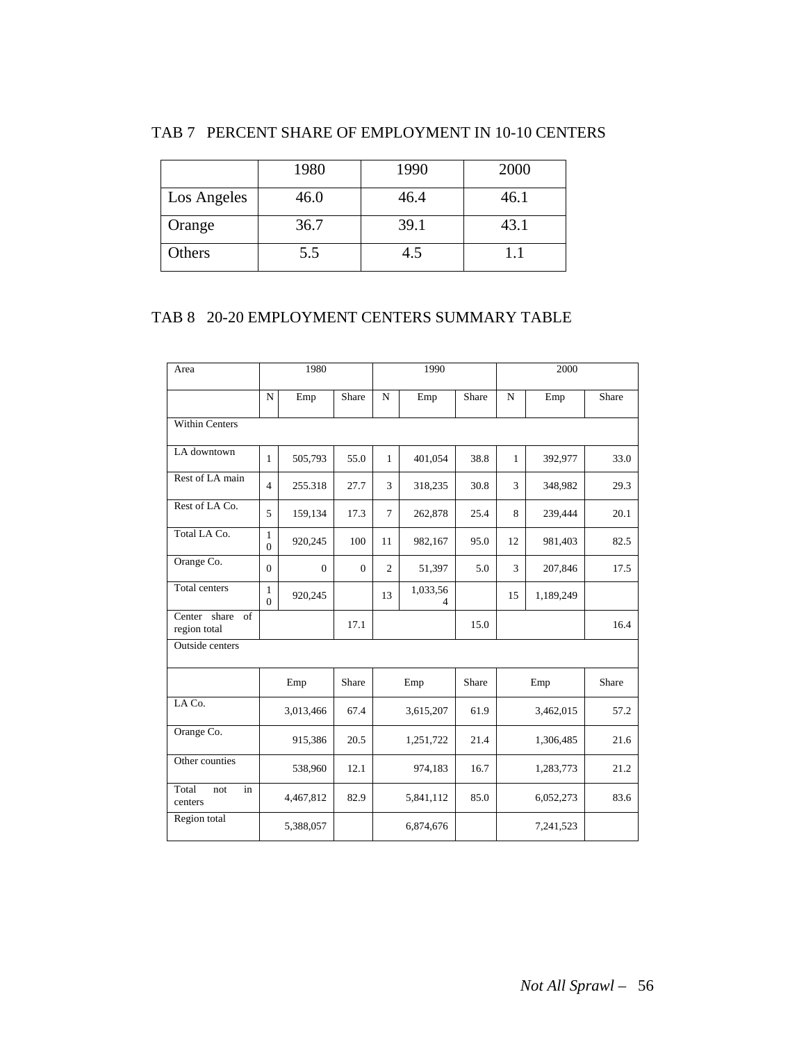## TAB 7 PERCENT SHARE OF EMPLOYMENT IN 10-10 CENTERS

| | 1980 | 1990 | 2000 |
|---|---|---|---|
| Los Angeles | 46.0 | 46.4 | 46.1 |
| Orange | 36.7 | 39.1 | 43.1 |
| Others | 5.5 | 4.5 | 1.1 |

## TAB 8 20-20 EMPLOYMENT CENTERS SUMMARY TABLE

| Area | 1980 | | | 1990 | | | 2000 | | |
|---|---|---|---|---|---|---|---|---|---|
| | N | Emp | Share | N | Emp | Share | N | Emp | Share |
| Within Centers | | | | | | | | | |
| LA downtown | 1 | 505,793 | 55.0 | 1 | 401,054 | 38.8 | 1 | 392,977 | 33.0 |
| Rest of LA main | 4 | 255.318 | 27.7 | 3 | 318,235 | 30.8 | 3 | 348,982 | 29.3 |
| Rest of LA Co. | 5 | 159,134 | 17.3 | 7 | 262,878 | 25.4 | 8 | 239,444 | 20.1 |
| Total LA Co. | 10 | 920,245 | 100 | 11 | 982,167 | 95.0 | 12 | 981,403 | 82.5 |
| Orange Co. | 0 | 0 | 0 | 2 | 51,397 | 5.0 | 3 | 207,846 | 17.5 |
| Total centers | 10 | 920,245 | | 13 | 1,033,564 | | 15 | 1,189,249 | |
| Center share of region total | | | 17.1 | | | 15.0 | | | 16.4 |
| Outside centers | | | | | | | | | |
| | | Emp | Share | | Emp | Share | | Emp | Share |
| LA Co. | | 3,013,466 | 67.4 | | 3,615,207 | 61.9 | | 3,462,015 | 57.2 |
| Orange Co. | | 915,386 | 20.5 | | 1,251,722 | 21.4 | | 1,306,485 | 21.6 |
| Other counties | | 538,960 | 12.1 | | 974,183 | 16.7 | | 1,283,773 | 21.2 |
| Total not in centers | | 4,467,812 | 82.9 | | 5,841,112 | 85.0 | | 6,052,273 | 83.6 |
| Region total | | 5,388,057 | | | 6,874,676 | | | 7,241,523 | |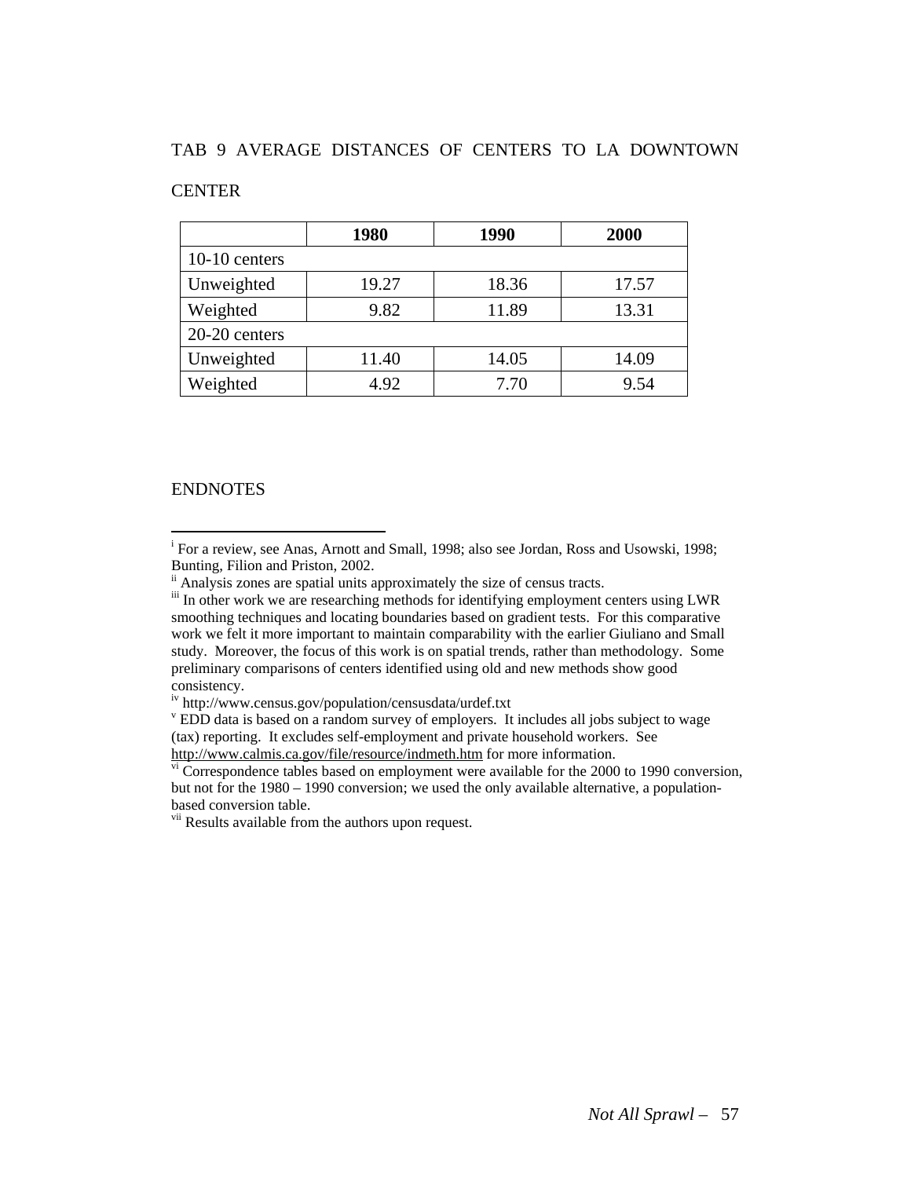TAB 9 AVERAGE DISTANCES OF CENTERS TO LA DOWNTOWN CENTER

| | 1980 | 1990 | 2000 |
|---|---|---|---|
| 10-10 centers | | | |
| Unweighted | 19.27 | 18.36 | 17.57 |
| Weighted | 9.82 | 11.89 | 13.31 |
| 20-20 centers | | | |
| Unweighted | 11.40 | 14.05 | 14.09 |
| Weighted | 4.92 | 7.70 | 9.54 |

ENDNOTES

[i] For a review, see Anas, Arnott and Small, 1998; also see Jordan, Ross and Usowski, 1998; Bunting, Filion and Priston, 2002.

[ii] Analysis zones are spatial units approximately the size of census tracts.

[iii] In other work we are researching methods for identifying employment centers using LWR smoothing techniques and locating boundaries based on gradient tests. For this comparative work we felt it more important to maintain comparability with the earlier Giuliano and Small study. Moreover, the focus of this work is on spatial trends, rather than methodology. Some preliminary comparisons of centers identified using old and new methods show good consistency.

[iv] http://www.census.gov/population/censusdata/urdef.txt

[v] EDD data is based on a random survey of employers. It includes all jobs subject to wage (tax) reporting. It excludes self-employment and private household workers. See http://www.calmis.ca.gov/file/resource/indmeth.htm for more information.

[vi] Correspondence tables based on employment were available for the 2000 to 1990 conversion, but not for the 1980 – 1990 conversion; we used the only available alternative, a population-based conversion table.

[vii] Results available from the authors upon request.